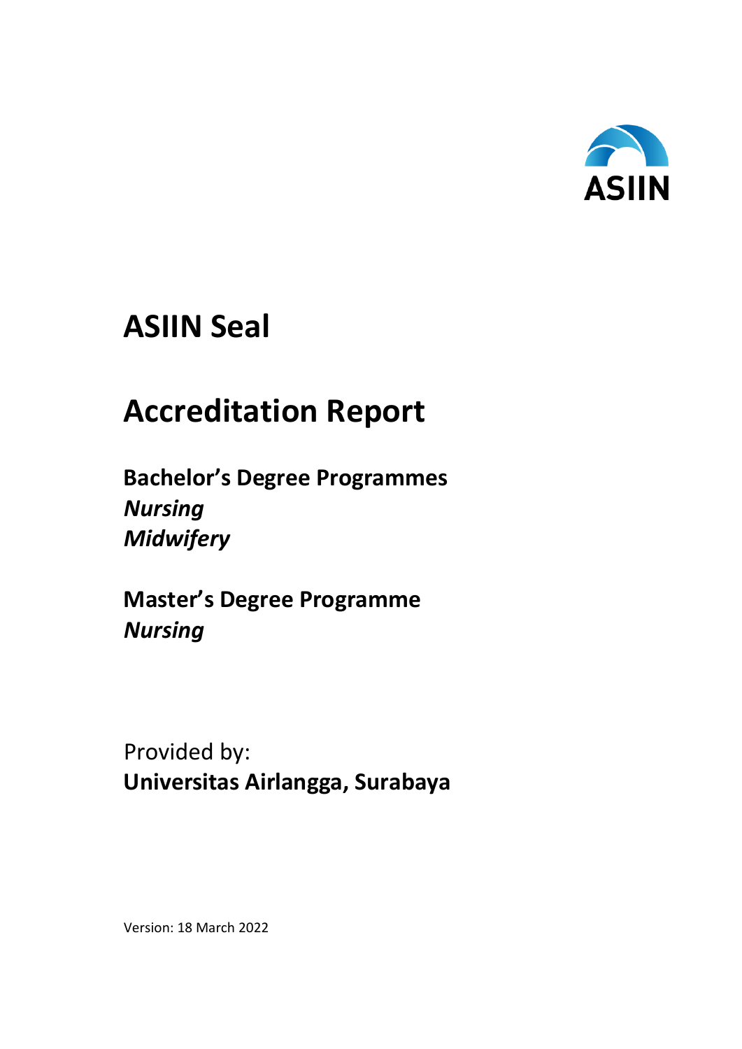ASIIN

# ASIIN Seal

# Accreditation Report

**Bachelor's Degree Programmes**
***Nursing***
***Midwifery***

**Master's Degree Programme**
***Nursing***

Provided by:
**Universitas Airlangga, Surabaya**

Version: 18 March 2022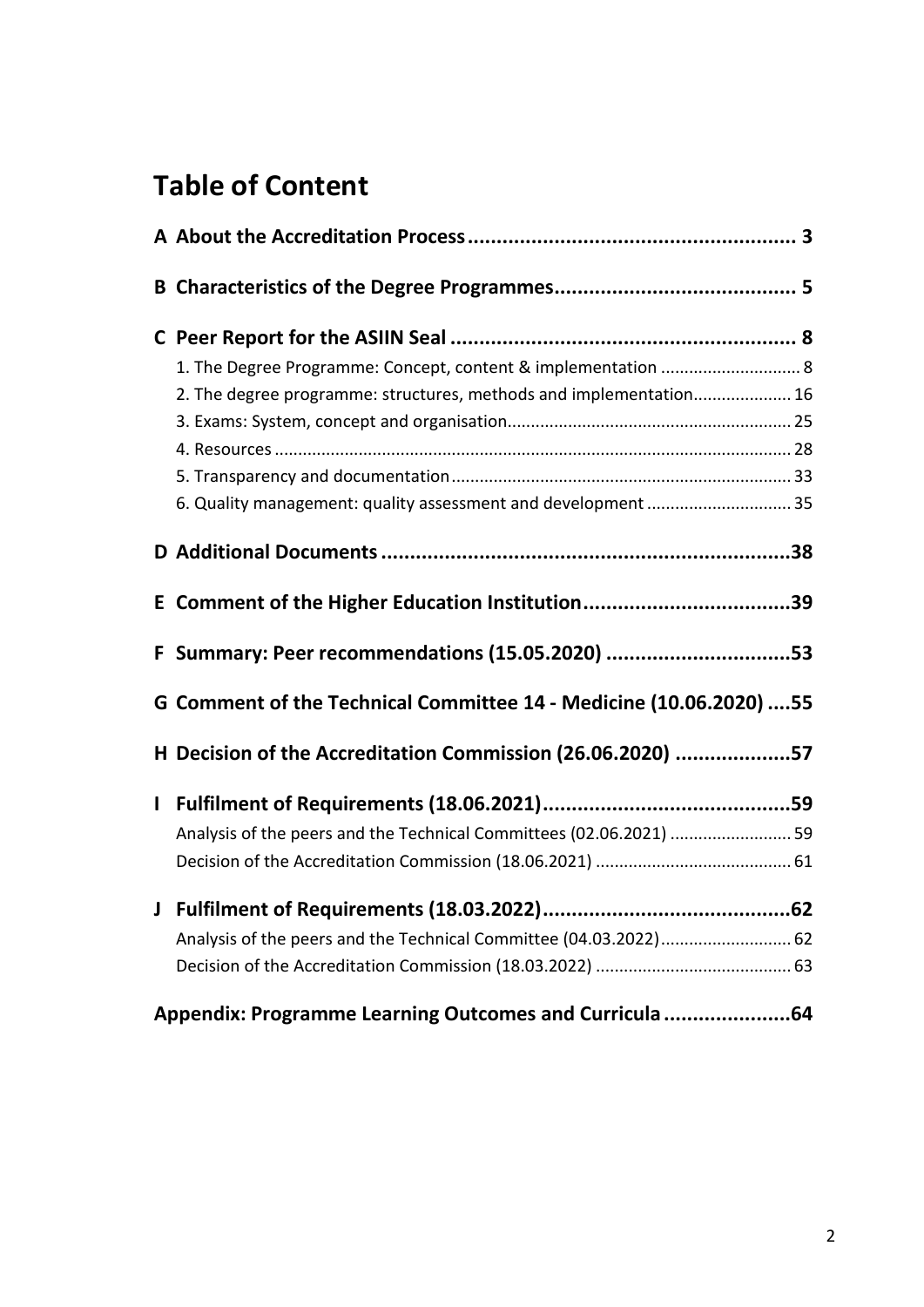# Table of Content

**A About the Accreditation Process ........................................................ 3**

**B Characteristics of the Degree Programmes......................................... 5**

**C Peer Report for the ASIIN Seal ........................................................... 8**

1. The Degree Programme: Concept, content & implementation ............................. 8
2. The degree programme: structures, methods and implementation.................... 16
3. Exams: System, concept and organisation............................................................ 25
4. Resources ............................................................................................................. 28
5. Transparency and documentation........................................................................ 33
6. Quality management: quality assessment and development .............................. 35

**D Additional Documents ......................................................................38**

**E Comment of the Higher Education Institution....................................39**

**F Summary: Peer recommendations (15.05.2020) ................................53**

**G Comment of the Technical Committee 14 - Medicine (10.06.2020) ....55**

**H Decision of the Accreditation Commission (26.06.2020) ....................57**

**I Fulfilment of Requirements (18.06.2021)...........................................59**

Analysis of the peers and the Technical Committees (02.06.2021) ......................... 59
Decision of the Accreditation Commission (18.06.2021) .......................................... 61

**J Fulfilment of Requirements (18.03.2022)...........................................62**

Analysis of the peers and the Technical Committee (04.03.2022)........................... 62
Decision of the Accreditation Commission (18.03.2022) .......................................... 63

**Appendix: Programme Learning Outcomes and Curricula ......................64**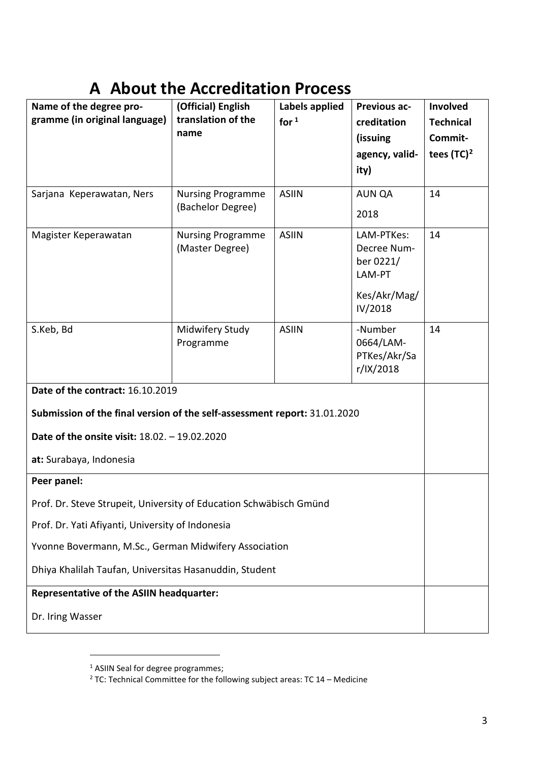# A About the Accreditation Process

| Name of the degree programme (in original language) | (Official) English translation of the name | Labels applied for [1] | Previous accreditation (issuing agency, validity) | Involved Technical Committees (TC)[2] |
|---|---|---|---|---|
| Sarjana Keperawatan, Ners | Nursing Programme (Bachelor Degree) | ASIIN | AUN QA 2018 | 14 |
| Magister Keperawatan | Nursing Programme (Master Degree) | ASIIN | LAM-PTKes: Decree Number 0221/ LAM-PT Kes/Akr/Mag/ IV/2018 | 14 |
| S.Keb, Bd | Midwifery Study Programme | ASIIN | -Number 0664/LAM-PTKes/Akr/Sar/IX/2018 | 14 |

**Date of the contract:** 16.10.2019

**Submission of the final version of the self-assessment report:** 31.01.2020

**Date of the onsite visit:** 18.02. – 19.02.2020

**at:** Surabaya, Indonesia

**Peer panel:**

Prof. Dr. Steve Strupeit, University of Education Schwäbisch Gmünd

Prof. Dr. Yati Afiyanti, University of Indonesia

Yvonne Bovermann, M.Sc., German Midwifery Association

Dhiya Khalilah Taufan, Universitas Hasanuddin, Student

**Representative of the ASIIN headquarter:**

Dr. Iring Wasser

---

[1] ASIIN Seal for degree programmes;

[2] TC: Technical Committee for the following subject areas: TC 14 – Medicine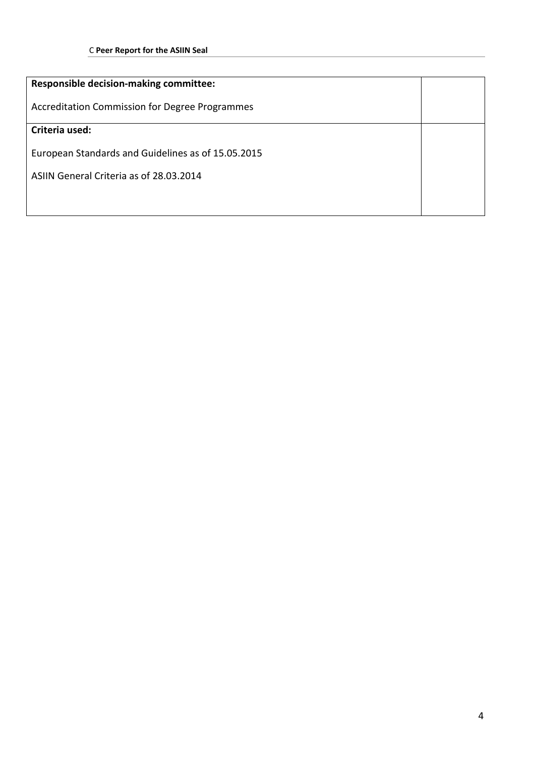| **Responsible decision-making committee:**<br><br>Accreditation Commission for Degree Programmes | |
|---|---|
| **Criteria used:**<br><br>European Standards and Guidelines as of 15.05.2015<br><br>ASIIN General Criteria as of 28.03.2014 | |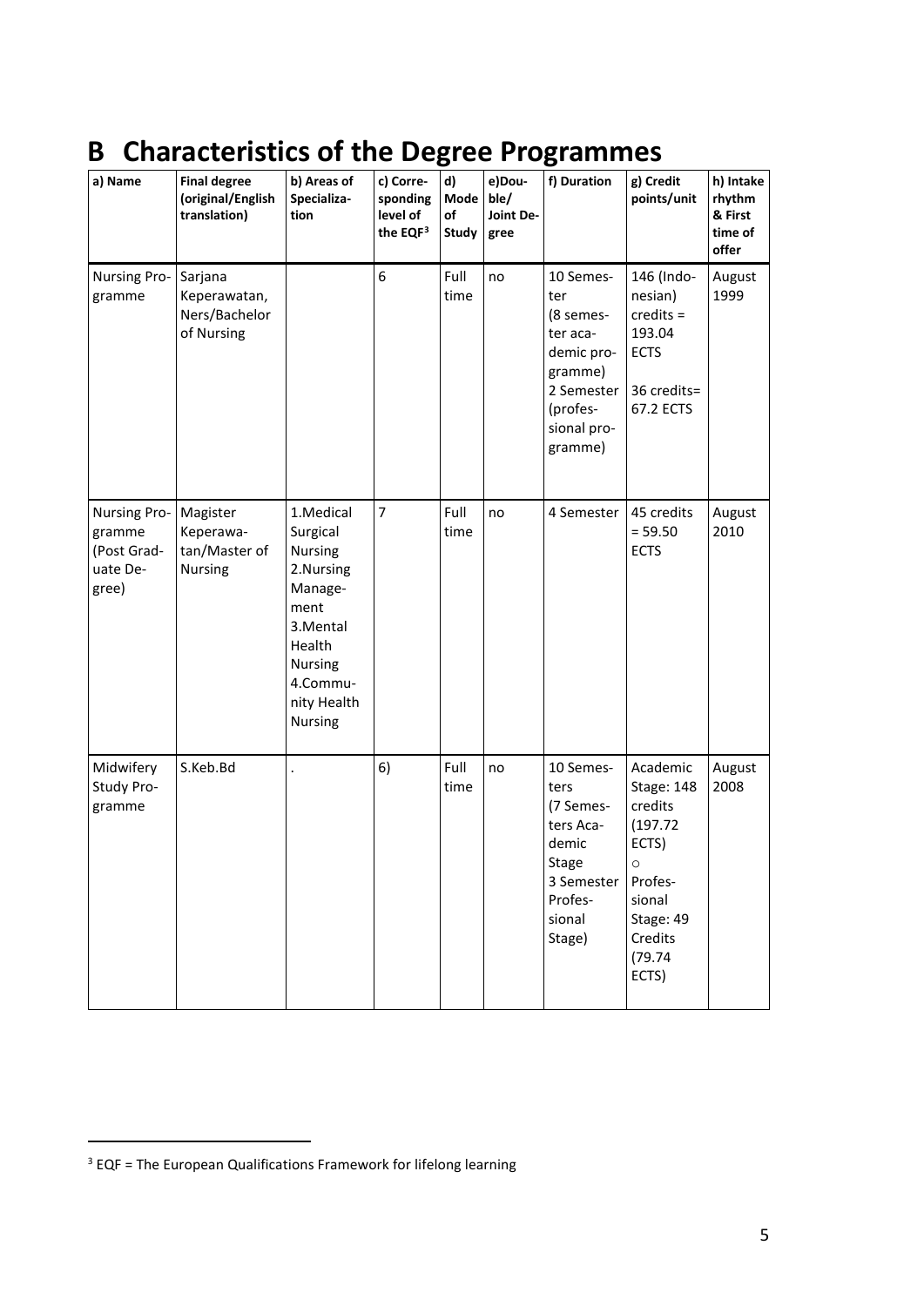# B Characteristics of the Degree Programmes

| a) Name | Final degree (original/English translation) | b) Areas of Specialization | c) Corresponding level of the EQF[3] | d) Mode of Study | e) Double/ Joint Degree | f) Duration | g) Credit points/unit | h) Intake rhythm & First time of offer |
|---|---|---|---|---|---|---|---|---|
| Nursing Programme | Sarjana Keperawatan, Ners/Bachelor of Nursing | | 6 | Full time | no | 10 Semester (8 semester academic programme) 2 Semester (professional programme) | 146 (Indonesian) credits = 193.04 ECTS 36 credits= 67.2 ECTS | August 1999 |
| Nursing Programme (Post Graduate Degree) | Magister Keperawatan/Master of Nursing | 1.Medical Surgical Nursing 2.Nursing Management 3.Mental Health Nursing 4.Community Health Nursing | 7 | Full time | no | 4 Semester | 45 credits = 59.50 ECTS | August 2010 |
| Midwifery Study Programme | S.Keb.Bd | . | 6) | Full time | no | 10 Semesters (7 Semesters Academic Stage 3 Semester Professional Stage) | Academic Stage: 148 credits (197.72 ECTS) ○ Professional Stage: 49 Credits (79.74 ECTS) | August 2008 |

[3] EQF = The European Qualifications Framework for lifelong learning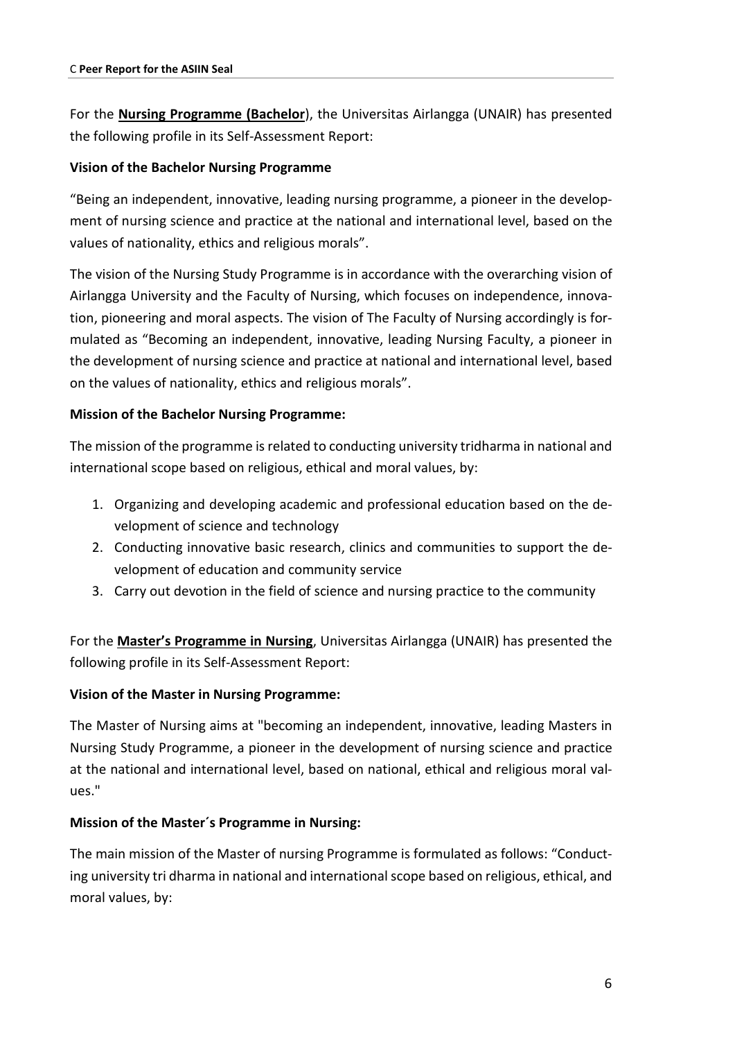For the **Nursing Programme (Bachelor**), the Universitas Airlangga (UNAIR) has presented the following profile in its Self-Assessment Report:

**Vision of the Bachelor Nursing Programme**

"Being an independent, innovative, leading nursing programme, a pioneer in the development of nursing science and practice at the national and international level, based on the values of nationality, ethics and religious morals".

The vision of the Nursing Study Programme is in accordance with the overarching vision of Airlangga University and the Faculty of Nursing, which focuses on independence, innovation, pioneering and moral aspects. The vision of The Faculty of Nursing accordingly is formulated as "Becoming an independent, innovative, leading Nursing Faculty, a pioneer in the development of nursing science and practice at national and international level, based on the values of nationality, ethics and religious morals".

**Mission of the Bachelor Nursing Programme:**

The mission of the programme is related to conducting university tridharma in national and international scope based on religious, ethical and moral values, by:

1. Organizing and developing academic and professional education based on the development of science and technology
2. Conducting innovative basic research, clinics and communities to support the development of education and community service
3. Carry out devotion in the field of science and nursing practice to the community

For the **Master's Programme in Nursing**, Universitas Airlangga (UNAIR) has presented the following profile in its Self-Assessment Report:

**Vision of the Master in Nursing Programme:**

The Master of Nursing aims at "becoming an independent, innovative, leading Masters in Nursing Study Programme, a pioneer in the development of nursing science and practice at the national and international level, based on national, ethical and religious moral values."

**Mission of the Master´s Programme in Nursing:**

The main mission of the Master of nursing Programme is formulated as follows: "Conducting university tri dharma in national and international scope based on religious, ethical, and moral values, by: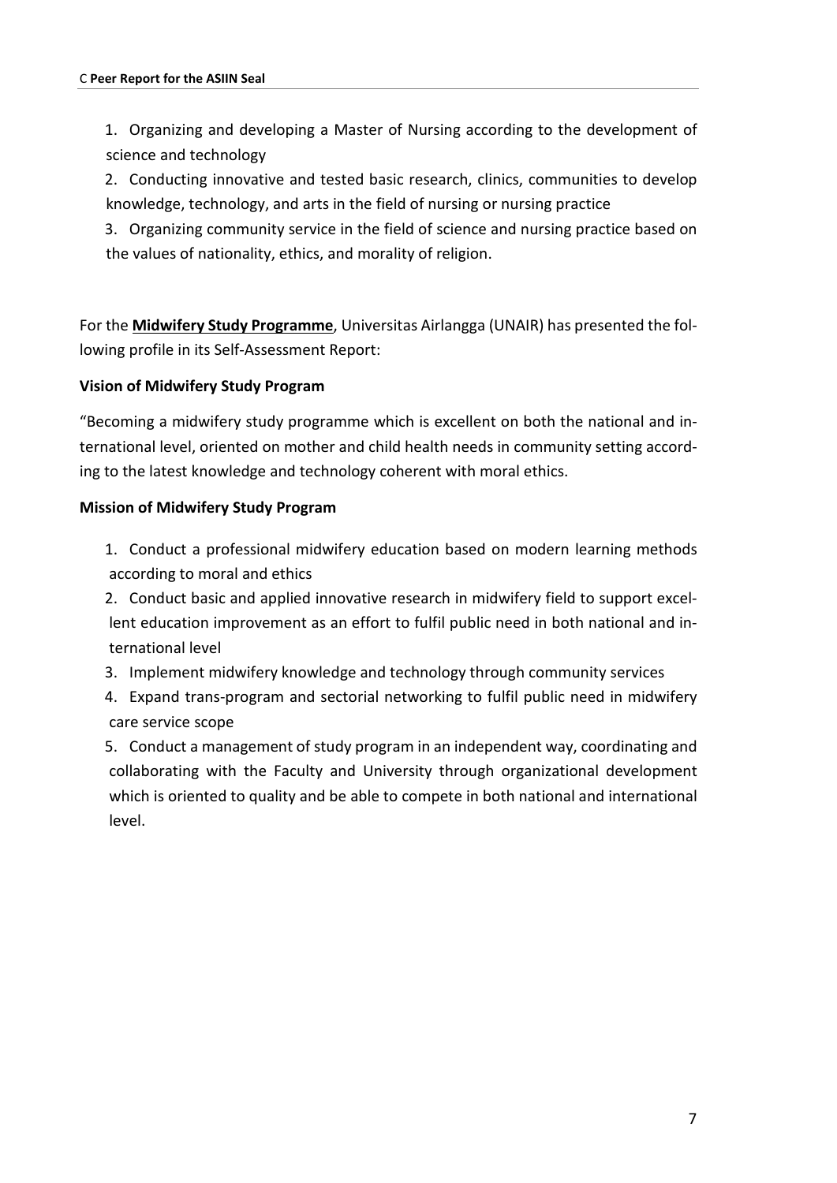1. Organizing and developing a Master of Nursing according to the development of science and technology
2. Conducting innovative and tested basic research, clinics, communities to develop knowledge, technology, and arts in the field of nursing or nursing practice
3. Organizing community service in the field of science and nursing practice based on the values of nationality, ethics, and morality of religion.

For the **Midwifery Study Programme**, Universitas Airlangga (UNAIR) has presented the following profile in its Self-Assessment Report:

**Vision of Midwifery Study Program**

"Becoming a midwifery study programme which is excellent on both the national and international level, oriented on mother and child health needs in community setting according to the latest knowledge and technology coherent with moral ethics.

**Mission of Midwifery Study Program**

1. Conduct a professional midwifery education based on modern learning methods according to moral and ethics
2. Conduct basic and applied innovative research in midwifery field to support excellent education improvement as an effort to fulfil public need in both national and international level
3. Implement midwifery knowledge and technology through community services
4. Expand trans-program and sectorial networking to fulfil public need in midwifery care service scope
5. Conduct a management of study program in an independent way, coordinating and collaborating with the Faculty and University through organizational development which is oriented to quality and be able to compete in both national and international level.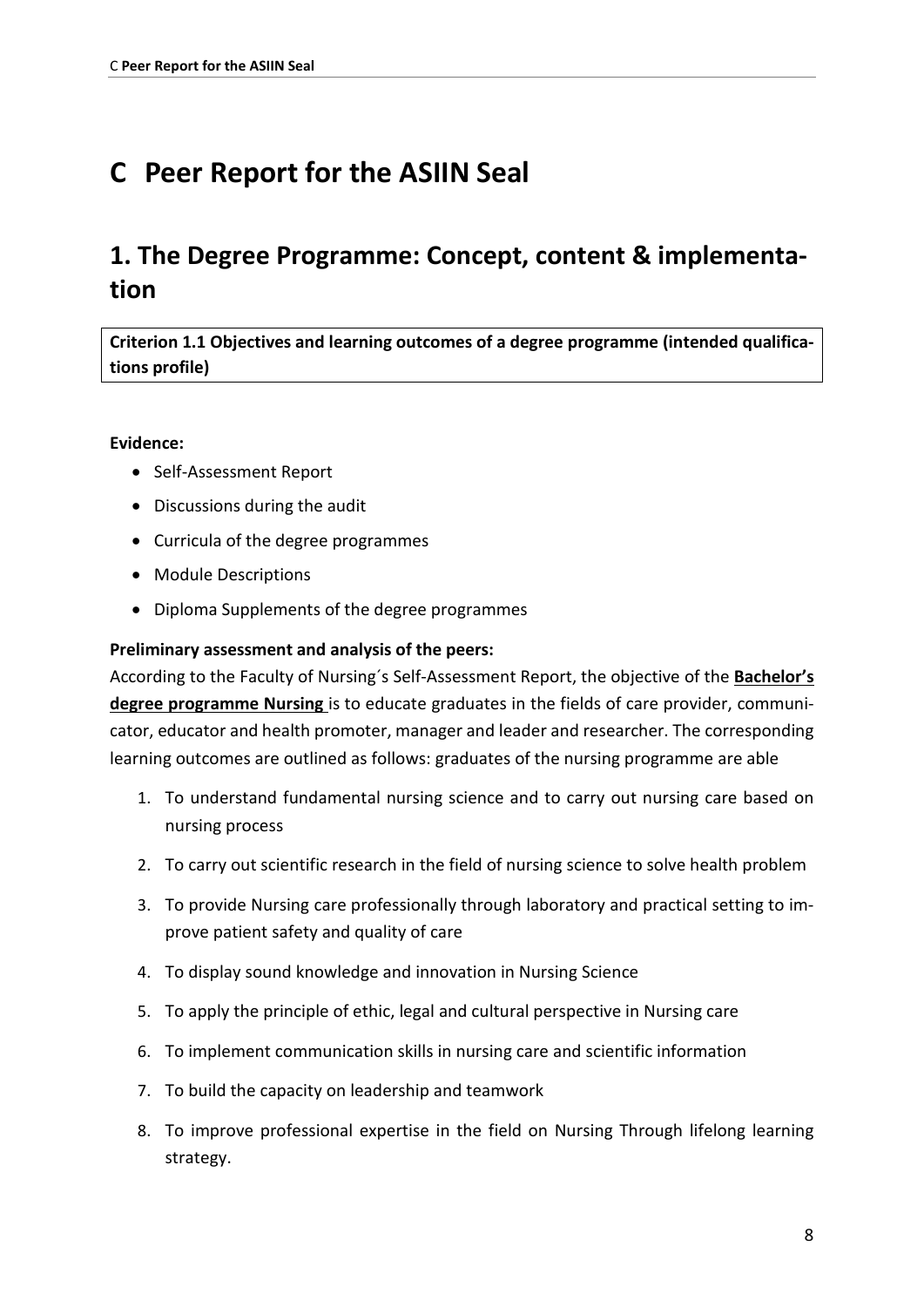# C Peer Report for the ASIIN Seal

## 1. The Degree Programme: Concept, content & implementation

**Criterion 1.1 Objectives and learning outcomes of a degree programme (intended qualifications profile)**

**Evidence:**

- Self-Assessment Report
- Discussions during the audit
- Curricula of the degree programmes
- Module Descriptions
- Diploma Supplements of the degree programmes

**Preliminary assessment and analysis of the peers:**

According to the Faculty of Nursing´s Self-Assessment Report, the objective of the **Bachelor's degree programme Nursing** is to educate graduates in the fields of care provider, communicator, educator and health promoter, manager and leader and researcher. The corresponding learning outcomes are outlined as follows: graduates of the nursing programme are able

1. To understand fundamental nursing science and to carry out nursing care based on nursing process
2. To carry out scientific research in the field of nursing science to solve health problem
3. To provide Nursing care professionally through laboratory and practical setting to improve patient safety and quality of care
4. To display sound knowledge and innovation in Nursing Science
5. To apply the principle of ethic, legal and cultural perspective in Nursing care
6. To implement communication skills in nursing care and scientific information
7. To build the capacity on leadership and teamwork
8. To improve professional expertise in the field on Nursing Through lifelong learning strategy.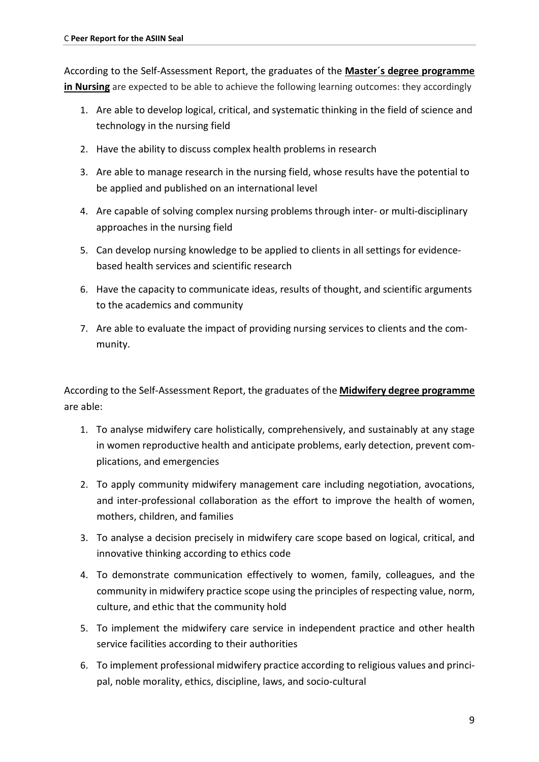According to the Self-Assessment Report, the graduates of the **Master´s degree programme in Nursing** are expected to be able to achieve the following learning outcomes: they accordingly

1. Are able to develop logical, critical, and systematic thinking in the field of science and technology in the nursing field
2. Have the ability to discuss complex health problems in research
3. Are able to manage research in the nursing field, whose results have the potential to be applied and published on an international level
4. Are capable of solving complex nursing problems through inter- or multi-disciplinary approaches in the nursing field
5. Can develop nursing knowledge to be applied to clients in all settings for evidence-based health services and scientific research
6. Have the capacity to communicate ideas, results of thought, and scientific arguments to the academics and community
7. Are able to evaluate the impact of providing nursing services to clients and the community.

According to the Self-Assessment Report, the graduates of the **Midwifery degree programme** are able:

1. To analyse midwifery care holistically, comprehensively, and sustainably at any stage in women reproductive health and anticipate problems, early detection, prevent complications, and emergencies
2. To apply community midwifery management care including negotiation, avocations, and inter-professional collaboration as the effort to improve the health of women, mothers, children, and families
3. To analyse a decision precisely in midwifery care scope based on logical, critical, and innovative thinking according to ethics code
4. To demonstrate communication effectively to women, family, colleagues, and the community in midwifery practice scope using the principles of respecting value, norm, culture, and ethic that the community hold
5. To implement the midwifery care service in independent practice and other health service facilities according to their authorities
6. To implement professional midwifery practice according to religious values and principal, noble morality, ethics, discipline, laws, and socio-cultural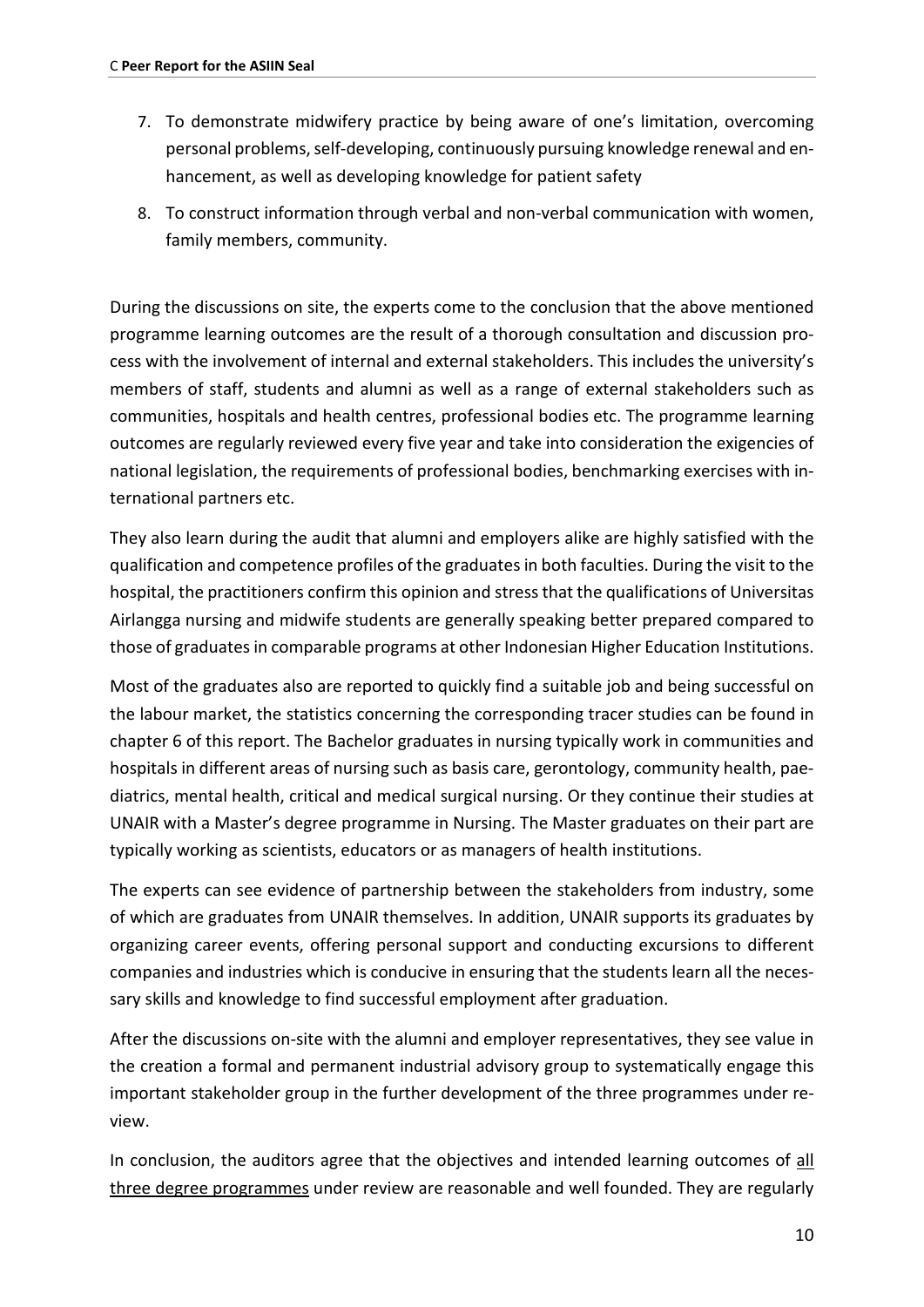7. To demonstrate midwifery practice by being aware of one's limitation, overcoming personal problems, self-developing, continuously pursuing knowledge renewal and enhancement, as well as developing knowledge for patient safety
8. To construct information through verbal and non-verbal communication with women, family members, community.

During the discussions on site, the experts come to the conclusion that the above mentioned programme learning outcomes are the result of a thorough consultation and discussion process with the involvement of internal and external stakeholders. This includes the university's members of staff, students and alumni as well as a range of external stakeholders such as communities, hospitals and health centres, professional bodies etc. The programme learning outcomes are regularly reviewed every five year and take into consideration the exigencies of national legislation, the requirements of professional bodies, benchmarking exercises with international partners etc.

They also learn during the audit that alumni and employers alike are highly satisfied with the qualification and competence profiles of the graduates in both faculties. During the visit to the hospital, the practitioners confirm this opinion and stress that the qualifications of Universitas Airlangga nursing and midwife students are generally speaking better prepared compared to those of graduates in comparable programs at other Indonesian Higher Education Institutions.

Most of the graduates also are reported to quickly find a suitable job and being successful on the labour market, the statistics concerning the corresponding tracer studies can be found in chapter 6 of this report. The Bachelor graduates in nursing typically work in communities and hospitals in different areas of nursing such as basis care, gerontology, community health, paediatrics, mental health, critical and medical surgical nursing. Or they continue their studies at UNAIR with a Master's degree programme in Nursing. The Master graduates on their part are typically working as scientists, educators or as managers of health institutions.

The experts can see evidence of partnership between the stakeholders from industry, some of which are graduates from UNAIR themselves. In addition, UNAIR supports its graduates by organizing career events, offering personal support and conducting excursions to different companies and industries which is conducive in ensuring that the students learn all the necessary skills and knowledge to find successful employment after graduation.

After the discussions on-site with the alumni and employer representatives, they see value in the creation a formal and permanent industrial advisory group to systematically engage this important stakeholder group in the further development of the three programmes under review.

In conclusion, the auditors agree that the objectives and intended learning outcomes of all three degree programmes under review are reasonable and well founded. They are regularly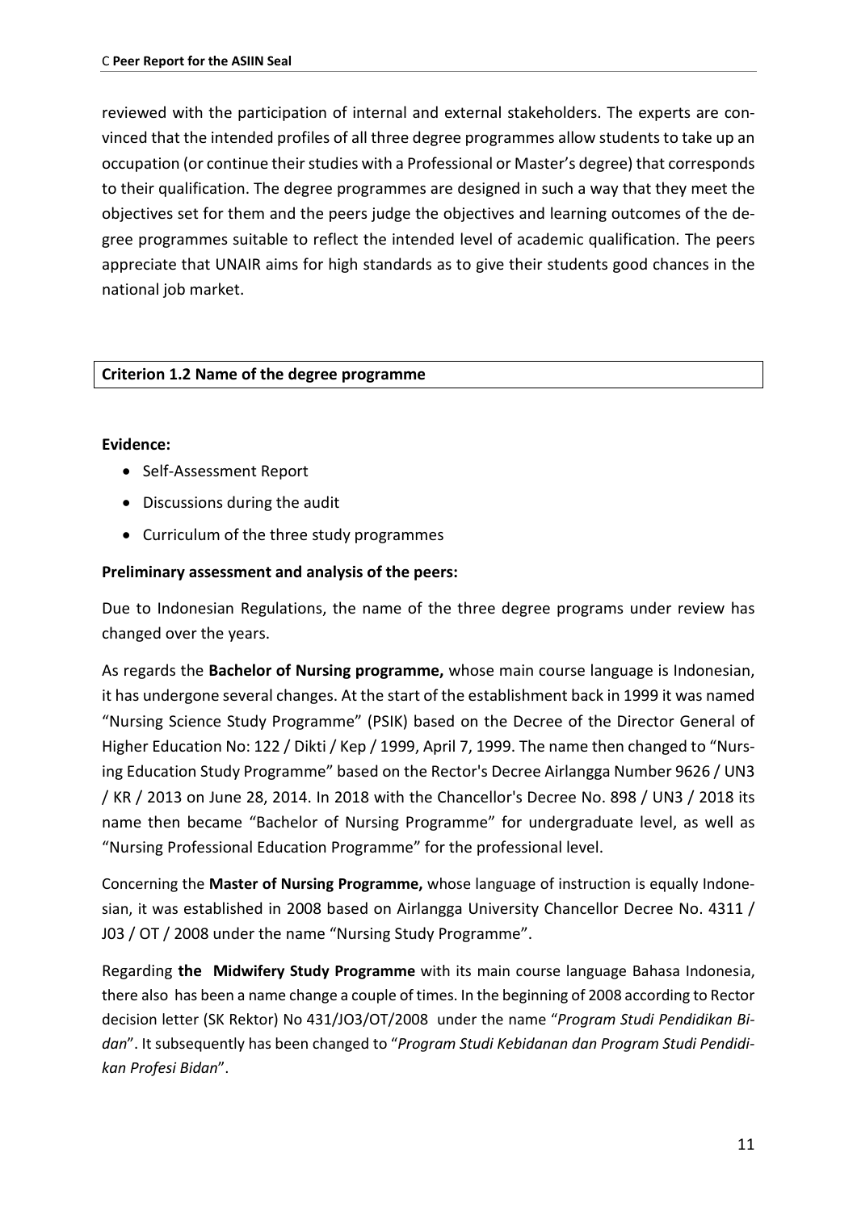reviewed with the participation of internal and external stakeholders. The experts are convinced that the intended profiles of all three degree programmes allow students to take up an occupation (or continue their studies with a Professional or Master's degree) that corresponds to their qualification. The degree programmes are designed in such a way that they meet the objectives set for them and the peers judge the objectives and learning outcomes of the degree programmes suitable to reflect the intended level of academic qualification. The peers appreciate that UNAIR aims for high standards as to give their students good chances in the national job market.

**Criterion 1.2 Name of the degree programme**

**Evidence:**

- Self-Assessment Report
- Discussions during the audit
- Curriculum of the three study programmes

**Preliminary assessment and analysis of the peers:**

Due to Indonesian Regulations, the name of the three degree programs under review has changed over the years.

As regards the **Bachelor of Nursing programme,** whose main course language is Indonesian, it has undergone several changes. At the start of the establishment back in 1999 it was named "Nursing Science Study Programme" (PSIK) based on the Decree of the Director General of Higher Education No: 122 / Dikti / Kep / 1999, April 7, 1999. The name then changed to "Nursing Education Study Programme" based on the Rector's Decree Airlangga Number 9626 / UN3 / KR / 2013 on June 28, 2014. In 2018 with the Chancellor's Decree No. 898 / UN3 / 2018 its name then became "Bachelor of Nursing Programme" for undergraduate level, as well as "Nursing Professional Education Programme" for the professional level.

Concerning the **Master of Nursing Programme,** whose language of instruction is equally Indonesian, it was established in 2008 based on Airlangga University Chancellor Decree No. 4311 / J03 / OT / 2008 under the name "Nursing Study Programme".

Regarding **the Midwifery Study Programme** with its main course language Bahasa Indonesia, there also has been a name change a couple of times. In the beginning of 2008 according to Rector decision letter (SK Rektor) No 431/JO3/OT/2008 under the name "*Program Studi Pendidikan Bidan*". It subsequently has been changed to "*Program Studi Kebidanan dan Program Studi Pendidikan Profesi Bidan*".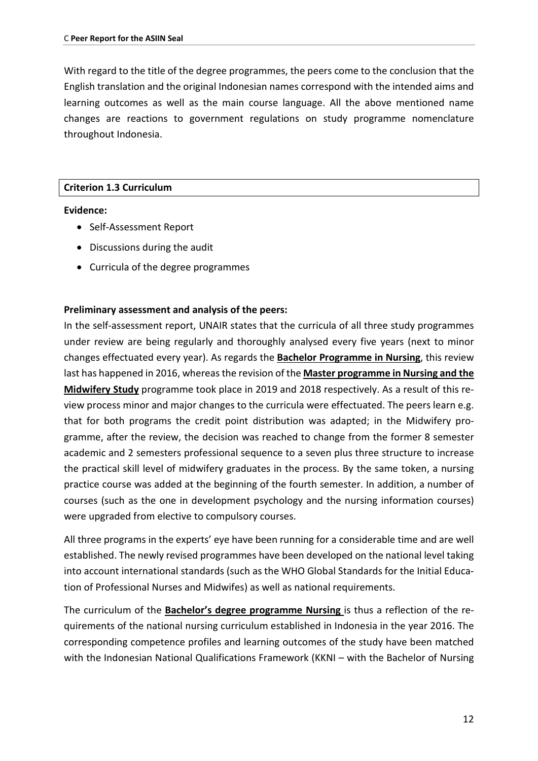With regard to the title of the degree programmes, the peers come to the conclusion that the English translation and the original Indonesian names correspond with the intended aims and learning outcomes as well as the main course language. All the above mentioned name changes are reactions to government regulations on study programme nomenclature throughout Indonesia.

| **Criterion 1.3 Curriculum** |
|---|

**Evidence:**

- Self-Assessment Report
- Discussions during the audit
- Curricula of the degree programmes

**Preliminary assessment and analysis of the peers:**

In the self-assessment report, UNAIR states that the curricula of all three study programmes under review are being regularly and thoroughly analysed every five years (next to minor changes effectuated every year). As regards the **Bachelor Programme in Nursing**, this review last has happened in 2016, whereas the revision of the **Master programme in Nursing and the Midwifery Study** programme took place in 2019 and 2018 respectively. As a result of this review process minor and major changes to the curricula were effectuated. The peers learn e.g. that for both programs the credit point distribution was adapted; in the Midwifery programme, after the review, the decision was reached to change from the former 8 semester academic and 2 semesters professional sequence to a seven plus three structure to increase the practical skill level of midwifery graduates in the process. By the same token, a nursing practice course was added at the beginning of the fourth semester. In addition, a number of courses (such as the one in development psychology and the nursing information courses) were upgraded from elective to compulsory courses.

All three programs in the experts' eye have been running for a considerable time and are well established. The newly revised programmes have been developed on the national level taking into account international standards (such as the WHO Global Standards for the Initial Education of Professional Nurses and Midwifes) as well as national requirements.

The curriculum of the **Bachelor's degree programme Nursing** is thus a reflection of the requirements of the national nursing curriculum established in Indonesia in the year 2016. The corresponding competence profiles and learning outcomes of the study have been matched with the Indonesian National Qualifications Framework (KKNI – with the Bachelor of Nursing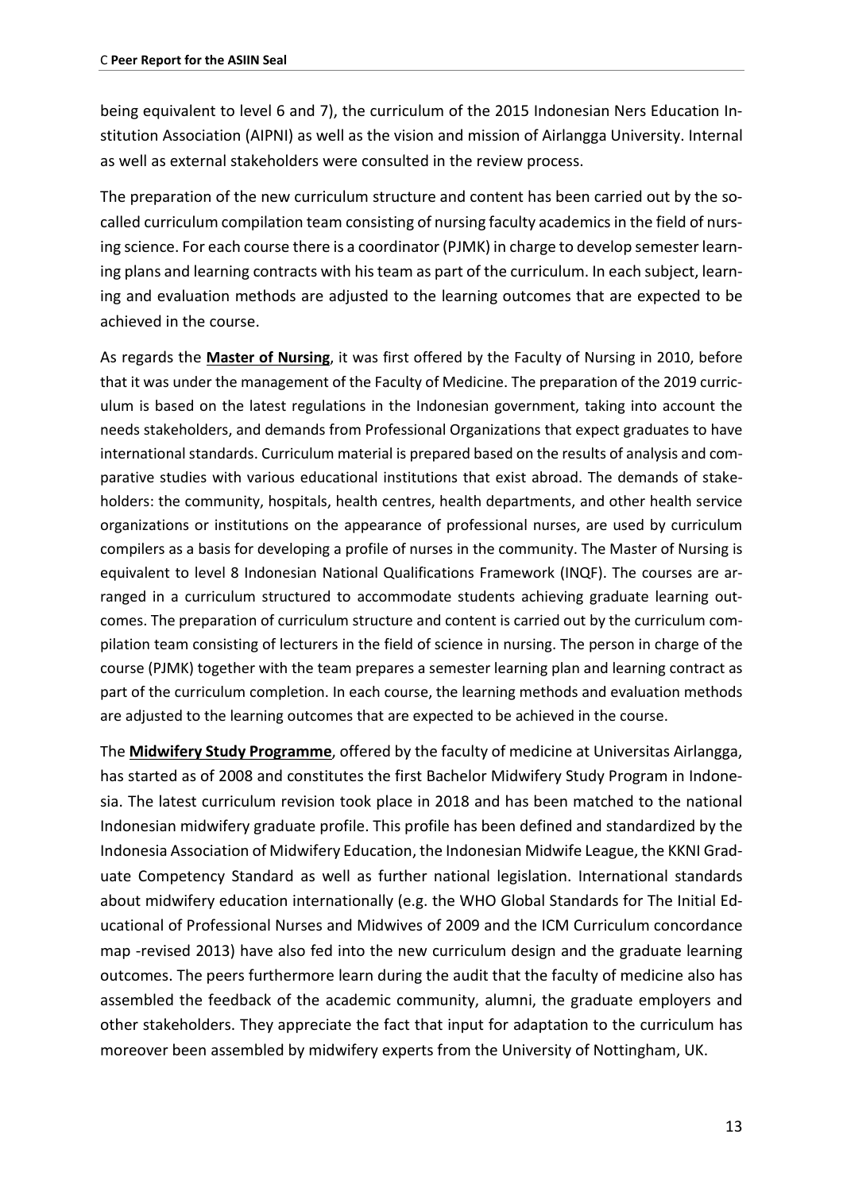being equivalent to level 6 and 7), the curriculum of the 2015 Indonesian Ners Education Institution Association (AIPNI) as well as the vision and mission of Airlangga University. Internal as well as external stakeholders were consulted in the review process.

The preparation of the new curriculum structure and content has been carried out by the so-called curriculum compilation team consisting of nursing faculty academics in the field of nursing science. For each course there is a coordinator (PJMK) in charge to develop semester learning plans and learning contracts with his team as part of the curriculum. In each subject, learning and evaluation methods are adjusted to the learning outcomes that are expected to be achieved in the course.

As regards the **Master of Nursing**, it was first offered by the Faculty of Nursing in 2010, before that it was under the management of the Faculty of Medicine. The preparation of the 2019 curriculum is based on the latest regulations in the Indonesian government, taking into account the needs stakeholders, and demands from Professional Organizations that expect graduates to have international standards. Curriculum material is prepared based on the results of analysis and comparative studies with various educational institutions that exist abroad. The demands of stakeholders: the community, hospitals, health centres, health departments, and other health service organizations or institutions on the appearance of professional nurses, are used by curriculum compilers as a basis for developing a profile of nurses in the community. The Master of Nursing is equivalent to level 8 Indonesian National Qualifications Framework (INQF). The courses are arranged in a curriculum structured to accommodate students achieving graduate learning outcomes. The preparation of curriculum structure and content is carried out by the curriculum compilation team consisting of lecturers in the field of science in nursing. The person in charge of the course (PJMK) together with the team prepares a semester learning plan and learning contract as part of the curriculum completion. In each course, the learning methods and evaluation methods are adjusted to the learning outcomes that are expected to be achieved in the course.

The **Midwifery Study Programme**, offered by the faculty of medicine at Universitas Airlangga, has started as of 2008 and constitutes the first Bachelor Midwifery Study Program in Indonesia. The latest curriculum revision took place in 2018 and has been matched to the national Indonesian midwifery graduate profile. This profile has been defined and standardized by the Indonesia Association of Midwifery Education, the Indonesian Midwife League, the KKNI Graduate Competency Standard as well as further national legislation. International standards about midwifery education internationally (e.g. the WHO Global Standards for The Initial Educational of Professional Nurses and Midwives of 2009 and the ICM Curriculum concordance map -revised 2013) have also fed into the new curriculum design and the graduate learning outcomes. The peers furthermore learn during the audit that the faculty of medicine also has assembled the feedback of the academic community, alumni, the graduate employers and other stakeholders. They appreciate the fact that input for adaptation to the curriculum has moreover been assembled by midwifery experts from the University of Nottingham, UK.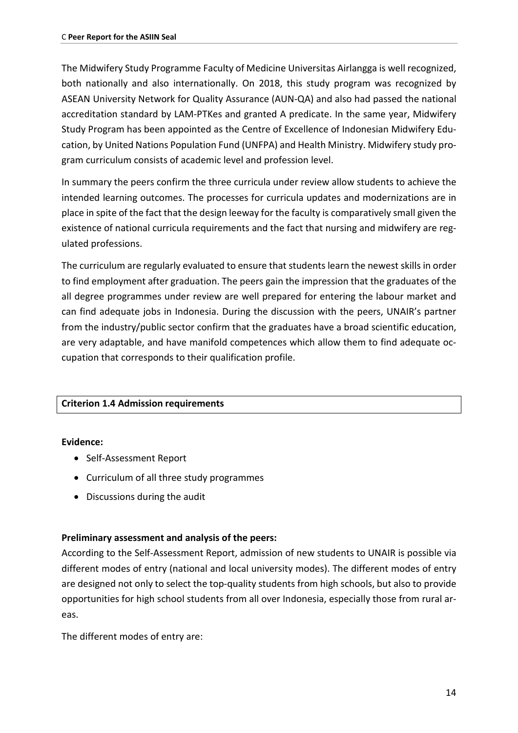The Midwifery Study Programme Faculty of Medicine Universitas Airlangga is well recognized, both nationally and also internationally. On 2018, this study program was recognized by ASEAN University Network for Quality Assurance (AUN-QA) and also had passed the national accreditation standard by LAM-PTKes and granted A predicate. In the same year, Midwifery Study Program has been appointed as the Centre of Excellence of Indonesian Midwifery Education, by United Nations Population Fund (UNFPA) and Health Ministry. Midwifery study program curriculum consists of academic level and profession level.

In summary the peers confirm the three curricula under review allow students to achieve the intended learning outcomes. The processes for curricula updates and modernizations are in place in spite of the fact that the design leeway for the faculty is comparatively small given the existence of national curricula requirements and the fact that nursing and midwifery are regulated professions.

The curriculum are regularly evaluated to ensure that students learn the newest skills in order to find employment after graduation. The peers gain the impression that the graduates of the all degree programmes under review are well prepared for entering the labour market and can find adequate jobs in Indonesia. During the discussion with the peers, UNAIR's partner from the industry/public sector confirm that the graduates have a broad scientific education, are very adaptable, and have manifold competences which allow them to find adequate occupation that corresponds to their qualification profile.

### Criterion 1.4 Admission requirements

**Evidence:**

- Self-Assessment Report
- Curriculum of all three study programmes
- Discussions during the audit

**Preliminary assessment and analysis of the peers:**

According to the Self-Assessment Report, admission of new students to UNAIR is possible via different modes of entry (national and local university modes). The different modes of entry are designed not only to select the top-quality students from high schools, but also to provide opportunities for high school students from all over Indonesia, especially those from rural areas.

The different modes of entry are: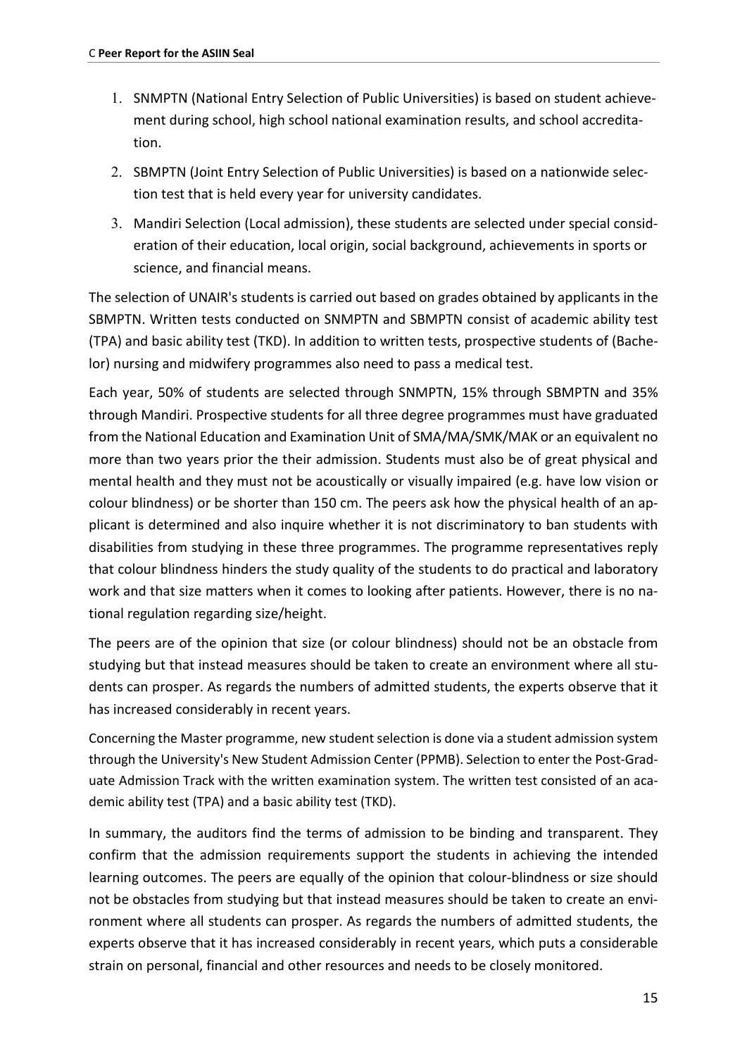1. SNMPTN (National Entry Selection of Public Universities) is based on student achievement during school, high school national examination results, and school accreditation.
2. SBMPTN (Joint Entry Selection of Public Universities) is based on a nationwide selection test that is held every year for university candidates.
3. Mandiri Selection (Local admission), these students are selected under special consideration of their education, local origin, social background, achievements in sports or science, and financial means.

The selection of UNAIR's students is carried out based on grades obtained by applicants in the SBMPTN. Written tests conducted on SNMPTN and SBMPTN consist of academic ability test (TPA) and basic ability test (TKD). In addition to written tests, prospective students of (Bachelor) nursing and midwifery programmes also need to pass a medical test.

Each year, 50% of students are selected through SNMPTN, 15% through SBMPTN and 35% through Mandiri. Prospective students for all three degree programmes must have graduated from the National Education and Examination Unit of SMA/MA/SMK/MAK or an equivalent no more than two years prior the their admission. Students must also be of great physical and mental health and they must not be acoustically or visually impaired (e.g. have low vision or colour blindness) or be shorter than 150 cm. The peers ask how the physical health of an applicant is determined and also inquire whether it is not discriminatory to ban students with disabilities from studying in these three programmes. The programme representatives reply that colour blindness hinders the study quality of the students to do practical and laboratory work and that size matters when it comes to looking after patients. However, there is no national regulation regarding size/height.

The peers are of the opinion that size (or colour blindness) should not be an obstacle from studying but that instead measures should be taken to create an environment where all students can prosper. As regards the numbers of admitted students, the experts observe that it has increased considerably in recent years.

Concerning the Master programme, new student selection is done via a student admission system through the University's New Student Admission Center (PPMB). Selection to enter the Post-Graduate Admission Track with the written examination system. The written test consisted of an academic ability test (TPA) and a basic ability test (TKD).

In summary, the auditors find the terms of admission to be binding and transparent. They confirm that the admission requirements support the students in achieving the intended learning outcomes. The peers are equally of the opinion that colour-blindness or size should not be obstacles from studying but that instead measures should be taken to create an environment where all students can prosper. As regards the numbers of admitted students, the experts observe that it has increased considerably in recent years, which puts a considerable strain on personal, financial and other resources and needs to be closely monitored.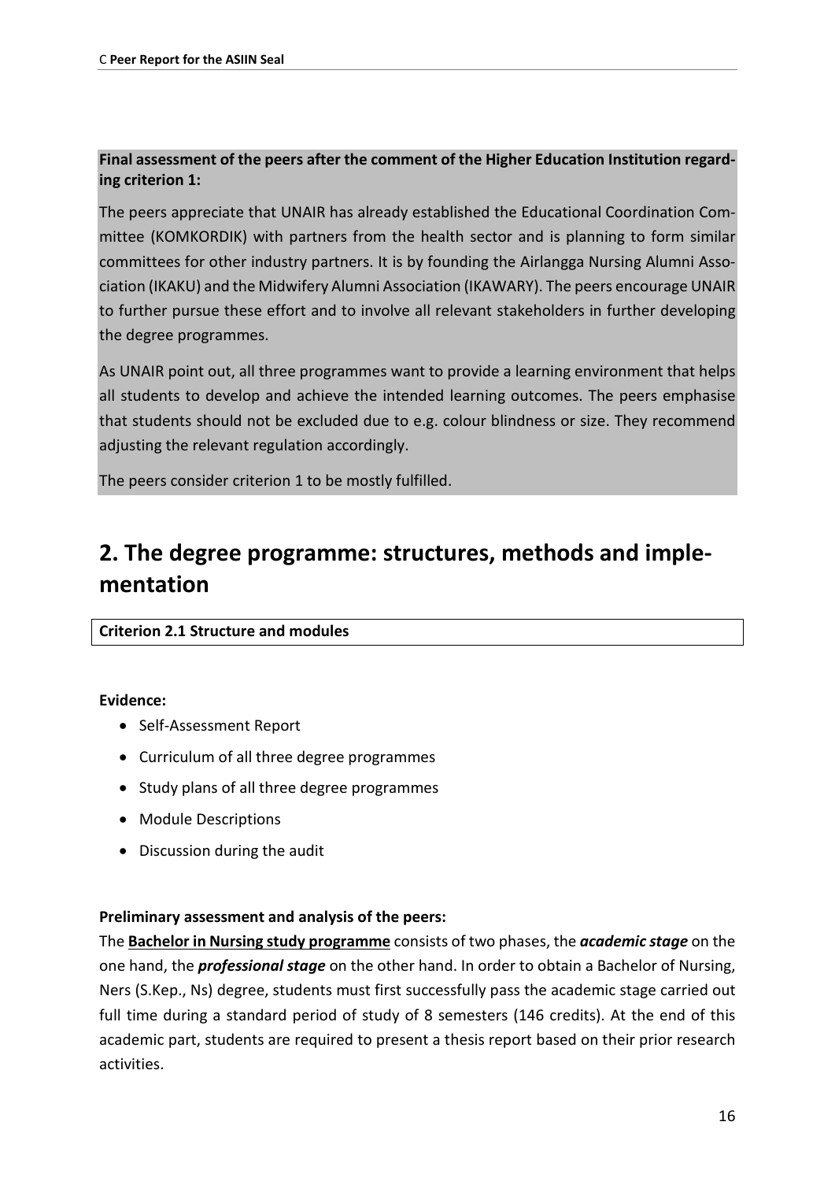**Final assessment of the peers after the comment of the Higher Education Institution regarding criterion 1:**

The peers appreciate that UNAIR has already established the Educational Coordination Committee (KOMKORDIK) with partners from the health sector and is planning to form similar committees for other industry partners. It is by founding the Airlangga Nursing Alumni Association (IKAKU) and the Midwifery Alumni Association (IKAWARY). The peers encourage UNAIR to further pursue these effort and to involve all relevant stakeholders in further developing the degree programmes.

As UNAIR point out, all three programmes want to provide a learning environment that helps all students to develop and achieve the intended learning outcomes. The peers emphasise that students should not be excluded due to e.g. colour blindness or size. They recommend adjusting the relevant regulation accordingly.

The peers consider criterion 1 to be mostly fulfilled.

# 2. The degree programme: structures, methods and implementation

**Criterion 2.1 Structure and modules**

**Evidence:**

- Self-Assessment Report
- Curriculum of all three degree programmes
- Study plans of all three degree programmes
- Module Descriptions
- Discussion during the audit

**Preliminary assessment and analysis of the peers:**

The **Bachelor in Nursing study programme** consists of two phases, the ***academic stage*** on the one hand, the ***professional stage*** on the other hand. In order to obtain a Bachelor of Nursing, Ners (S.Kep., Ns) degree, students must first successfully pass the academic stage carried out full time during a standard period of study of 8 semesters (146 credits). At the end of this academic part, students are required to present a thesis report based on their prior research activities.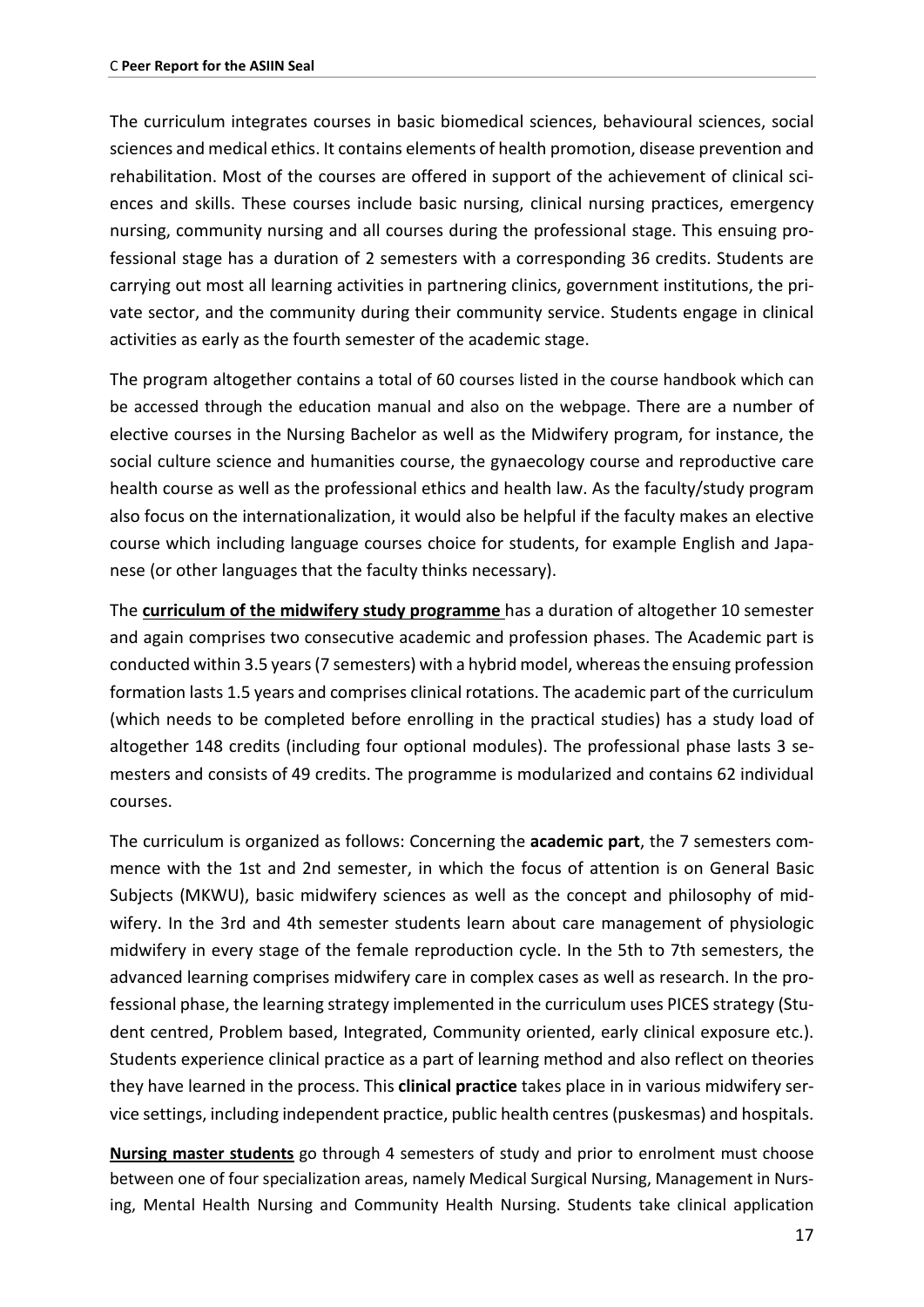The curriculum integrates courses in basic biomedical sciences, behavioural sciences, social sciences and medical ethics. It contains elements of health promotion, disease prevention and rehabilitation. Most of the courses are offered in support of the achievement of clinical sciences and skills. These courses include basic nursing, clinical nursing practices, emergency nursing, community nursing and all courses during the professional stage. This ensuing professional stage has a duration of 2 semesters with a corresponding 36 credits. Students are carrying out most all learning activities in partnering clinics, government institutions, the private sector, and the community during their community service. Students engage in clinical activities as early as the fourth semester of the academic stage.

The program altogether contains a total of 60 courses listed in the course handbook which can be accessed through the education manual and also on the webpage. There are a number of elective courses in the Nursing Bachelor as well as the Midwifery program, for instance, the social culture science and humanities course, the gynaecology course and reproductive care health course as well as the professional ethics and health law. As the faculty/study program also focus on the internationalization, it would also be helpful if the faculty makes an elective course which including language courses choice for students, for example English and Japanese (or other languages that the faculty thinks necessary).

The **curriculum of the midwifery study programme** has a duration of altogether 10 semester and again comprises two consecutive academic and profession phases. The Academic part is conducted within 3.5 years (7 semesters) with a hybrid model, whereas the ensuing profession formation lasts 1.5 years and comprises clinical rotations. The academic part of the curriculum (which needs to be completed before enrolling in the practical studies) has a study load of altogether 148 credits (including four optional modules). The professional phase lasts 3 semesters and consists of 49 credits. The programme is modularized and contains 62 individual courses.

The curriculum is organized as follows: Concerning the **academic part**, the 7 semesters commence with the 1st and 2nd semester, in which the focus of attention is on General Basic Subjects (MKWU), basic midwifery sciences as well as the concept and philosophy of midwifery. In the 3rd and 4th semester students learn about care management of physiologic midwifery in every stage of the female reproduction cycle. In the 5th to 7th semesters, the advanced learning comprises midwifery care in complex cases as well as research. In the professional phase, the learning strategy implemented in the curriculum uses PICES strategy (Student centred, Problem based, Integrated, Community oriented, early clinical exposure etc.). Students experience clinical practice as a part of learning method and also reflect on theories they have learned in the process. This **clinical practice** takes place in in various midwifery service settings, including independent practice, public health centres (puskesmas) and hospitals.

**Nursing master students** go through 4 semesters of study and prior to enrolment must choose between one of four specialization areas, namely Medical Surgical Nursing, Management in Nursing, Mental Health Nursing and Community Health Nursing. Students take clinical application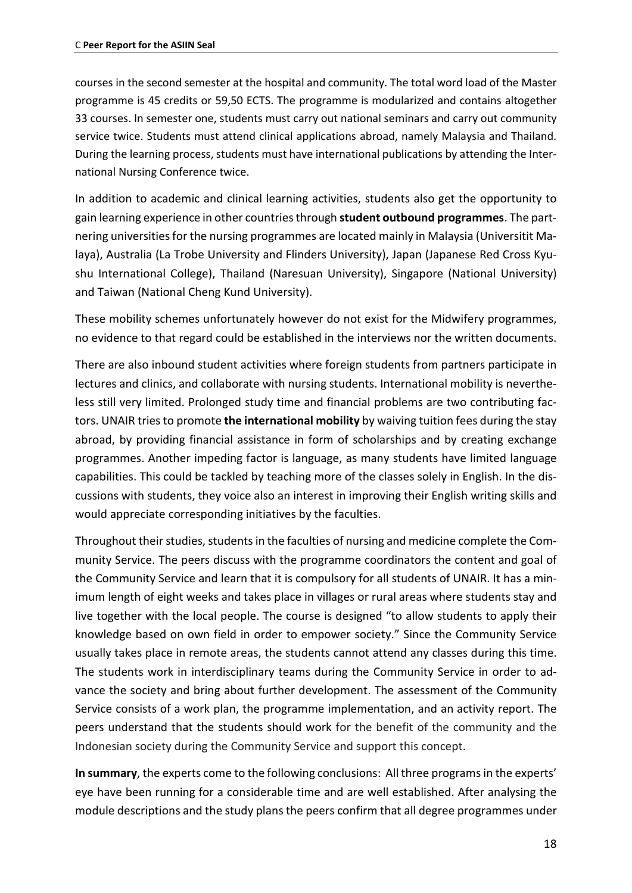courses in the second semester at the hospital and community. The total word load of the Master programme is 45 credits or 59,50 ECTS. The programme is modularized and contains altogether 33 courses. In semester one, students must carry out national seminars and carry out community service twice. Students must attend clinical applications abroad, namely Malaysia and Thailand. During the learning process, students must have international publications by attending the International Nursing Conference twice.

In addition to academic and clinical learning activities, students also get the opportunity to gain learning experience in other countries through **student outbound programmes**. The partnering universities for the nursing programmes are located mainly in Malaysia (Universitit Malaya), Australia (La Trobe University and Flinders University), Japan (Japanese Red Cross Kyushu International College), Thailand (Naresuan University), Singapore (National University) and Taiwan (National Cheng Kund University).

These mobility schemes unfortunately however do not exist for the Midwifery programmes, no evidence to that regard could be established in the interviews nor the written documents.

There are also inbound student activities where foreign students from partners participate in lectures and clinics, and collaborate with nursing students. International mobility is nevertheless still very limited. Prolonged study time and financial problems are two contributing factors. UNAIR tries to promote **the international mobility** by waiving tuition fees during the stay abroad, by providing financial assistance in form of scholarships and by creating exchange programmes. Another impeding factor is language, as many students have limited language capabilities. This could be tackled by teaching more of the classes solely in English. In the discussions with students, they voice also an interest in improving their English writing skills and would appreciate corresponding initiatives by the faculties.

Throughout their studies, students in the faculties of nursing and medicine complete the Community Service. The peers discuss with the programme coordinators the content and goal of the Community Service and learn that it is compulsory for all students of UNAIR. It has a minimum length of eight weeks and takes place in villages or rural areas where students stay and live together with the local people. The course is designed "to allow students to apply their knowledge based on own field in order to empower society." Since the Community Service usually takes place in remote areas, the students cannot attend any classes during this time. The students work in interdisciplinary teams during the Community Service in order to advance the society and bring about further development. The assessment of the Community Service consists of a work plan, the programme implementation, and an activity report. The peers understand that the students should work for the benefit of the community and the Indonesian society during the Community Service and support this concept.

**In summary**, the experts come to the following conclusions: All three programs in the experts' eye have been running for a considerable time and are well established. After analysing the module descriptions and the study plans the peers confirm that all degree programmes under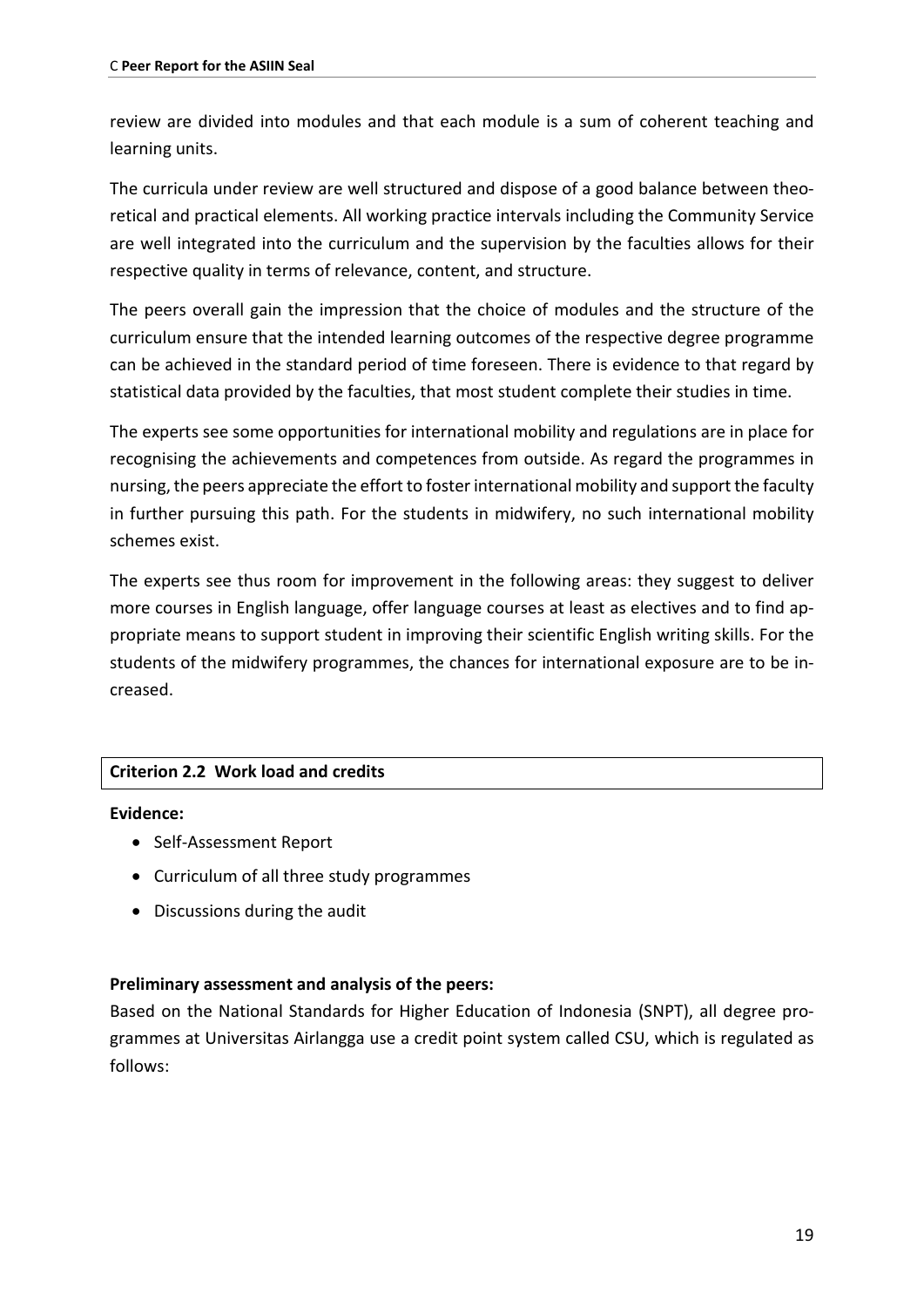review are divided into modules and that each module is a sum of coherent teaching and learning units.

The curricula under review are well structured and dispose of a good balance between theoretical and practical elements. All working practice intervals including the Community Service are well integrated into the curriculum and the supervision by the faculties allows for their respective quality in terms of relevance, content, and structure.

The peers overall gain the impression that the choice of modules and the structure of the curriculum ensure that the intended learning outcomes of the respective degree programme can be achieved in the standard period of time foreseen. There is evidence to that regard by statistical data provided by the faculties, that most student complete their studies in time.

The experts see some opportunities for international mobility and regulations are in place for recognising the achievements and competences from outside. As regard the programmes in nursing, the peers appreciate the effort to foster international mobility and support the faculty in further pursuing this path. For the students in midwifery, no such international mobility schemes exist.

The experts see thus room for improvement in the following areas: they suggest to deliver more courses in English language, offer language courses at least as electives and to find appropriate means to support student in improving their scientific English writing skills. For the students of the midwifery programmes, the chances for international exposure are to be increased.

### Criterion 2.2 Work load and credits

**Evidence:**

- Self-Assessment Report
- Curriculum of all three study programmes
- Discussions during the audit

**Preliminary assessment and analysis of the peers:**

Based on the National Standards for Higher Education of Indonesia (SNPT), all degree programmes at Universitas Airlangga use a credit point system called CSU, which is regulated as follows: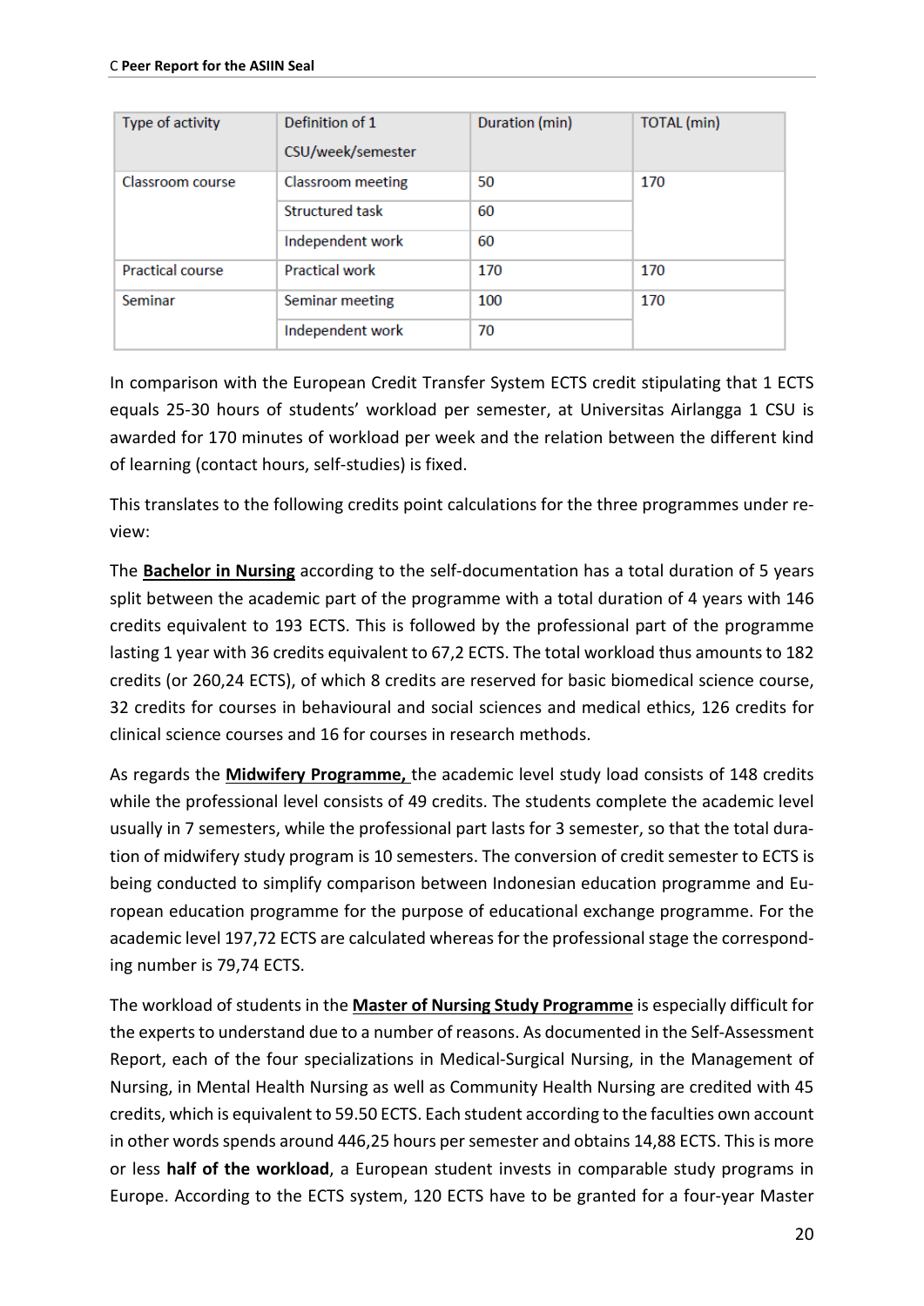| Type of activity | Definition of 1 CSU/week/semester | Duration (min) | TOTAL (min) |
|---|---|---|---|
| Classroom course | Classroom meeting | 50 | 170 |
| | Structured task | 60 | |
| | Independent work | 60 | |
| Practical course | Practical work | 170 | 170 |
| Seminar | Seminar meeting | 100 | 170 |
| | Independent work | 70 | |

In comparison with the European Credit Transfer System ECTS credit stipulating that 1 ECTS equals 25-30 hours of students' workload per semester, at Universitas Airlangga 1 CSU is awarded for 170 minutes of workload per week and the relation between the different kind of learning (contact hours, self-studies) is fixed.

This translates to the following credits point calculations for the three programmes under review:

The **Bachelor in Nursing** according to the self-documentation has a total duration of 5 years split between the academic part of the programme with a total duration of 4 years with 146 credits equivalent to 193 ECTS. This is followed by the professional part of the programme lasting 1 year with 36 credits equivalent to 67,2 ECTS. The total workload thus amounts to 182 credits (or 260,24 ECTS), of which 8 credits are reserved for basic biomedical science course, 32 credits for courses in behavioural and social sciences and medical ethics, 126 credits for clinical science courses and 16 for courses in research methods.

As regards the **Midwifery Programme,** the academic level study load consists of 148 credits while the professional level consists of 49 credits. The students complete the academic level usually in 7 semesters, while the professional part lasts for 3 semester, so that the total duration of midwifery study program is 10 semesters. The conversion of credit semester to ECTS is being conducted to simplify comparison between Indonesian education programme and European education programme for the purpose of educational exchange programme. For the academic level 197,72 ECTS are calculated whereas for the professional stage the corresponding number is 79,74 ECTS.

The workload of students in the **Master of Nursing Study Programme** is especially difficult for the experts to understand due to a number of reasons. As documented in the Self-Assessment Report, each of the four specializations in Medical-Surgical Nursing, in the Management of Nursing, in Mental Health Nursing as well as Community Health Nursing are credited with 45 credits, which is equivalent to 59.50 ECTS. Each student according to the faculties own account in other words spends around 446,25 hours per semester and obtains 14,88 ECTS. This is more or less **half of the workload**, a European student invests in comparable study programs in Europe. According to the ECTS system, 120 ECTS have to be granted for a four-year Master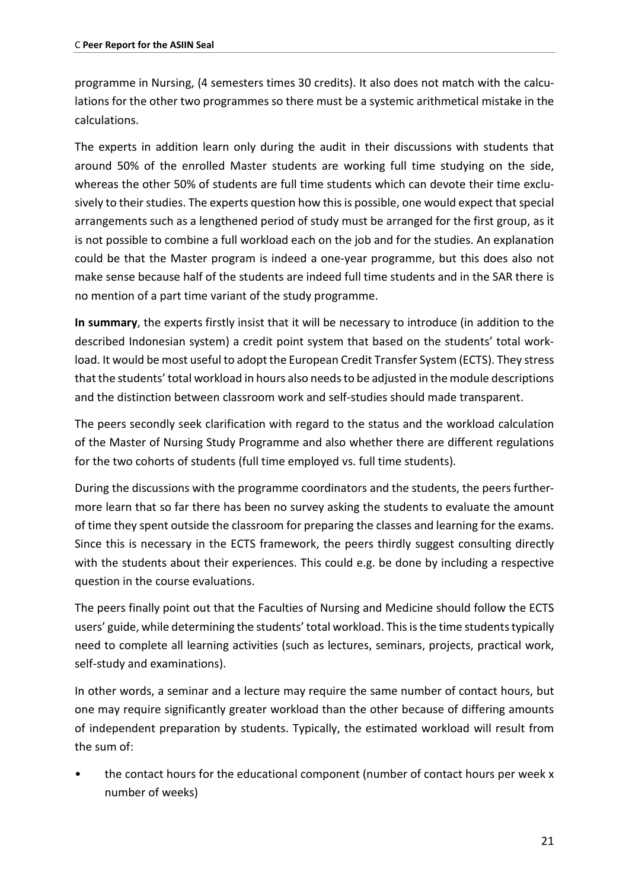programme in Nursing, (4 semesters times 30 credits). It also does not match with the calculations for the other two programmes so there must be a systemic arithmetical mistake in the calculations.

The experts in addition learn only during the audit in their discussions with students that around 50% of the enrolled Master students are working full time studying on the side, whereas the other 50% of students are full time students which can devote their time exclusively to their studies. The experts question how this is possible, one would expect that special arrangements such as a lengthened period of study must be arranged for the first group, as it is not possible to combine a full workload each on the job and for the studies. An explanation could be that the Master program is indeed a one-year programme, but this does also not make sense because half of the students are indeed full time students and in the SAR there is no mention of a part time variant of the study programme.

**In summary**, the experts firstly insist that it will be necessary to introduce (in addition to the described Indonesian system) a credit point system that based on the students' total workload. It would be most useful to adopt the European Credit Transfer System (ECTS). They stress that the students' total workload in hours also needs to be adjusted in the module descriptions and the distinction between classroom work and self-studies should made transparent.

The peers secondly seek clarification with regard to the status and the workload calculation of the Master of Nursing Study Programme and also whether there are different regulations for the two cohorts of students (full time employed vs. full time students).

During the discussions with the programme coordinators and the students, the peers furthermore learn that so far there has been no survey asking the students to evaluate the amount of time they spent outside the classroom for preparing the classes and learning for the exams. Since this is necessary in the ECTS framework, the peers thirdly suggest consulting directly with the students about their experiences. This could e.g. be done by including a respective question in the course evaluations.

The peers finally point out that the Faculties of Nursing and Medicine should follow the ECTS users' guide, while determining the students' total workload. This is the time students typically need to complete all learning activities (such as lectures, seminars, projects, practical work, self-study and examinations).

In other words, a seminar and a lecture may require the same number of contact hours, but one may require significantly greater workload than the other because of differing amounts of independent preparation by students. Typically, the estimated workload will result from the sum of:

- the contact hours for the educational component (number of contact hours per week x number of weeks)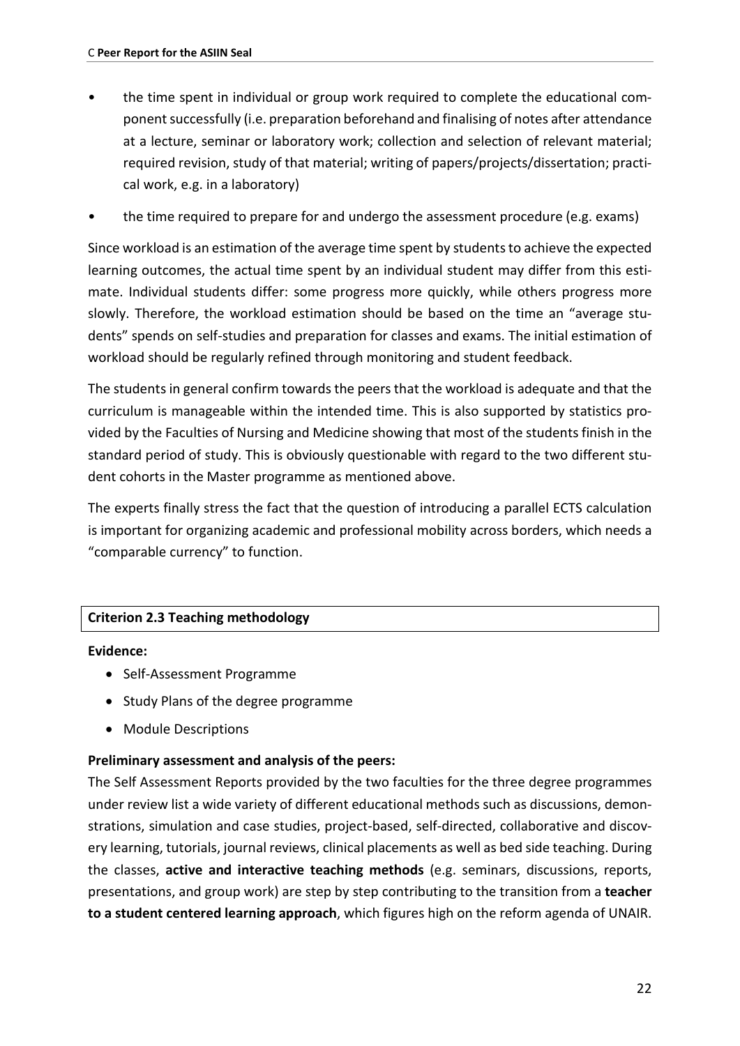- the time spent in individual or group work required to complete the educational component successfully (i.e. preparation beforehand and finalising of notes after attendance at a lecture, seminar or laboratory work; collection and selection of relevant material; required revision, study of that material; writing of papers/projects/dissertation; practical work, e.g. in a laboratory)
- the time required to prepare for and undergo the assessment procedure (e.g. exams)

Since workload is an estimation of the average time spent by students to achieve the expected learning outcomes, the actual time spent by an individual student may differ from this estimate. Individual students differ: some progress more quickly, while others progress more slowly. Therefore, the workload estimation should be based on the time an "average students" spends on self-studies and preparation for classes and exams. The initial estimation of workload should be regularly refined through monitoring and student feedback.

The students in general confirm towards the peers that the workload is adequate and that the curriculum is manageable within the intended time. This is also supported by statistics provided by the Faculties of Nursing and Medicine showing that most of the students finish in the standard period of study. This is obviously questionable with regard to the two different student cohorts in the Master programme as mentioned above.

The experts finally stress the fact that the question of introducing a parallel ECTS calculation is important for organizing academic and professional mobility across borders, which needs a "comparable currency" to function.

| **Criterion 2.3 Teaching methodology** |
| --- |

**Evidence:**

- Self-Assessment Programme
- Study Plans of the degree programme
- Module Descriptions

**Preliminary assessment and analysis of the peers:**

The Self Assessment Reports provided by the two faculties for the three degree programmes under review list a wide variety of different educational methods such as discussions, demonstrations, simulation and case studies, project-based, self-directed, collaborative and discovery learning, tutorials, journal reviews, clinical placements as well as bed side teaching. During the classes, **active and interactive teaching methods** (e.g. seminars, discussions, reports, presentations, and group work) are step by step contributing to the transition from a **teacher to a student centered learning approach**, which figures high on the reform agenda of UNAIR.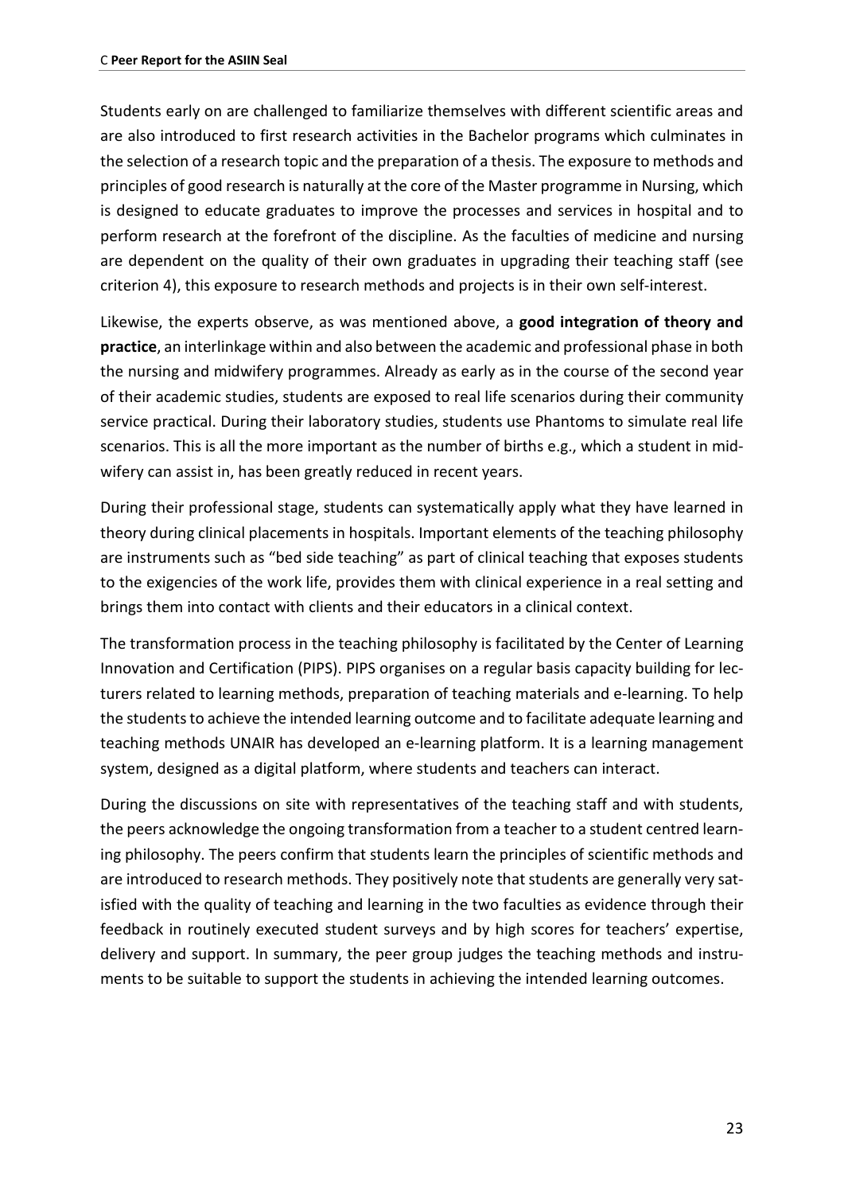Students early on are challenged to familiarize themselves with different scientific areas and are also introduced to first research activities in the Bachelor programs which culminates in the selection of a research topic and the preparation of a thesis. The exposure to methods and principles of good research is naturally at the core of the Master programme in Nursing, which is designed to educate graduates to improve the processes and services in hospital and to perform research at the forefront of the discipline. As the faculties of medicine and nursing are dependent on the quality of their own graduates in upgrading their teaching staff (see criterion 4), this exposure to research methods and projects is in their own self-interest.

Likewise, the experts observe, as was mentioned above, a **good integration of theory and practice**, an interlinkage within and also between the academic and professional phase in both the nursing and midwifery programmes. Already as early as in the course of the second year of their academic studies, students are exposed to real life scenarios during their community service practical. During their laboratory studies, students use Phantoms to simulate real life scenarios. This is all the more important as the number of births e.g., which a student in midwifery can assist in, has been greatly reduced in recent years.

During their professional stage, students can systematically apply what they have learned in theory during clinical placements in hospitals. Important elements of the teaching philosophy are instruments such as "bed side teaching" as part of clinical teaching that exposes students to the exigencies of the work life, provides them with clinical experience in a real setting and brings them into contact with clients and their educators in a clinical context.

The transformation process in the teaching philosophy is facilitated by the Center of Learning Innovation and Certification (PIPS). PIPS organises on a regular basis capacity building for lecturers related to learning methods, preparation of teaching materials and e-learning. To help the students to achieve the intended learning outcome and to facilitate adequate learning and teaching methods UNAIR has developed an e-learning platform. It is a learning management system, designed as a digital platform, where students and teachers can interact.

During the discussions on site with representatives of the teaching staff and with students, the peers acknowledge the ongoing transformation from a teacher to a student centred learning philosophy. The peers confirm that students learn the principles of scientific methods and are introduced to research methods. They positively note that students are generally very satisfied with the quality of teaching and learning in the two faculties as evidence through their feedback in routinely executed student surveys and by high scores for teachers' expertise, delivery and support. In summary, the peer group judges the teaching methods and instruments to be suitable to support the students in achieving the intended learning outcomes.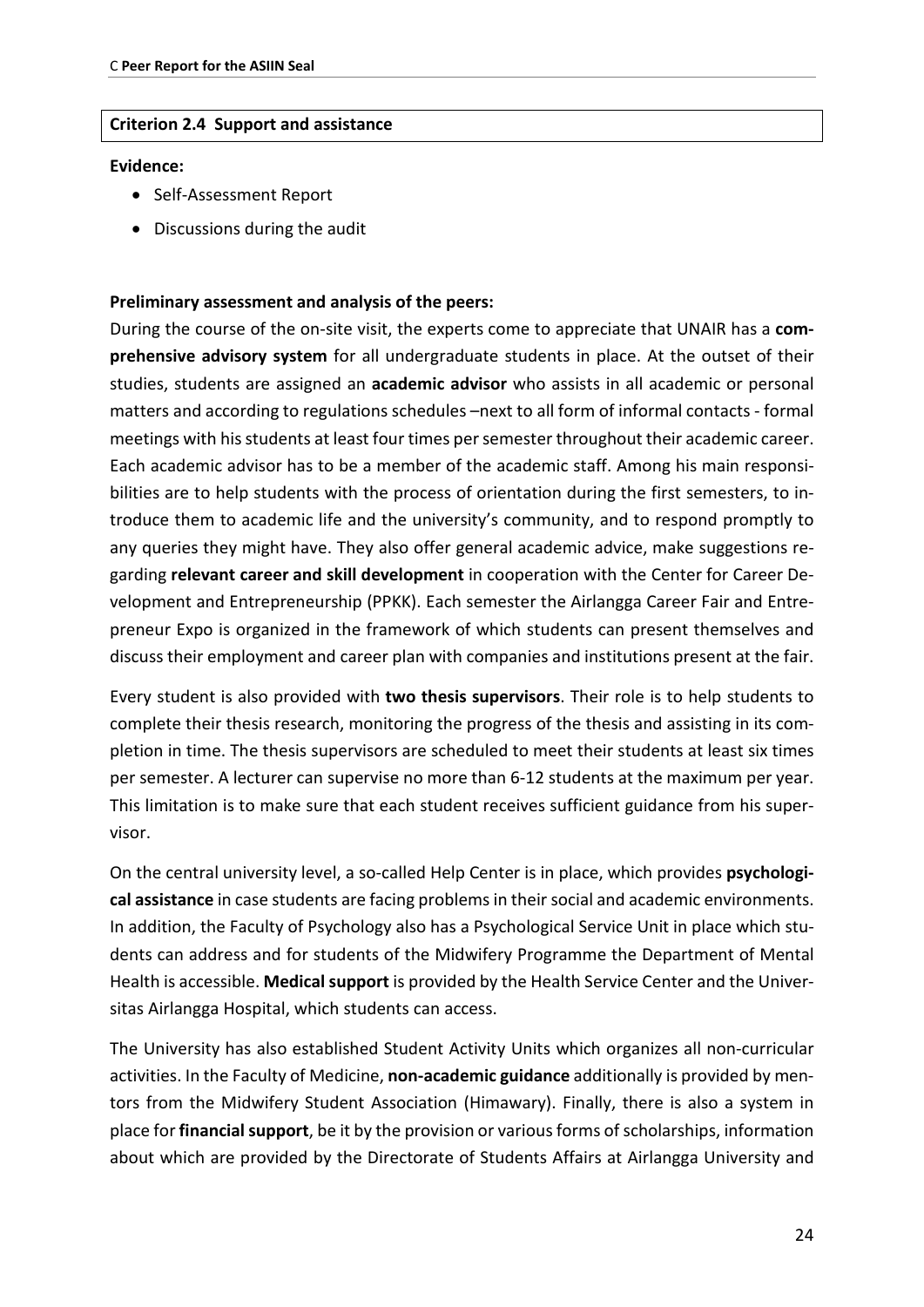**Criterion 2.4 Support and assistance**

**Evidence:**

- Self-Assessment Report
- Discussions during the audit

**Preliminary assessment and analysis of the peers:**

During the course of the on-site visit, the experts come to appreciate that UNAIR has a **comprehensive advisory system** for all undergraduate students in place. At the outset of their studies, students are assigned an **academic advisor** who assists in all academic or personal matters and according to regulations schedules –next to all form of informal contacts - formal meetings with his students at least four times per semester throughout their academic career. Each academic advisor has to be a member of the academic staff. Among his main responsibilities are to help students with the process of orientation during the first semesters, to introduce them to academic life and the university's community, and to respond promptly to any queries they might have. They also offer general academic advice, make suggestions regarding **relevant career and skill development** in cooperation with the Center for Career Development and Entrepreneurship (PPKK). Each semester the Airlangga Career Fair and Entrepreneur Expo is organized in the framework of which students can present themselves and discuss their employment and career plan with companies and institutions present at the fair.

Every student is also provided with **two thesis supervisors**. Their role is to help students to complete their thesis research, monitoring the progress of the thesis and assisting in its completion in time. The thesis supervisors are scheduled to meet their students at least six times per semester. A lecturer can supervise no more than 6-12 students at the maximum per year. This limitation is to make sure that each student receives sufficient guidance from his supervisor.

On the central university level, a so-called Help Center is in place, which provides **psychological assistance** in case students are facing problems in their social and academic environments. In addition, the Faculty of Psychology also has a Psychological Service Unit in place which students can address and for students of the Midwifery Programme the Department of Mental Health is accessible. **Medical support** is provided by the Health Service Center and the Universitas Airlangga Hospital, which students can access.

The University has also established Student Activity Units which organizes all non-curricular activities. In the Faculty of Medicine, **non-academic guidance** additionally is provided by mentors from the Midwifery Student Association (Himawary). Finally, there is also a system in place for **financial support**, be it by the provision or various forms of scholarships, information about which are provided by the Directorate of Students Affairs at Airlangga University and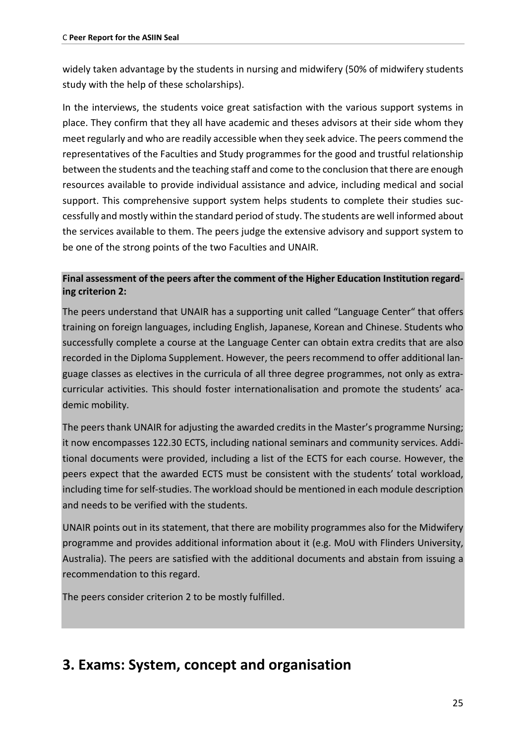widely taken advantage by the students in nursing and midwifery (50% of midwifery students study with the help of these scholarships).

In the interviews, the students voice great satisfaction with the various support systems in place. They confirm that they all have academic and theses advisors at their side whom they meet regularly and who are readily accessible when they seek advice. The peers commend the representatives of the Faculties and Study programmes for the good and trustful relationship between the students and the teaching staff and come to the conclusion that there are enough resources available to provide individual assistance and advice, including medical and social support. This comprehensive support system helps students to complete their studies successfully and mostly within the standard period of study. The students are well informed about the services available to them. The peers judge the extensive advisory and support system to be one of the strong points of the two Faculties and UNAIR.

**Final assessment of the peers after the comment of the Higher Education Institution regarding criterion 2:**

The peers understand that UNAIR has a supporting unit called "Language Center" that offers training on foreign languages, including English, Japanese, Korean and Chinese. Students who successfully complete a course at the Language Center can obtain extra credits that are also recorded in the Diploma Supplement. However, the peers recommend to offer additional language classes as electives in the curricula of all three degree programmes, not only as extracurricular activities. This should foster internationalisation and promote the students' academic mobility.

The peers thank UNAIR for adjusting the awarded credits in the Master's programme Nursing; it now encompasses 122.30 ECTS, including national seminars and community services. Additional documents were provided, including a list of the ECTS for each course. However, the peers expect that the awarded ECTS must be consistent with the students' total workload, including time for self-studies. The workload should be mentioned in each module description and needs to be verified with the students.

UNAIR points out in its statement, that there are mobility programmes also for the Midwifery programme and provides additional information about it (e.g. MoU with Flinders University, Australia). The peers are satisfied with the additional documents and abstain from issuing a recommendation to this regard.

The peers consider criterion 2 to be mostly fulfilled.

# 3. Exams: System, concept and organisation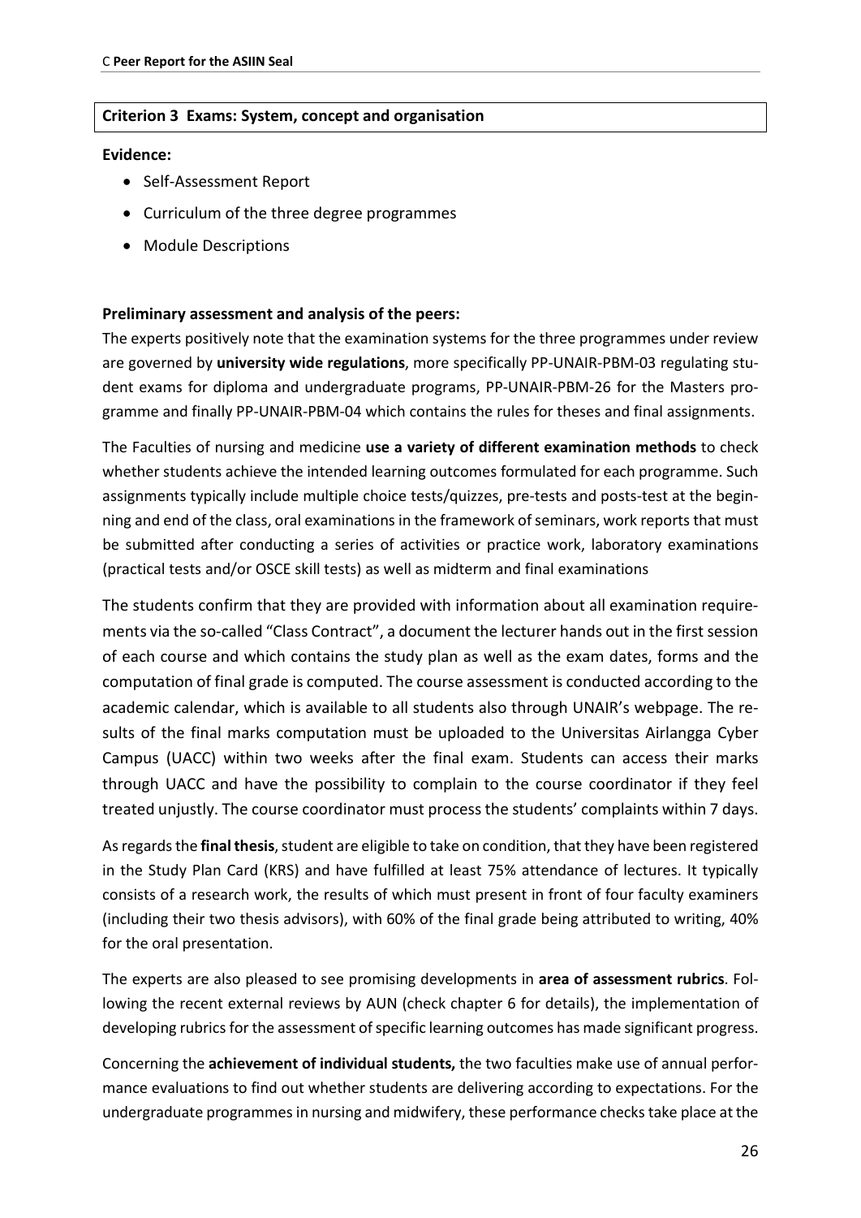**Criterion 3 Exams: System, concept and organisation**

**Evidence:**

- Self-Assessment Report
- Curriculum of the three degree programmes
- Module Descriptions

**Preliminary assessment and analysis of the peers:**

The experts positively note that the examination systems for the three programmes under review are governed by **university wide regulations**, more specifically PP-UNAIR-PBM-03 regulating student exams for diploma and undergraduate programs, PP-UNAIR-PBM-26 for the Masters programme and finally PP-UNAIR-PBM-04 which contains the rules for theses and final assignments.

The Faculties of nursing and medicine **use a variety of different examination methods** to check whether students achieve the intended learning outcomes formulated for each programme. Such assignments typically include multiple choice tests/quizzes, pre-tests and posts-test at the beginning and end of the class, oral examinations in the framework of seminars, work reports that must be submitted after conducting a series of activities or practice work, laboratory examinations (practical tests and/or OSCE skill tests) as well as midterm and final examinations

The students confirm that they are provided with information about all examination requirements via the so-called "Class Contract", a document the lecturer hands out in the first session of each course and which contains the study plan as well as the exam dates, forms and the computation of final grade is computed. The course assessment is conducted according to the academic calendar, which is available to all students also through UNAIR's webpage. The results of the final marks computation must be uploaded to the Universitas Airlangga Cyber Campus (UACC) within two weeks after the final exam. Students can access their marks through UACC and have the possibility to complain to the course coordinator if they feel treated unjustly. The course coordinator must process the students' complaints within 7 days.

As regards the **final thesis**, student are eligible to take on condition, that they have been registered in the Study Plan Card (KRS) and have fulfilled at least 75% attendance of lectures. It typically consists of a research work, the results of which must present in front of four faculty examiners (including their two thesis advisors), with 60% of the final grade being attributed to writing, 40% for the oral presentation.

The experts are also pleased to see promising developments in **area of assessment rubrics**. Following the recent external reviews by AUN (check chapter 6 for details), the implementation of developing rubrics for the assessment of specific learning outcomes has made significant progress.

Concerning the **achievement of individual students,** the two faculties make use of annual performance evaluations to find out whether students are delivering according to expectations. For the undergraduate programmes in nursing and midwifery, these performance checks take place at the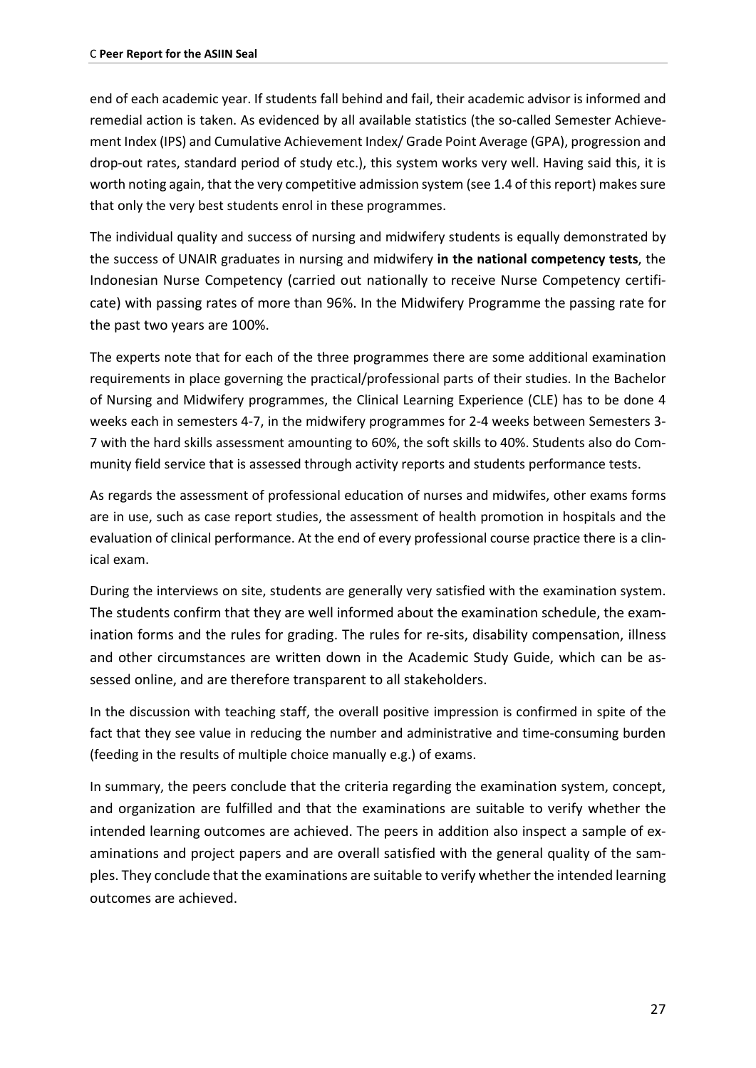end of each academic year. If students fall behind and fail, their academic advisor is informed and remedial action is taken. As evidenced by all available statistics (the so-called Semester Achievement Index (IPS) and Cumulative Achievement Index/ Grade Point Average (GPA), progression and drop-out rates, standard period of study etc.), this system works very well. Having said this, it is worth noting again, that the very competitive admission system (see 1.4 of this report) makes sure that only the very best students enrol in these programmes.

The individual quality and success of nursing and midwifery students is equally demonstrated by the success of UNAIR graduates in nursing and midwifery **in the national competency tests**, the Indonesian Nurse Competency (carried out nationally to receive Nurse Competency certificate) with passing rates of more than 96%. In the Midwifery Programme the passing rate for the past two years are 100%.

The experts note that for each of the three programmes there are some additional examination requirements in place governing the practical/professional parts of their studies. In the Bachelor of Nursing and Midwifery programmes, the Clinical Learning Experience (CLE) has to be done 4 weeks each in semesters 4-7, in the midwifery programmes for 2-4 weeks between Semesters 3-7 with the hard skills assessment amounting to 60%, the soft skills to 40%. Students also do Community field service that is assessed through activity reports and students performance tests.

As regards the assessment of professional education of nurses and midwifes, other exams forms are in use, such as case report studies, the assessment of health promotion in hospitals and the evaluation of clinical performance. At the end of every professional course practice there is a clinical exam.

During the interviews on site, students are generally very satisfied with the examination system. The students confirm that they are well informed about the examination schedule, the examination forms and the rules for grading. The rules for re-sits, disability compensation, illness and other circumstances are written down in the Academic Study Guide, which can be assessed online, and are therefore transparent to all stakeholders.

In the discussion with teaching staff, the overall positive impression is confirmed in spite of the fact that they see value in reducing the number and administrative and time-consuming burden (feeding in the results of multiple choice manually e.g.) of exams.

In summary, the peers conclude that the criteria regarding the examination system, concept, and organization are fulfilled and that the examinations are suitable to verify whether the intended learning outcomes are achieved. The peers in addition also inspect a sample of examinations and project papers and are overall satisfied with the general quality of the samples. They conclude that the examinations are suitable to verify whether the intended learning outcomes are achieved.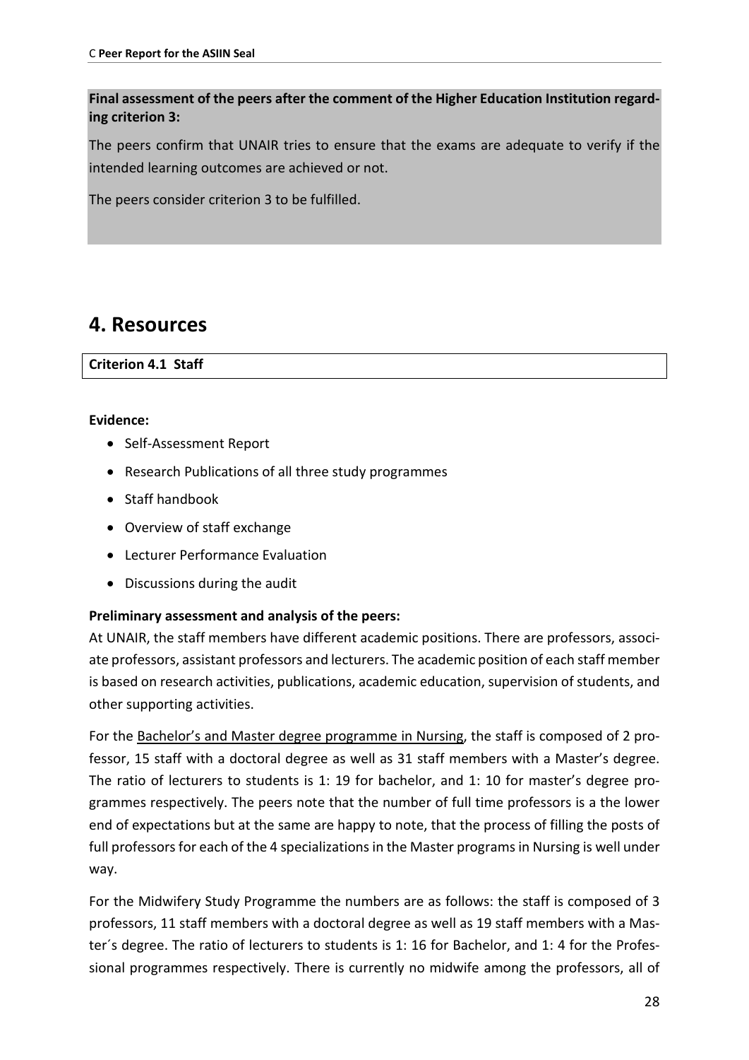**Final assessment of the peers after the comment of the Higher Education Institution regarding criterion 3:**

The peers confirm that UNAIR tries to ensure that the exams are adequate to verify if the intended learning outcomes are achieved or not.

The peers consider criterion 3 to be fulfilled.

# 4. Resources

**Criterion 4.1 Staff**

**Evidence:**

- Self-Assessment Report
- Research Publications of all three study programmes
- Staff handbook
- Overview of staff exchange
- Lecturer Performance Evaluation
- Discussions during the audit

**Preliminary assessment and analysis of the peers:**

At UNAIR, the staff members have different academic positions. There are professors, associate professors, assistant professors and lecturers. The academic position of each staff member is based on research activities, publications, academic education, supervision of students, and other supporting activities.

For the Bachelor's and Master degree programme in Nursing, the staff is composed of 2 professor, 15 staff with a doctoral degree as well as 31 staff members with a Master's degree. The ratio of lecturers to students is 1: 19 for bachelor, and 1: 10 for master's degree programmes respectively. The peers note that the number of full time professors is a the lower end of expectations but at the same are happy to note, that the process of filling the posts of full professors for each of the 4 specializations in the Master programs in Nursing is well under way.

For the Midwifery Study Programme the numbers are as follows: the staff is composed of 3 professors, 11 staff members with a doctoral degree as well as 19 staff members with a Master´s degree. The ratio of lecturers to students is 1: 16 for Bachelor, and 1: 4 for the Professional programmes respectively. There is currently no midwife among the professors, all of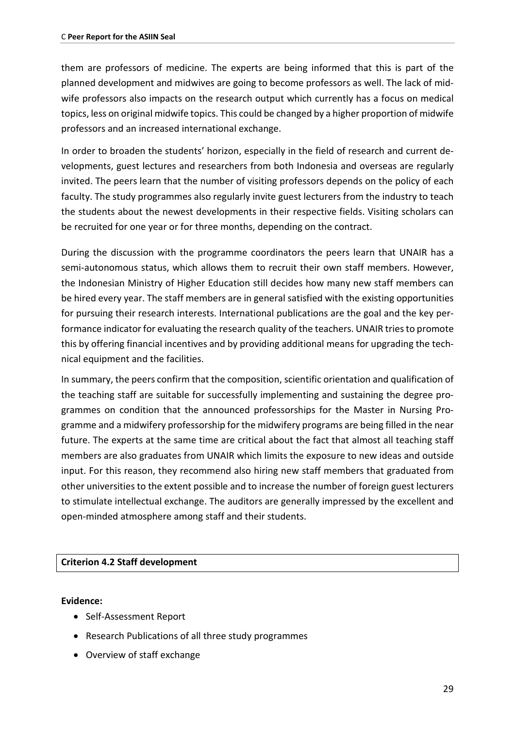them are professors of medicine. The experts are being informed that this is part of the planned development and midwives are going to become professors as well. The lack of midwife professors also impacts on the research output which currently has a focus on medical topics, less on original midwife topics. This could be changed by a higher proportion of midwife professors and an increased international exchange.

In order to broaden the students' horizon, especially in the field of research and current developments, guest lectures and researchers from both Indonesia and overseas are regularly invited. The peers learn that the number of visiting professors depends on the policy of each faculty. The study programmes also regularly invite guest lecturers from the industry to teach the students about the newest developments in their respective fields. Visiting scholars can be recruited for one year or for three months, depending on the contract.

During the discussion with the programme coordinators the peers learn that UNAIR has a semi-autonomous status, which allows them to recruit their own staff members. However, the Indonesian Ministry of Higher Education still decides how many new staff members can be hired every year. The staff members are in general satisfied with the existing opportunities for pursuing their research interests. International publications are the goal and the key performance indicator for evaluating the research quality of the teachers. UNAIR tries to promote this by offering financial incentives and by providing additional means for upgrading the technical equipment and the facilities.

In summary, the peers confirm that the composition, scientific orientation and qualification of the teaching staff are suitable for successfully implementing and sustaining the degree programmes on condition that the announced professorships for the Master in Nursing Programme and a midwifery professorship for the midwifery programs are being filled in the near future. The experts at the same time are critical about the fact that almost all teaching staff members are also graduates from UNAIR which limits the exposure to new ideas and outside input. For this reason, they recommend also hiring new staff members that graduated from other universities to the extent possible and to increase the number of foreign guest lecturers to stimulate intellectual exchange. The auditors are generally impressed by the excellent and open-minded atmosphere among staff and their students.

**Criterion 4.2 Staff development**

**Evidence:**

- Self-Assessment Report
- Research Publications of all three study programmes
- Overview of staff exchange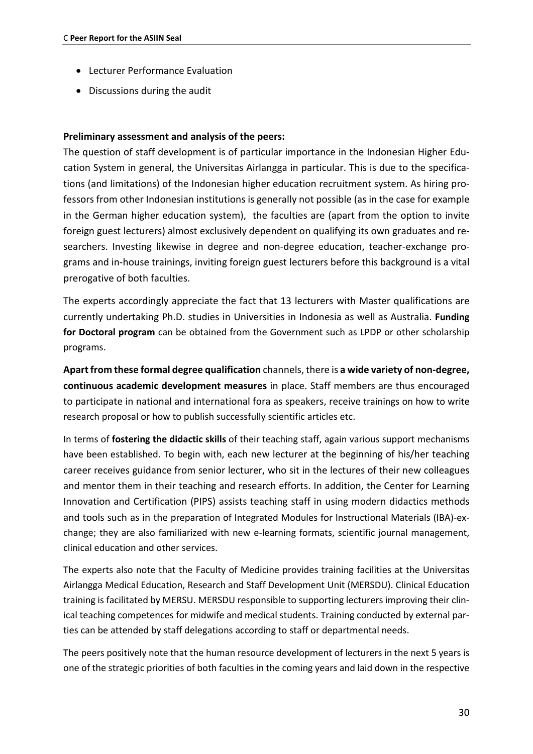- Lecturer Performance Evaluation
- Discussions during the audit

**Preliminary assessment and analysis of the peers:**

The question of staff development is of particular importance in the Indonesian Higher Education System in general, the Universitas Airlangga in particular. This is due to the specifications (and limitations) of the Indonesian higher education recruitment system. As hiring professors from other Indonesian institutions is generally not possible (as in the case for example in the German higher education system), the faculties are (apart from the option to invite foreign guest lecturers) almost exclusively dependent on qualifying its own graduates and researchers. Investing likewise in degree and non-degree education, teacher-exchange programs and in-house trainings, inviting foreign guest lecturers before this background is a vital prerogative of both faculties.

The experts accordingly appreciate the fact that 13 lecturers with Master qualifications are currently undertaking Ph.D. studies in Universities in Indonesia as well as Australia. **Funding for Doctoral program** can be obtained from the Government such as LPDP or other scholarship programs.

**Apart from these formal degree qualification** channels, there is **a wide variety of non-degree, continuous academic development measures** in place. Staff members are thus encouraged to participate in national and international fora as speakers, receive trainings on how to write research proposal or how to publish successfully scientific articles etc.

In terms of **fostering the didactic skills** of their teaching staff, again various support mechanisms have been established. To begin with, each new lecturer at the beginning of his/her teaching career receives guidance from senior lecturer, who sit in the lectures of their new colleagues and mentor them in their teaching and research efforts. In addition, the Center for Learning Innovation and Certification (PIPS) assists teaching staff in using modern didactics methods and tools such as in the preparation of Integrated Modules for Instructional Materials (IBA)-exchange; they are also familiarized with new e-learning formats, scientific journal management, clinical education and other services.

The experts also note that the Faculty of Medicine provides training facilities at the Universitas Airlangga Medical Education, Research and Staff Development Unit (MERSDU). Clinical Education training is facilitated by MERSU. MERSDU responsible to supporting lecturers improving their clinical teaching competences for midwife and medical students. Training conducted by external parties can be attended by staff delegations according to staff or departmental needs.

The peers positively note that the human resource development of lecturers in the next 5 years is one of the strategic priorities of both faculties in the coming years and laid down in the respective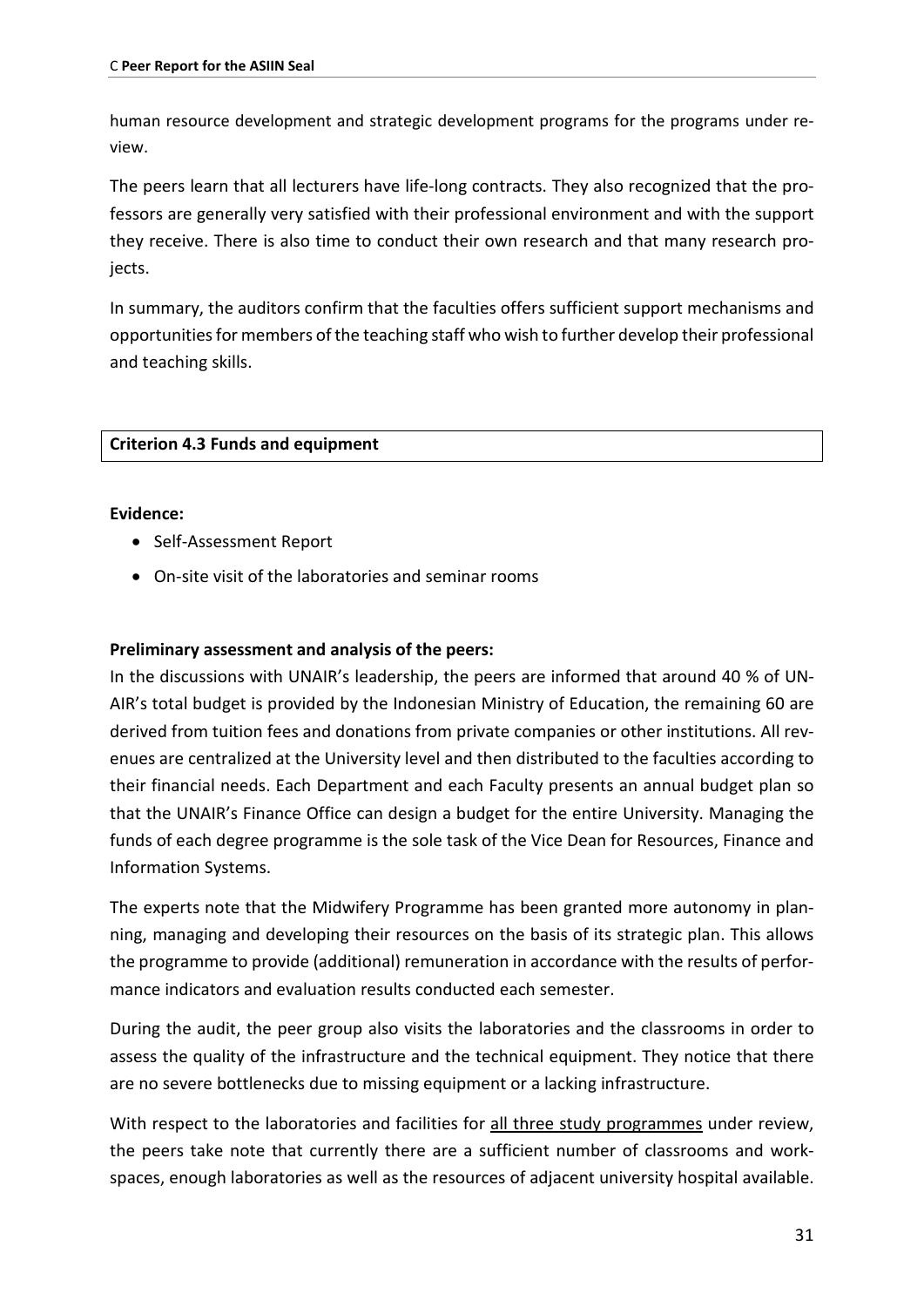human resource development and strategic development programs for the programs under review.

The peers learn that all lecturers have life-long contracts. They also recognized that the professors are generally very satisfied with their professional environment and with the support they receive. There is also time to conduct their own research and that many research projects.

In summary, the auditors confirm that the faculties offers sufficient support mechanisms and opportunities for members of the teaching staff who wish to further develop their professional and teaching skills.

| **Criterion 4.3 Funds and equipment** |
|---|

**Evidence:**

- Self-Assessment Report
- On-site visit of the laboratories and seminar rooms

**Preliminary assessment and analysis of the peers:**

In the discussions with UNAIR's leadership, the peers are informed that around 40 % of UNAIR's total budget is provided by the Indonesian Ministry of Education, the remaining 60 are derived from tuition fees and donations from private companies or other institutions. All revenues are centralized at the University level and then distributed to the faculties according to their financial needs. Each Department and each Faculty presents an annual budget plan so that the UNAIR's Finance Office can design a budget for the entire University. Managing the funds of each degree programme is the sole task of the Vice Dean for Resources, Finance and Information Systems.

The experts note that the Midwifery Programme has been granted more autonomy in planning, managing and developing their resources on the basis of its strategic plan. This allows the programme to provide (additional) remuneration in accordance with the results of performance indicators and evaluation results conducted each semester.

During the audit, the peer group also visits the laboratories and the classrooms in order to assess the quality of the infrastructure and the technical equipment. They notice that there are no severe bottlenecks due to missing equipment or a lacking infrastructure.

With respect to the laboratories and facilities for <u>all three study programmes</u> under review, the peers take note that currently there are a sufficient number of classrooms and workspaces, enough laboratories as well as the resources of adjacent university hospital available.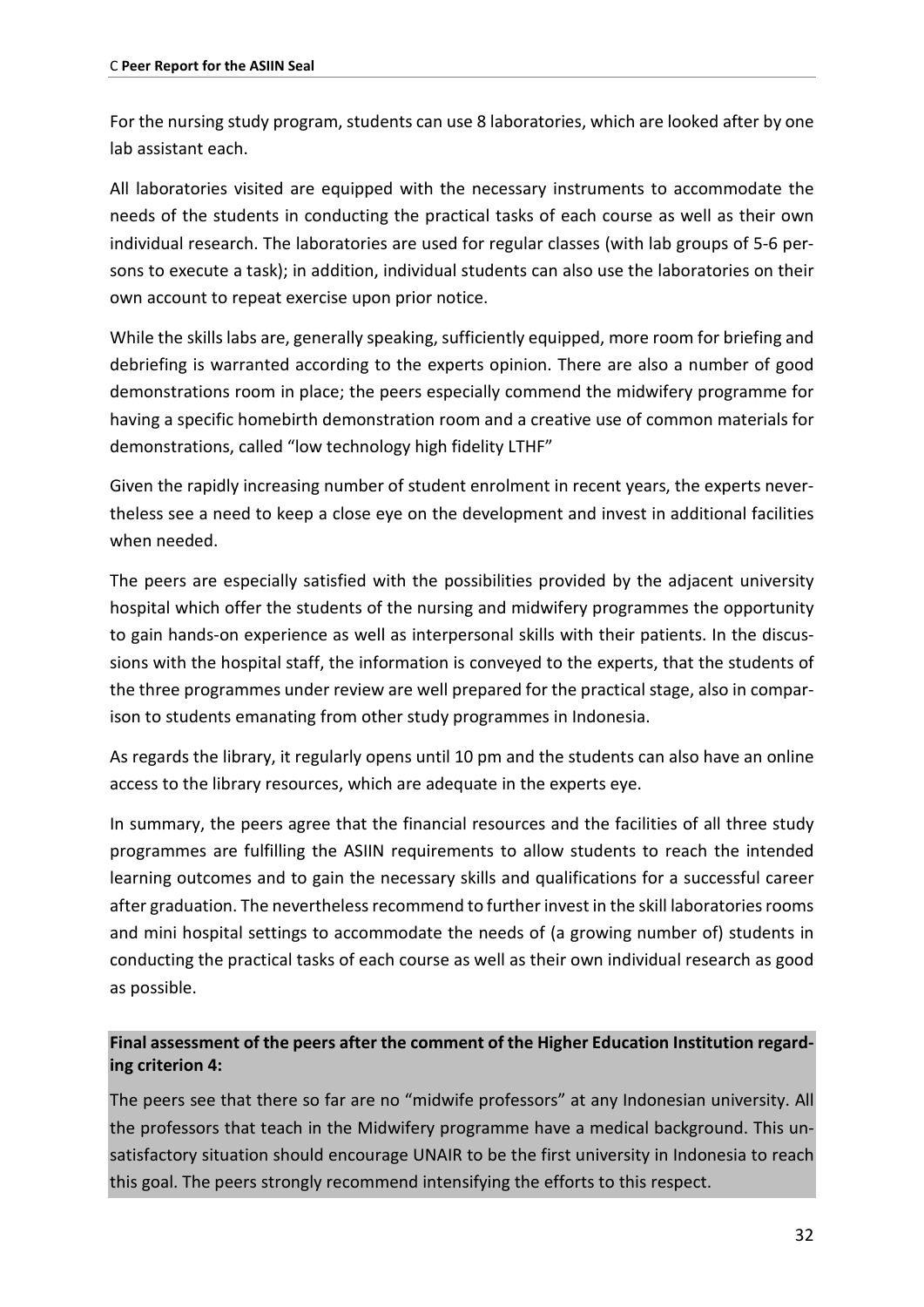For the nursing study program, students can use 8 laboratories, which are looked after by one lab assistant each.

All laboratories visited are equipped with the necessary instruments to accommodate the needs of the students in conducting the practical tasks of each course as well as their own individual research. The laboratories are used for regular classes (with lab groups of 5-6 persons to execute a task); in addition, individual students can also use the laboratories on their own account to repeat exercise upon prior notice.

While the skills labs are, generally speaking, sufficiently equipped, more room for briefing and debriefing is warranted according to the experts opinion. There are also a number of good demonstrations room in place; the peers especially commend the midwifery programme for having a specific homebirth demonstration room and a creative use of common materials for demonstrations, called "low technology high fidelity LTHF"

Given the rapidly increasing number of student enrolment in recent years, the experts nevertheless see a need to keep a close eye on the development and invest in additional facilities when needed.

The peers are especially satisfied with the possibilities provided by the adjacent university hospital which offer the students of the nursing and midwifery programmes the opportunity to gain hands-on experience as well as interpersonal skills with their patients. In the discussions with the hospital staff, the information is conveyed to the experts, that the students of the three programmes under review are well prepared for the practical stage, also in comparison to students emanating from other study programmes in Indonesia.

As regards the library, it regularly opens until 10 pm and the students can also have an online access to the library resources, which are adequate in the experts eye.

In summary, the peers agree that the financial resources and the facilities of all three study programmes are fulfilling the ASIIN requirements to allow students to reach the intended learning outcomes and to gain the necessary skills and qualifications for a successful career after graduation. The nevertheless recommend to further invest in the skill laboratories rooms and mini hospital settings to accommodate the needs of (a growing number of) students in conducting the practical tasks of each course as well as their own individual research as good as possible.

**Final assessment of the peers after the comment of the Higher Education Institution regarding criterion 4:**

The peers see that there so far are no "midwife professors" at any Indonesian university. All the professors that teach in the Midwifery programme have a medical background. This unsatisfactory situation should encourage UNAIR to be the first university in Indonesia to reach this goal. The peers strongly recommend intensifying the efforts to this respect.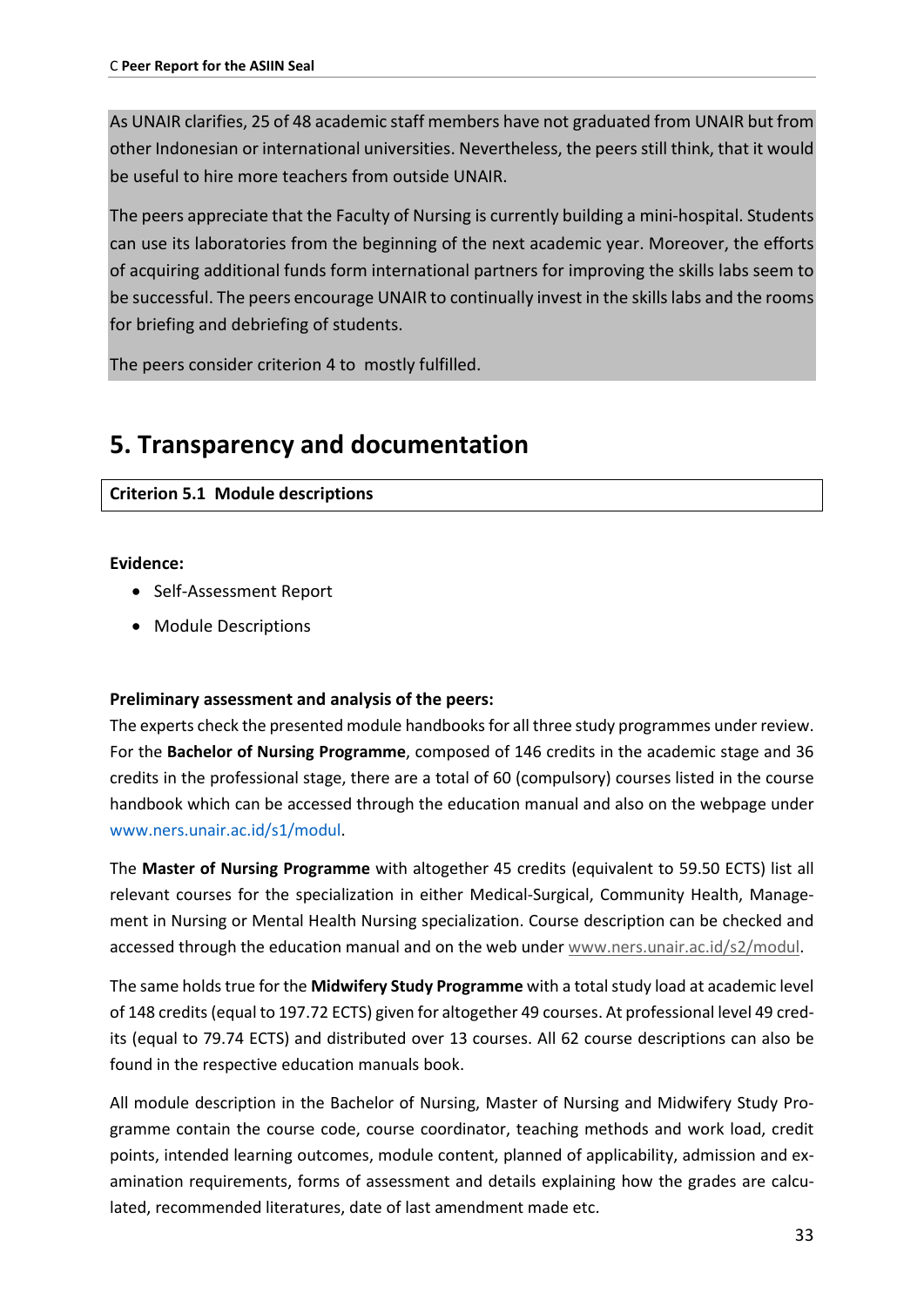As UNAIR clarifies, 25 of 48 academic staff members have not graduated from UNAIR but from other Indonesian or international universities. Nevertheless, the peers still think, that it would be useful to hire more teachers from outside UNAIR.

The peers appreciate that the Faculty of Nursing is currently building a mini-hospital. Students can use its laboratories from the beginning of the next academic year. Moreover, the efforts of acquiring additional funds form international partners for improving the skills labs seem to be successful. The peers encourage UNAIR to continually invest in the skills labs and the rooms for briefing and debriefing of students.

The peers consider criterion 4 to mostly fulfilled.

# 5. Transparency and documentation

**Criterion 5.1 Module descriptions**

**Evidence:**

- Self-Assessment Report
- Module Descriptions

**Preliminary assessment and analysis of the peers:**

The experts check the presented module handbooks for all three study programmes under review. For the **Bachelor of Nursing Programme**, composed of 146 credits in the academic stage and 36 credits in the professional stage, there are a total of 60 (compulsory) courses listed in the course handbook which can be accessed through the education manual and also on the webpage under www.ners.unair.ac.id/s1/modul.

The **Master of Nursing Programme** with altogether 45 credits (equivalent to 59.50 ECTS) list all relevant courses for the specialization in either Medical-Surgical, Community Health, Management in Nursing or Mental Health Nursing specialization. Course description can be checked and accessed through the education manual and on the web under www.ners.unair.ac.id/s2/modul.

The same holds true for the **Midwifery Study Programme** with a total study load at academic level of 148 credits (equal to 197.72 ECTS) given for altogether 49 courses. At professional level 49 credits (equal to 79.74 ECTS) and distributed over 13 courses. All 62 course descriptions can also be found in the respective education manuals book.

All module description in the Bachelor of Nursing, Master of Nursing and Midwifery Study Programme contain the course code, course coordinator, teaching methods and work load, credit points, intended learning outcomes, module content, planned of applicability, admission and examination requirements, forms of assessment and details explaining how the grades are calculated, recommended literatures, date of last amendment made etc.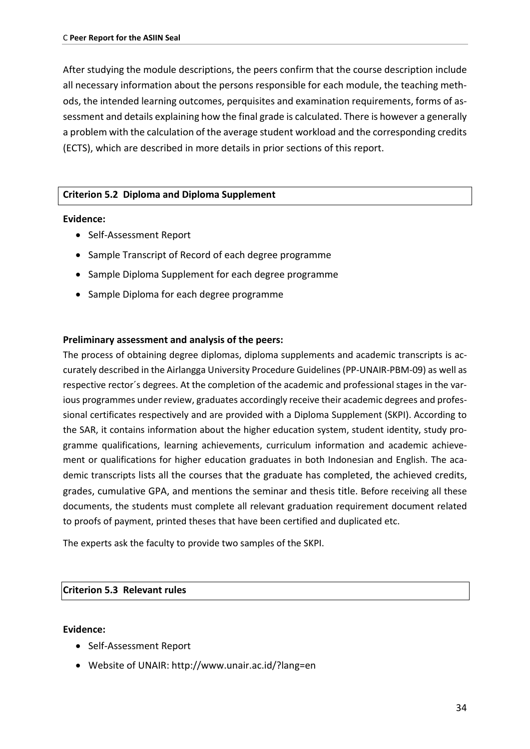After studying the module descriptions, the peers confirm that the course description include all necessary information about the persons responsible for each module, the teaching methods, the intended learning outcomes, perquisites and examination requirements, forms of assessment and details explaining how the final grade is calculated. There is however a generally a problem with the calculation of the average student workload and the corresponding credits (ECTS), which are described in more details in prior sections of this report.

### Criterion 5.2 Diploma and Diploma Supplement

**Evidence:**

- Self-Assessment Report
- Sample Transcript of Record of each degree programme
- Sample Diploma Supplement for each degree programme
- Sample Diploma for each degree programme

**Preliminary assessment and analysis of the peers:**

The process of obtaining degree diplomas, diploma supplements and academic transcripts is accurately described in the Airlangga University Procedure Guidelines (PP-UNAIR-PBM-09) as well as respective rector´s degrees. At the completion of the academic and professional stages in the various programmes under review, graduates accordingly receive their academic degrees and professional certificates respectively and are provided with a Diploma Supplement (SKPI). According to the SAR, it contains information about the higher education system, student identity, study programme qualifications, learning achievements, curriculum information and academic achievement or qualifications for higher education graduates in both Indonesian and English. The academic transcripts lists all the courses that the graduate has completed, the achieved credits, grades, cumulative GPA, and mentions the seminar and thesis title. Before receiving all these documents, the students must complete all relevant graduation requirement document related to proofs of payment, printed theses that have been certified and duplicated etc.

The experts ask the faculty to provide two samples of the SKPI.

### Criterion 5.3 Relevant rules

**Evidence:**

- Self-Assessment Report
- Website of UNAIR: http://www.unair.ac.id/?lang=en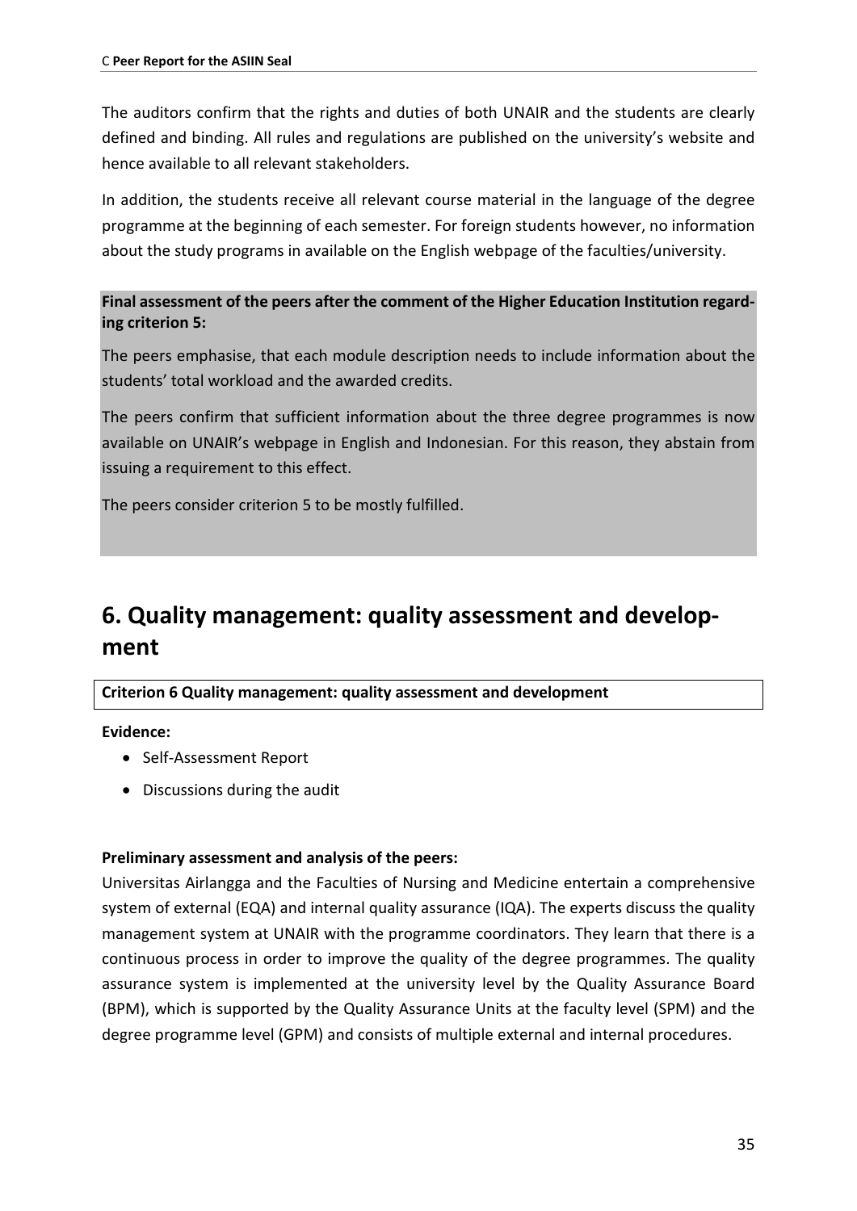The auditors confirm that the rights and duties of both UNAIR and the students are clearly defined and binding. All rules and regulations are published on the university's website and hence available to all relevant stakeholders.

In addition, the students receive all relevant course material in the language of the degree programme at the beginning of each semester. For foreign students however, no information about the study programs in available on the English webpage of the faculties/university.

**Final assessment of the peers after the comment of the Higher Education Institution regarding criterion 5:**

The peers emphasise, that each module description needs to include information about the students' total workload and the awarded credits.

The peers confirm that sufficient information about the three degree programmes is now available on UNAIR's webpage in English and Indonesian. For this reason, they abstain from issuing a requirement to this effect.

The peers consider criterion 5 to be mostly fulfilled.

# 6. Quality management: quality assessment and development

**Criterion 6 Quality management: quality assessment and development**

**Evidence:**

- Self-Assessment Report
- Discussions during the audit

**Preliminary assessment and analysis of the peers:**

Universitas Airlangga and the Faculties of Nursing and Medicine entertain a comprehensive system of external (EQA) and internal quality assurance (IQA). The experts discuss the quality management system at UNAIR with the programme coordinators. They learn that there is a continuous process in order to improve the quality of the degree programmes. The quality assurance system is implemented at the university level by the Quality Assurance Board (BPM), which is supported by the Quality Assurance Units at the faculty level (SPM) and the degree programme level (GPM) and consists of multiple external and internal procedures.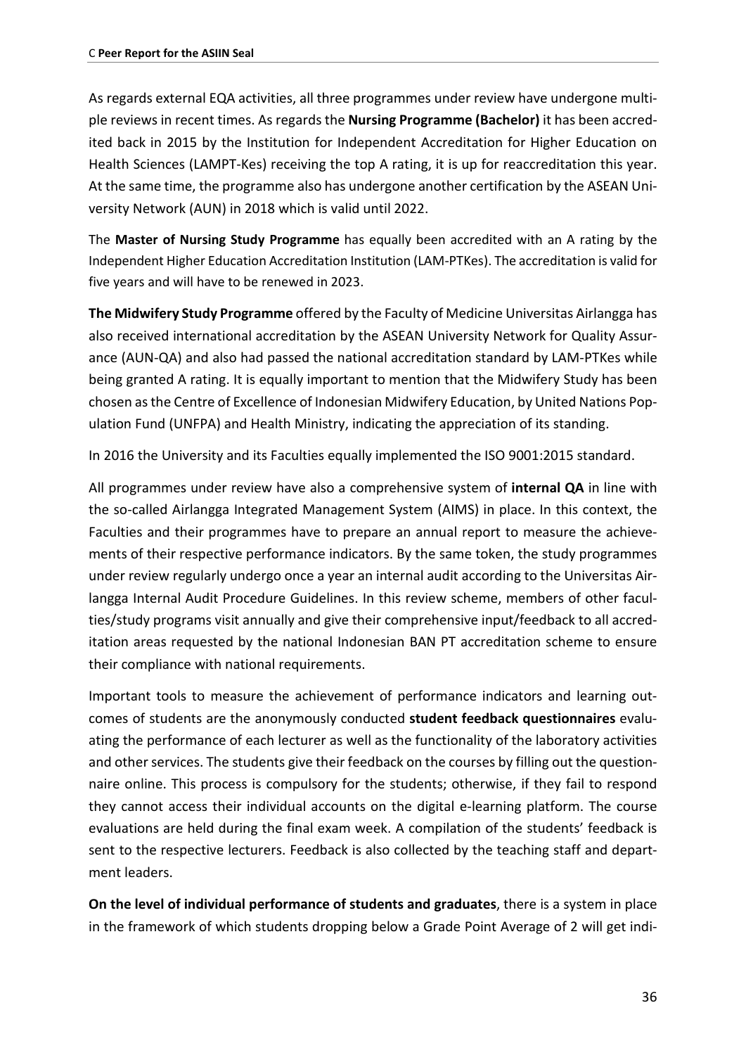As regards external EQA activities, all three programmes under review have undergone multiple reviews in recent times. As regards the **Nursing Programme (Bachelor)** it has been accredited back in 2015 by the Institution for Independent Accreditation for Higher Education on Health Sciences (LAMPT-Kes) receiving the top A rating, it is up for reaccreditation this year. At the same time, the programme also has undergone another certification by the ASEAN University Network (AUN) in 2018 which is valid until 2022.

The **Master of Nursing Study Programme** has equally been accredited with an A rating by the Independent Higher Education Accreditation Institution (LAM-PTKes). The accreditation is valid for five years and will have to be renewed in 2023.

**The Midwifery Study Programme** offered by the Faculty of Medicine Universitas Airlangga has also received international accreditation by the ASEAN University Network for Quality Assurance (AUN-QA) and also had passed the national accreditation standard by LAM-PTKes while being granted A rating. It is equally important to mention that the Midwifery Study has been chosen as the Centre of Excellence of Indonesian Midwifery Education, by United Nations Population Fund (UNFPA) and Health Ministry, indicating the appreciation of its standing.

In 2016 the University and its Faculties equally implemented the ISO 9001:2015 standard.

All programmes under review have also a comprehensive system of **internal QA** in line with the so-called Airlangga Integrated Management System (AIMS) in place. In this context, the Faculties and their programmes have to prepare an annual report to measure the achievements of their respective performance indicators. By the same token, the study programmes under review regularly undergo once a year an internal audit according to the Universitas Airlangga Internal Audit Procedure Guidelines. In this review scheme, members of other faculties/study programs visit annually and give their comprehensive input/feedback to all accreditation areas requested by the national Indonesian BAN PT accreditation scheme to ensure their compliance with national requirements.

Important tools to measure the achievement of performance indicators and learning outcomes of students are the anonymously conducted **student feedback questionnaires** evaluating the performance of each lecturer as well as the functionality of the laboratory activities and other services. The students give their feedback on the courses by filling out the questionnaire online. This process is compulsory for the students; otherwise, if they fail to respond they cannot access their individual accounts on the digital e-learning platform. The course evaluations are held during the final exam week. A compilation of the students' feedback is sent to the respective lecturers. Feedback is also collected by the teaching staff and department leaders.

**On the level of individual performance of students and graduates**, there is a system in place in the framework of which students dropping below a Grade Point Average of 2 will get indi-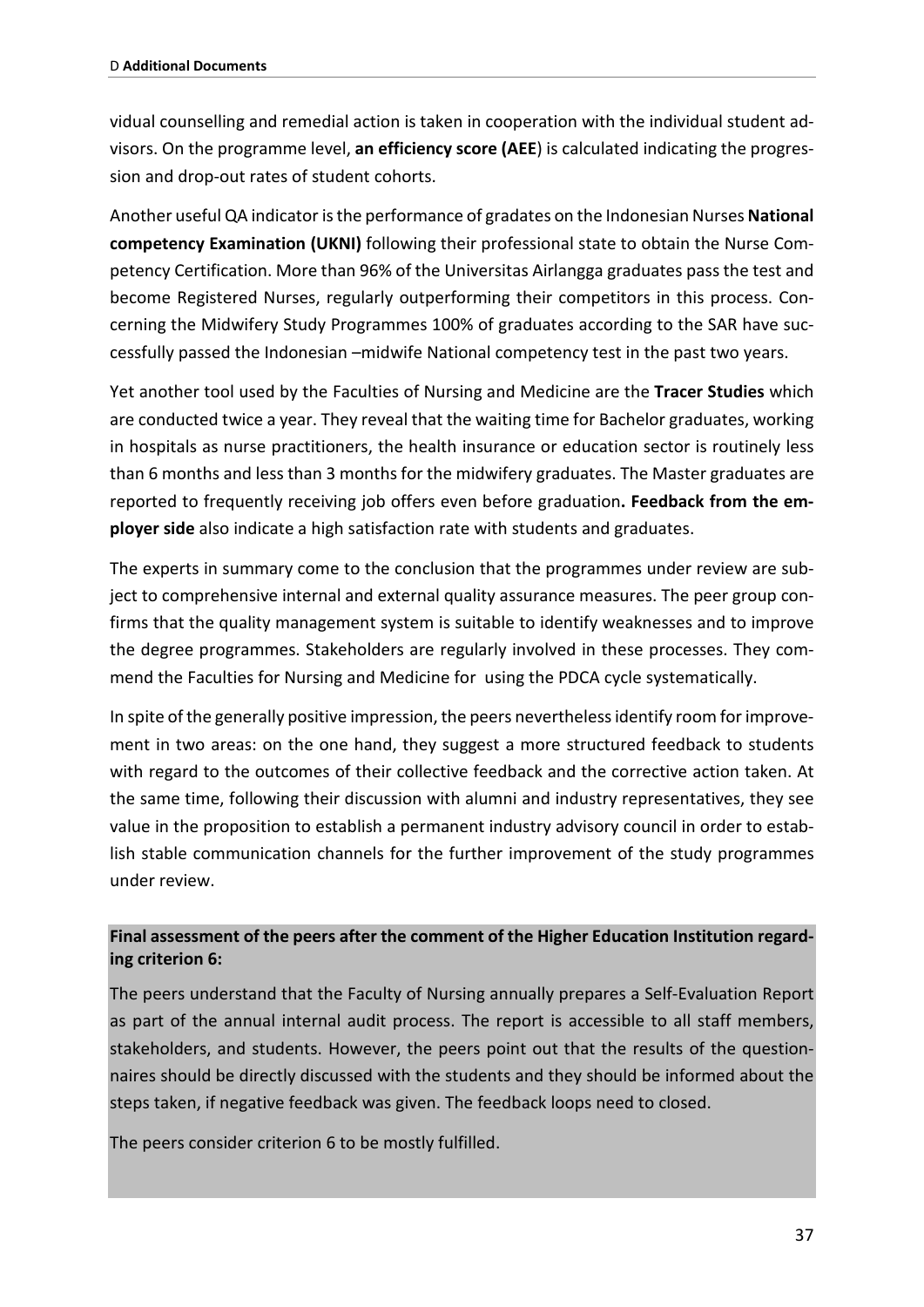vidual counselling and remedial action is taken in cooperation with the individual student advisors. On the programme level, **an efficiency score (AEE**) is calculated indicating the progression and drop-out rates of student cohorts.

Another useful QA indicator is the performance of gradates on the Indonesian Nurses **National competency Examination (UKNI)** following their professional state to obtain the Nurse Competency Certification. More than 96% of the Universitas Airlangga graduates pass the test and become Registered Nurses, regularly outperforming their competitors in this process. Concerning the Midwifery Study Programmes 100% of graduates according to the SAR have successfully passed the Indonesian –midwife National competency test in the past two years.

Yet another tool used by the Faculties of Nursing and Medicine are the **Tracer Studies** which are conducted twice a year. They reveal that the waiting time for Bachelor graduates, working in hospitals as nurse practitioners, the health insurance or education sector is routinely less than 6 months and less than 3 months for the midwifery graduates. The Master graduates are reported to frequently receiving job offers even before graduation**. Feedback from the employer side** also indicate a high satisfaction rate with students and graduates.

The experts in summary come to the conclusion that the programmes under review are subject to comprehensive internal and external quality assurance measures. The peer group confirms that the quality management system is suitable to identify weaknesses and to improve the degree programmes. Stakeholders are regularly involved in these processes. They commend the Faculties for Nursing and Medicine for using the PDCA cycle systematically.

In spite of the generally positive impression, the peers nevertheless identify room for improvement in two areas: on the one hand, they suggest a more structured feedback to students with regard to the outcomes of their collective feedback and the corrective action taken. At the same time, following their discussion with alumni and industry representatives, they see value in the proposition to establish a permanent industry advisory council in order to establish stable communication channels for the further improvement of the study programmes under review.

**Final assessment of the peers after the comment of the Higher Education Institution regarding criterion 6:**

The peers understand that the Faculty of Nursing annually prepares a Self-Evaluation Report as part of the annual internal audit process. The report is accessible to all staff members, stakeholders, and students. However, the peers point out that the results of the questionnaires should be directly discussed with the students and they should be informed about the steps taken, if negative feedback was given. The feedback loops need to closed.

The peers consider criterion 6 to be mostly fulfilled.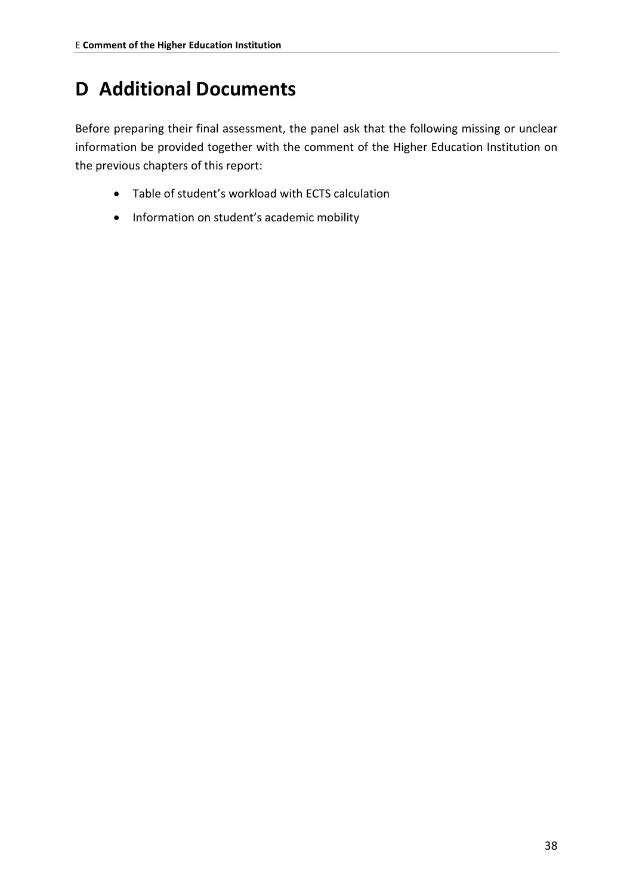# D Additional Documents

Before preparing their final assessment, the panel ask that the following missing or unclear information be provided together with the comment of the Higher Education Institution on the previous chapters of this report:

- Table of student's workload with ECTS calculation
- Information on student's academic mobility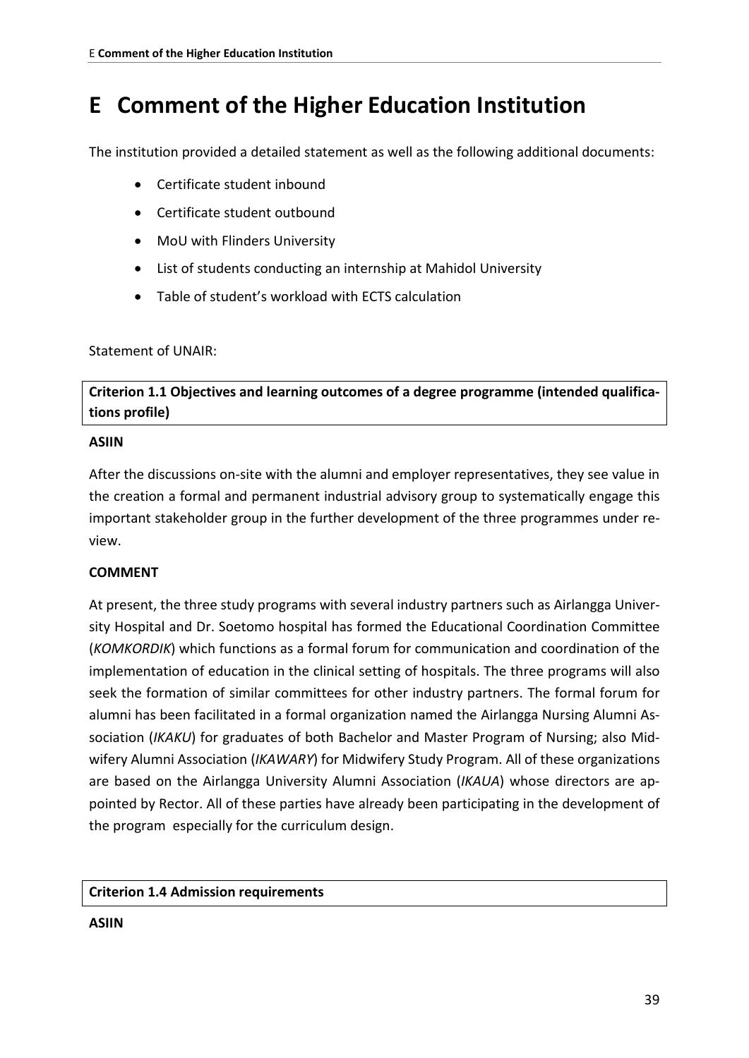# E Comment of the Higher Education Institution

The institution provided a detailed statement as well as the following additional documents:

- Certificate student inbound
- Certificate student outbound
- MoU with Flinders University
- List of students conducting an internship at Mahidol University
- Table of student's workload with ECTS calculation

Statement of UNAIR:

**Criterion 1.1 Objectives and learning outcomes of a degree programme (intended qualifications profile)**

**ASIIN**

After the discussions on-site with the alumni and employer representatives, they see value in the creation a formal and permanent industrial advisory group to systematically engage this important stakeholder group in the further development of the three programmes under review.

**COMMENT**

At present, the three study programs with several industry partners such as Airlangga University Hospital and Dr. Soetomo hospital has formed the Educational Coordination Committee (*KOMKORDIK*) which functions as a formal forum for communication and coordination of the implementation of education in the clinical setting of hospitals. The three programs will also seek the formation of similar committees for other industry partners. The formal forum for alumni has been facilitated in a formal organization named the Airlangga Nursing Alumni Association (*IKAKU*) for graduates of both Bachelor and Master Program of Nursing; also Midwifery Alumni Association (*IKAWARY*) for Midwifery Study Program. All of these organizations are based on the Airlangga University Alumni Association (*IKAUA*) whose directors are appointed by Rector. All of these parties have already been participating in the development of the program especially for the curriculum design.

**Criterion 1.4 Admission requirements**

**ASIIN**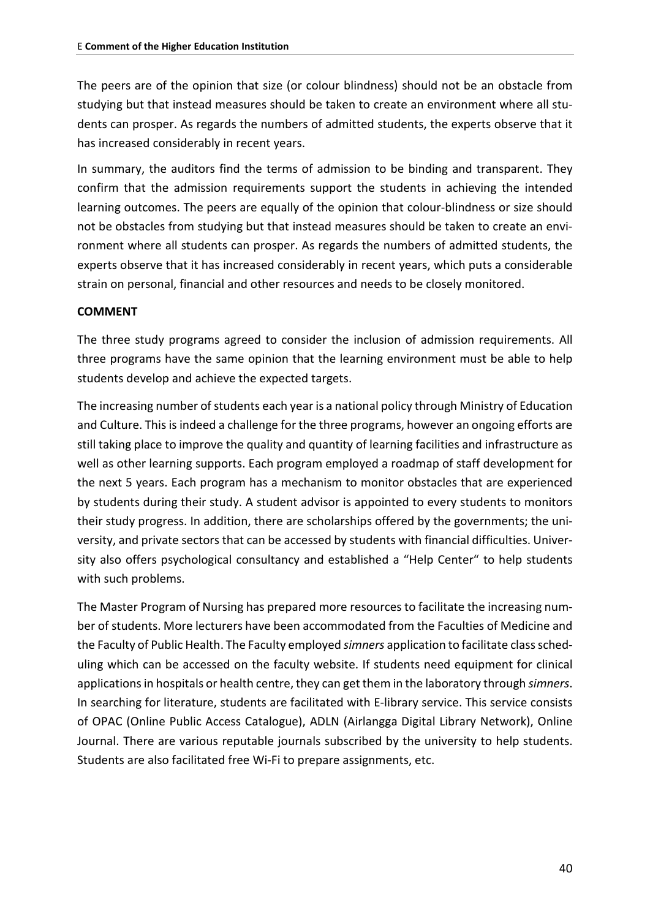The peers are of the opinion that size (or colour blindness) should not be an obstacle from studying but that instead measures should be taken to create an environment where all students can prosper. As regards the numbers of admitted students, the experts observe that it has increased considerably in recent years.

In summary, the auditors find the terms of admission to be binding and transparent. They confirm that the admission requirements support the students in achieving the intended learning outcomes. The peers are equally of the opinion that colour-blindness or size should not be obstacles from studying but that instead measures should be taken to create an environment where all students can prosper. As regards the numbers of admitted students, the experts observe that it has increased considerably in recent years, which puts a considerable strain on personal, financial and other resources and needs to be closely monitored.

**COMMENT**

The three study programs agreed to consider the inclusion of admission requirements. All three programs have the same opinion that the learning environment must be able to help students develop and achieve the expected targets.

The increasing number of students each year is a national policy through Ministry of Education and Culture. This is indeed a challenge for the three programs, however an ongoing efforts are still taking place to improve the quality and quantity of learning facilities and infrastructure as well as other learning supports. Each program employed a roadmap of staff development for the next 5 years. Each program has a mechanism to monitor obstacles that are experienced by students during their study. A student advisor is appointed to every students to monitors their study progress. In addition, there are scholarships offered by the governments; the university, and private sectors that can be accessed by students with financial difficulties. University also offers psychological consultancy and established a "Help Center" to help students with such problems.

The Master Program of Nursing has prepared more resources to facilitate the increasing number of students. More lecturers have been accommodated from the Faculties of Medicine and the Faculty of Public Health. The Faculty employed *simners* application to facilitate class scheduling which can be accessed on the faculty website. If students need equipment for clinical applications in hospitals or health centre, they can get them in the laboratory through *simners*. In searching for literature, students are facilitated with E-library service. This service consists of OPAC (Online Public Access Catalogue), ADLN (Airlangga Digital Library Network), Online Journal. There are various reputable journals subscribed by the university to help students. Students are also facilitated free Wi-Fi to prepare assignments, etc.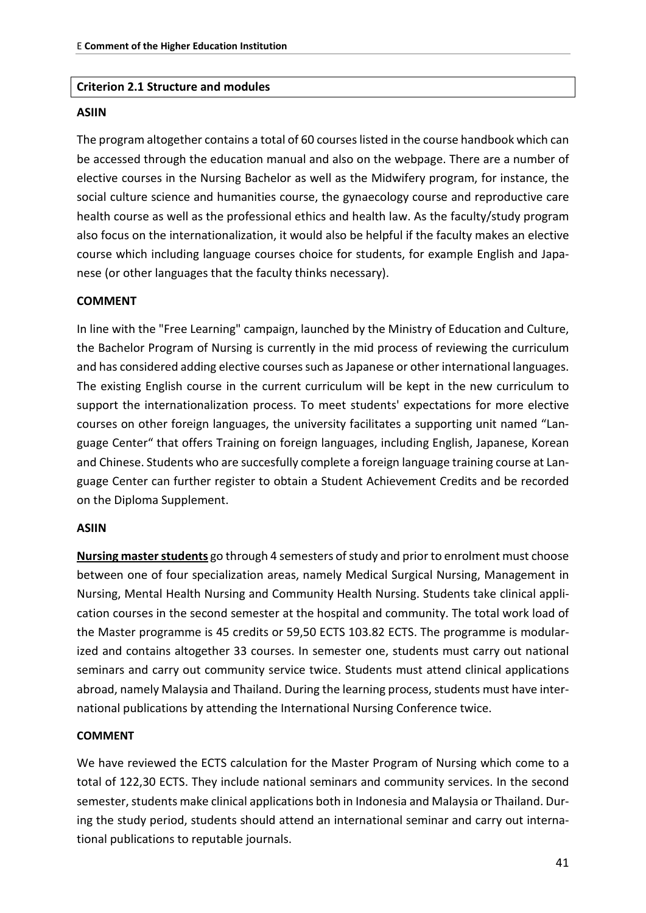**Criterion 2.1 Structure and modules**

**ASIIN**

The program altogether contains a total of 60 courses listed in the course handbook which can be accessed through the education manual and also on the webpage. There are a number of elective courses in the Nursing Bachelor as well as the Midwifery program, for instance, the social culture science and humanities course, the gynaecology course and reproductive care health course as well as the professional ethics and health law. As the faculty/study program also focus on the internationalization, it would also be helpful if the faculty makes an elective course which including language courses choice for students, for example English and Japanese (or other languages that the faculty thinks necessary).

**COMMENT**

In line with the "Free Learning" campaign, launched by the Ministry of Education and Culture, the Bachelor Program of Nursing is currently in the mid process of reviewing the curriculum and has considered adding elective courses such as Japanese or other international languages. The existing English course in the current curriculum will be kept in the new curriculum to support the internationalization process. To meet students' expectations for more elective courses on other foreign languages, the university facilitates a supporting unit named "Language Center" that offers Training on foreign languages, including English, Japanese, Korean and Chinese. Students who are succesfully complete a foreign language training course at Language Center can further register to obtain a Student Achievement Credits and be recorded on the Diploma Supplement.

**ASIIN**

**Nursing master students** go through 4 semesters of study and prior to enrolment must choose between one of four specialization areas, namely Medical Surgical Nursing, Management in Nursing, Mental Health Nursing and Community Health Nursing. Students take clinical application courses in the second semester at the hospital and community. The total work load of the Master programme is 45 credits or 59,50 ECTS 103.82 ECTS. The programme is modularized and contains altogether 33 courses. In semester one, students must carry out national seminars and carry out community service twice. Students must attend clinical applications abroad, namely Malaysia and Thailand. During the learning process, students must have international publications by attending the International Nursing Conference twice.

**COMMENT**

We have reviewed the ECTS calculation for the Master Program of Nursing which come to a total of 122,30 ECTS. They include national seminars and community services. In the second semester, students make clinical applications both in Indonesia and Malaysia or Thailand. During the study period, students should attend an international seminar and carry out international publications to reputable journals.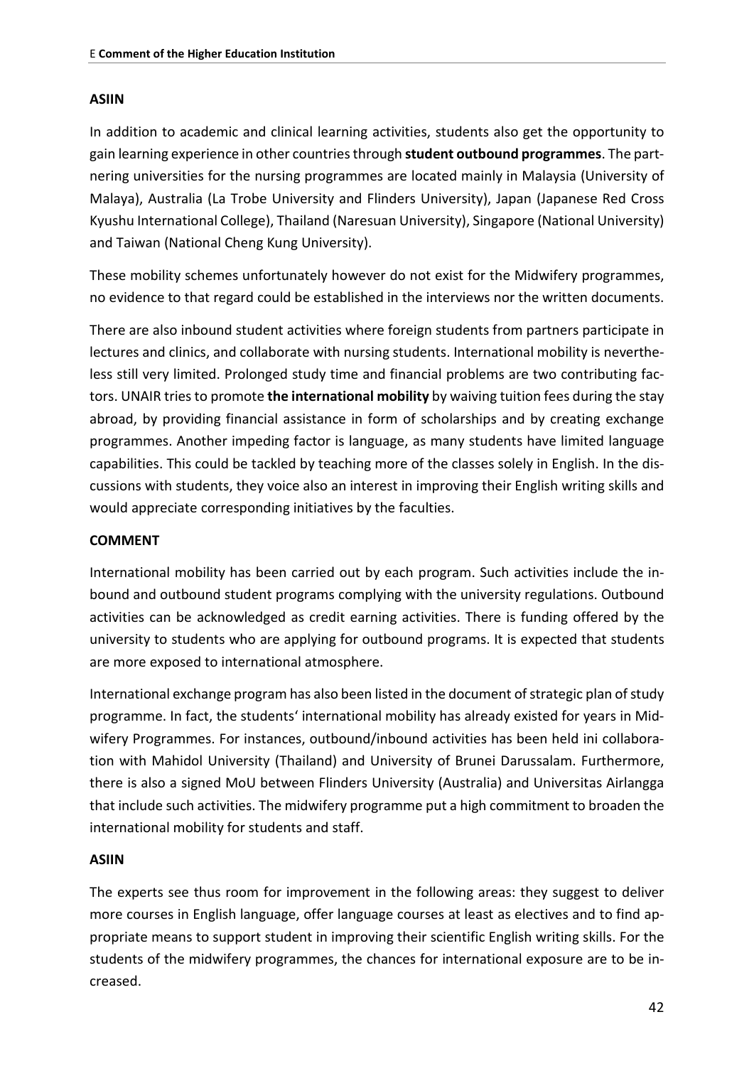**ASIIN**

In addition to academic and clinical learning activities, students also get the opportunity to gain learning experience in other countries through **student outbound programmes**. The partnering universities for the nursing programmes are located mainly in Malaysia (University of Malaya), Australia (La Trobe University and Flinders University), Japan (Japanese Red Cross Kyushu International College), Thailand (Naresuan University), Singapore (National University) and Taiwan (National Cheng Kung University).

These mobility schemes unfortunately however do not exist for the Midwifery programmes, no evidence to that regard could be established in the interviews nor the written documents.

There are also inbound student activities where foreign students from partners participate in lectures and clinics, and collaborate with nursing students. International mobility is nevertheless still very limited. Prolonged study time and financial problems are two contributing factors. UNAIR tries to promote **the international mobility** by waiving tuition fees during the stay abroad, by providing financial assistance in form of scholarships and by creating exchange programmes. Another impeding factor is language, as many students have limited language capabilities. This could be tackled by teaching more of the classes solely in English. In the discussions with students, they voice also an interest in improving their English writing skills and would appreciate corresponding initiatives by the faculties.

**COMMENT**

International mobility has been carried out by each program. Such activities include the inbound and outbound student programs complying with the university regulations. Outbound activities can be acknowledged as credit earning activities. There is funding offered by the university to students who are applying for outbound programs. It is expected that students are more exposed to international atmosphere.

International exchange program has also been listed in the document of strategic plan of study programme. In fact, the students' international mobility has already existed for years in Midwifery Programmes. For instances, outbound/inbound activities has been held ini collaboration with Mahidol University (Thailand) and University of Brunei Darussalam. Furthermore, there is also a signed MoU between Flinders University (Australia) and Universitas Airlangga that include such activities. The midwifery programme put a high commitment to broaden the international mobility for students and staff.

**ASIIN**

The experts see thus room for improvement in the following areas: they suggest to deliver more courses in English language, offer language courses at least as electives and to find appropriate means to support student in improving their scientific English writing skills. For the students of the midwifery programmes, the chances for international exposure are to be increased.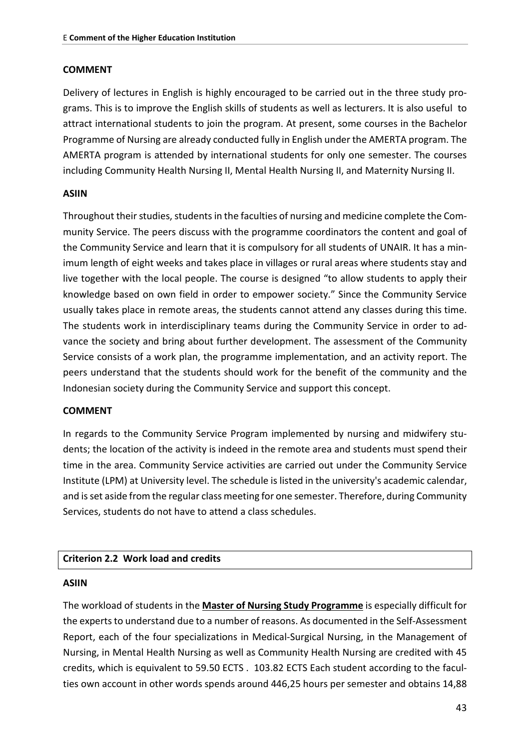**COMMENT**

Delivery of lectures in English is highly encouraged to be carried out in the three study programs. This is to improve the English skills of students as well as lecturers. It is also useful to attract international students to join the program. At present, some courses in the Bachelor Programme of Nursing are already conducted fully in English under the AMERTA program. The AMERTA program is attended by international students for only one semester. The courses including Community Health Nursing II, Mental Health Nursing II, and Maternity Nursing II.

**ASIIN**

Throughout their studies, students in the faculties of nursing and medicine complete the Community Service. The peers discuss with the programme coordinators the content and goal of the Community Service and learn that it is compulsory for all students of UNAIR. It has a minimum length of eight weeks and takes place in villages or rural areas where students stay and live together with the local people. The course is designed "to allow students to apply their knowledge based on own field in order to empower society." Since the Community Service usually takes place in remote areas, the students cannot attend any classes during this time. The students work in interdisciplinary teams during the Community Service in order to advance the society and bring about further development. The assessment of the Community Service consists of a work plan, the programme implementation, and an activity report. The peers understand that the students should work for the benefit of the community and the Indonesian society during the Community Service and support this concept.

**COMMENT**

In regards to the Community Service Program implemented by nursing and midwifery students; the location of the activity is indeed in the remote area and students must spend their time in the area. Community Service activities are carried out under the Community Service Institute (LPM) at University level. The schedule is listed in the university's academic calendar, and is set aside from the regular class meeting for one semester. Therefore, during Community Services, students do not have to attend a class schedules.

## Criterion 2.2 Work load and credits

**ASIIN**

The workload of students in the **Master of Nursing Study Programme** is especially difficult for the experts to understand due to a number of reasons. As documented in the Self-Assessment Report, each of the four specializations in Medical-Surgical Nursing, in the Management of Nursing, in Mental Health Nursing as well as Community Health Nursing are credited with 45 credits, which is equivalent to 59.50 ECTS . 103.82 ECTS Each student according to the faculties own account in other words spends around 446,25 hours per semester and obtains 14,88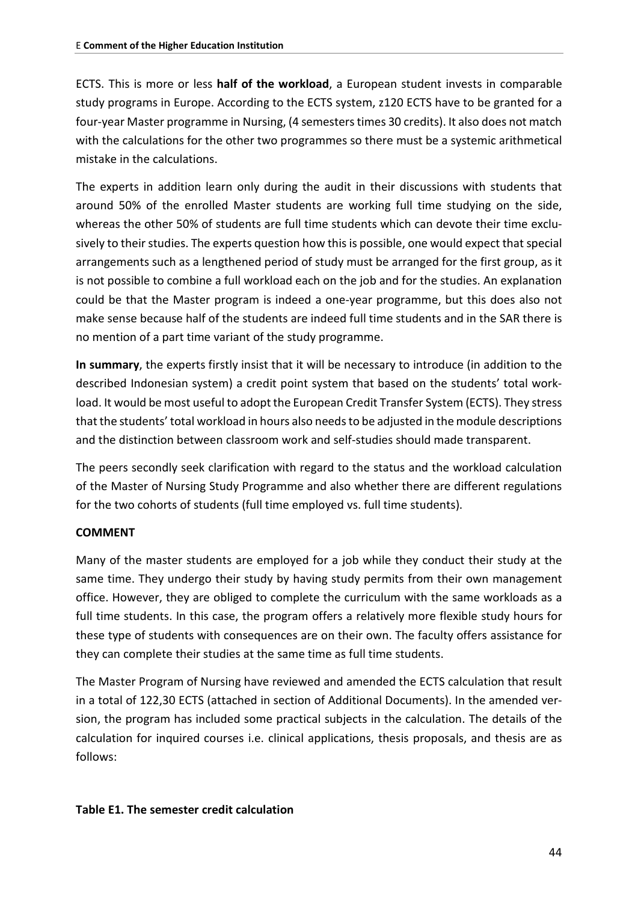ECTS. This is more or less **half of the workload**, a European student invests in comparable study programs in Europe. According to the ECTS system, z120 ECTS have to be granted for a four-year Master programme in Nursing, (4 semesters times 30 credits). It also does not match with the calculations for the other two programmes so there must be a systemic arithmetical mistake in the calculations.

The experts in addition learn only during the audit in their discussions with students that around 50% of the enrolled Master students are working full time studying on the side, whereas the other 50% of students are full time students which can devote their time exclusively to their studies. The experts question how this is possible, one would expect that special arrangements such as a lengthened period of study must be arranged for the first group, as it is not possible to combine a full workload each on the job and for the studies. An explanation could be that the Master program is indeed a one-year programme, but this does also not make sense because half of the students are indeed full time students and in the SAR there is no mention of a part time variant of the study programme.

**In summary**, the experts firstly insist that it will be necessary to introduce (in addition to the described Indonesian system) a credit point system that based on the students' total workload. It would be most useful to adopt the European Credit Transfer System (ECTS). They stress that the students' total workload in hours also needs to be adjusted in the module descriptions and the distinction between classroom work and self-studies should made transparent.

The peers secondly seek clarification with regard to the status and the workload calculation of the Master of Nursing Study Programme and also whether there are different regulations for the two cohorts of students (full time employed vs. full time students).

**COMMENT**

Many of the master students are employed for a job while they conduct their study at the same time. They undergo their study by having study permits from their own management office. However, they are obliged to complete the curriculum with the same workloads as a full time students. In this case, the program offers a relatively more flexible study hours for these type of students with consequences are on their own. The faculty offers assistance for they can complete their studies at the same time as full time students.

The Master Program of Nursing have reviewed and amended the ECTS calculation that result in a total of 122,30 ECTS (attached in section of Additional Documents). In the amended version, the program has included some practical subjects in the calculation. The details of the calculation for inquired courses i.e. clinical applications, thesis proposals, and thesis are as follows:

**Table E1. The semester credit calculation**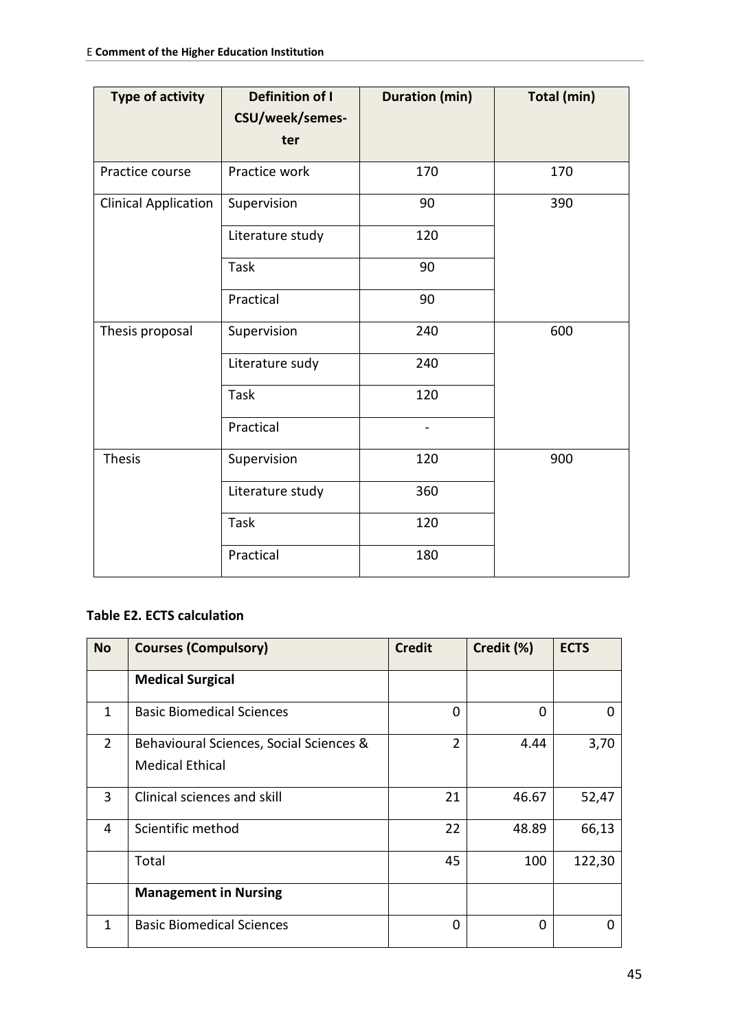| Type of activity | Definition of I CSU/week/semester | Duration (min) | Total (min) |
|---|---|---|---|
| Practice course | Practice work | 170 | 170 |
| Clinical Application | Supervision | 90 | 390 |
| | Literature study | 120 | |
| | Task | 90 | |
| | Practical | 90 | |
| Thesis proposal | Supervision | 240 | 600 |
| | Literature sudy | 240 | |
| | Task | 120 | |
| | Practical | - | |
| Thesis | Supervision | 120 | 900 |
| | Literature study | 360 | |
| | Task | 120 | |
| | Practical | 180 | |

**Table E2. ECTS calculation**

| No | Courses (Compulsory) | Credit | Credit (%) | ECTS |
|---|---|---|---|---|
| | **Medical Surgical** | | | |
| 1 | Basic Biomedical Sciences | 0 | 0 | 0 |
| 2 | Behavioural Sciences, Social Sciences & Medical Ethical | 2 | 4.44 | 3,70 |
| 3 | Clinical sciences and skill | 21 | 46.67 | 52,47 |
| 4 | Scientific method | 22 | 48.89 | 66,13 |
| | Total | 45 | 100 | 122,30 |
| | **Management in Nursing** | | | |
| 1 | Basic Biomedical Sciences | 0 | 0 | 0 |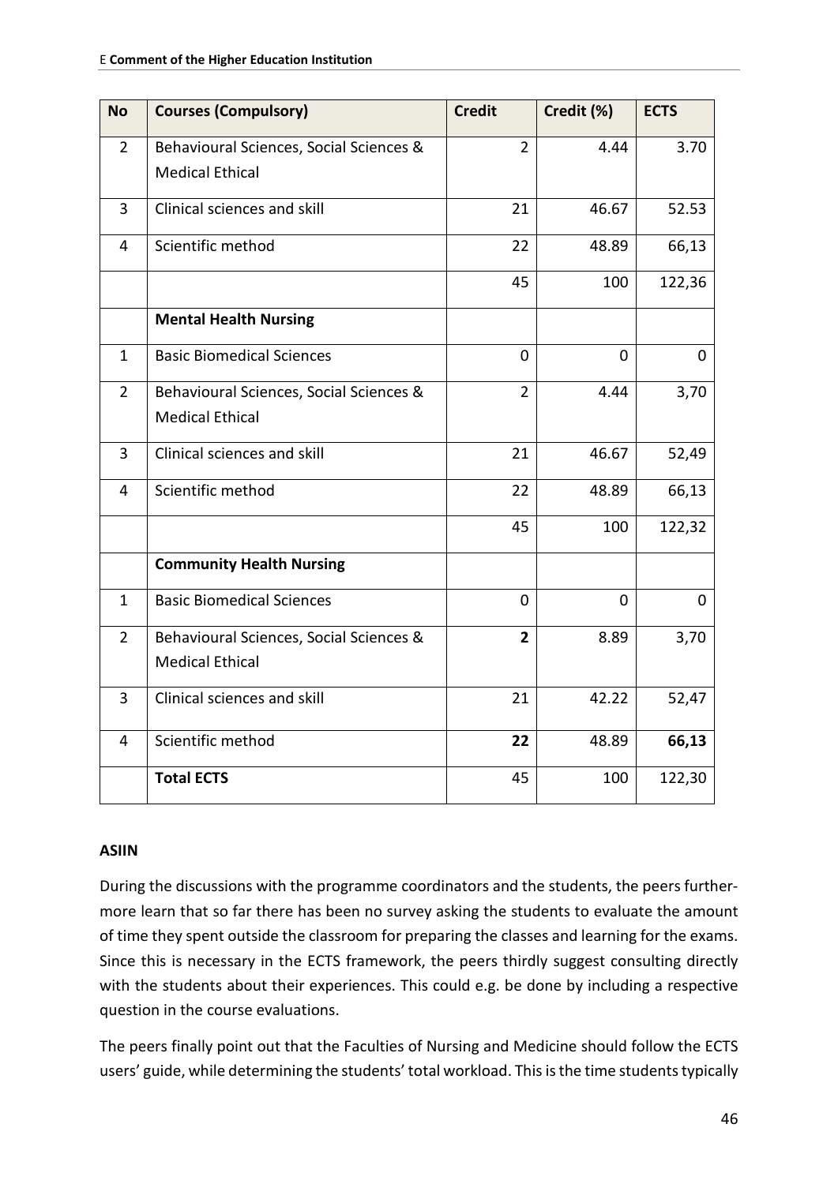| No | Courses (Compulsory) | Credit | Credit (%) | ECTS |
|---|---|---|---|---|
| 2 | Behavioural Sciences, Social Sciences & Medical Ethical | 2 | 4.44 | 3.70 |
| 3 | Clinical sciences and skill | 21 | 46.67 | 52.53 |
| 4 | Scientific method | 22 | 48.89 | 66,13 |
| | | 45 | 100 | 122,36 |
| | **Mental Health Nursing** | | | |
| 1 | Basic Biomedical Sciences | 0 | 0 | 0 |
| 2 | Behavioural Sciences, Social Sciences & Medical Ethical | 2 | 4.44 | 3,70 |
| 3 | Clinical sciences and skill | 21 | 46.67 | 52,49 |
| 4 | Scientific method | 22 | 48.89 | 66,13 |
| | | 45 | 100 | 122,32 |
| | **Community Health Nursing** | | | |
| 1 | Basic Biomedical Sciences | 0 | 0 | 0 |
| 2 | Behavioural Sciences, Social Sciences & Medical Ethical | **2** | 8.89 | 3,70 |
| 3 | Clinical sciences and skill | 21 | 42.22 | 52,47 |
| 4 | Scientific method | **22** | 48.89 | **66,13** |
| | **Total ECTS** | 45 | 100 | 122,30 |

**ASIIN**

During the discussions with the programme coordinators and the students, the peers furthermore learn that so far there has been no survey asking the students to evaluate the amount of time they spent outside the classroom for preparing the classes and learning for the exams. Since this is necessary in the ECTS framework, the peers thirdly suggest consulting directly with the students about their experiences. This could e.g. be done by including a respective question in the course evaluations.

The peers finally point out that the Faculties of Nursing and Medicine should follow the ECTS users' guide, while determining the students' total workload. This is the time students typically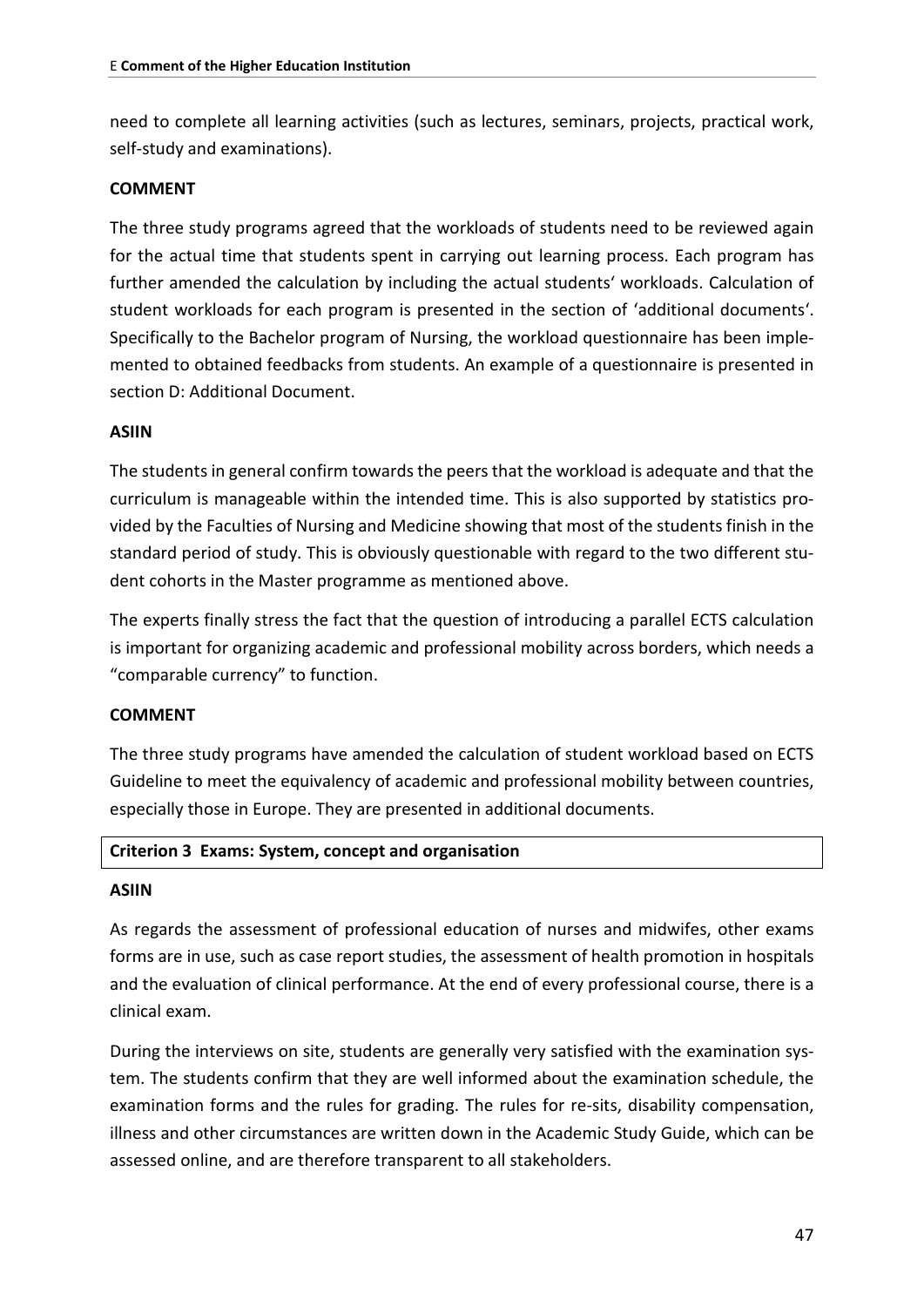need to complete all learning activities (such as lectures, seminars, projects, practical work, self-study and examinations).

**COMMENT**

The three study programs agreed that the workloads of students need to be reviewed again for the actual time that students spent in carrying out learning process. Each program has further amended the calculation by including the actual students' workloads. Calculation of student workloads for each program is presented in the section of 'additional documents'. Specifically to the Bachelor program of Nursing, the workload questionnaire has been implemented to obtained feedbacks from students. An example of a questionnaire is presented in section D: Additional Document.

**ASIIN**

The students in general confirm towards the peers that the workload is adequate and that the curriculum is manageable within the intended time. This is also supported by statistics provided by the Faculties of Nursing and Medicine showing that most of the students finish in the standard period of study. This is obviously questionable with regard to the two different student cohorts in the Master programme as mentioned above.

The experts finally stress the fact that the question of introducing a parallel ECTS calculation is important for organizing academic and professional mobility across borders, which needs a "comparable currency" to function.

**COMMENT**

The three study programs have amended the calculation of student workload based on ECTS Guideline to meet the equivalency of academic and professional mobility between countries, especially those in Europe. They are presented in additional documents.

**Criterion 3 Exams: System, concept and organisation**

**ASIIN**

As regards the assessment of professional education of nurses and midwifes, other exams forms are in use, such as case report studies, the assessment of health promotion in hospitals and the evaluation of clinical performance. At the end of every professional course, there is a clinical exam.

During the interviews on site, students are generally very satisfied with the examination system. The students confirm that they are well informed about the examination schedule, the examination forms and the rules for grading. The rules for re-sits, disability compensation, illness and other circumstances are written down in the Academic Study Guide, which can be assessed online, and are therefore transparent to all stakeholders.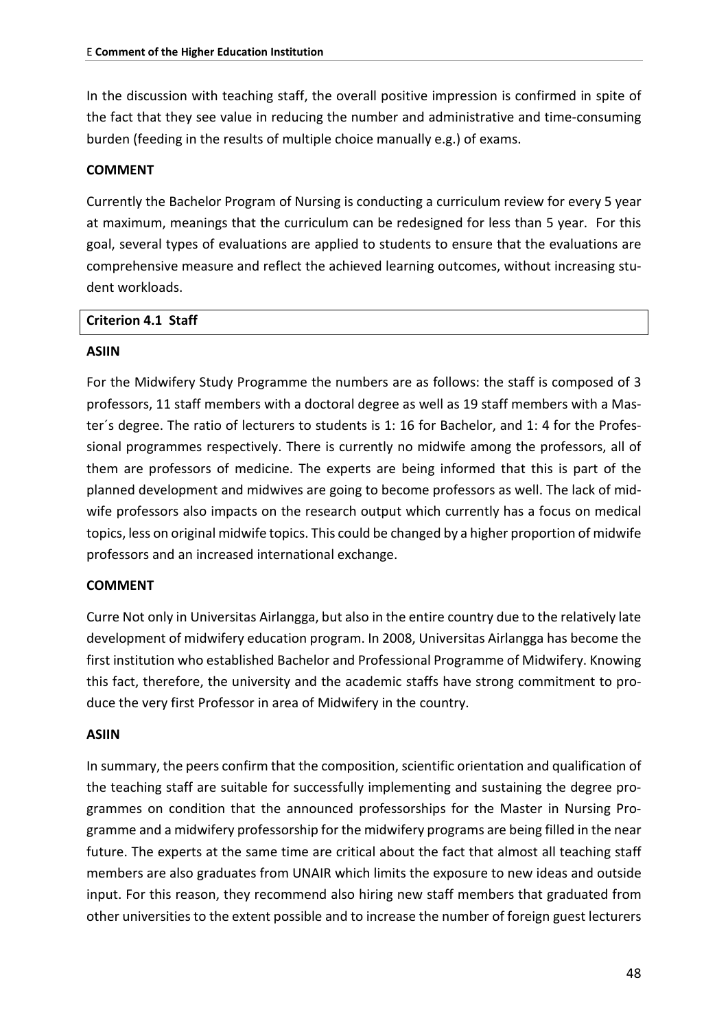In the discussion with teaching staff, the overall positive impression is confirmed in spite of the fact that they see value in reducing the number and administrative and time-consuming burden (feeding in the results of multiple choice manually e.g.) of exams.

**COMMENT**

Currently the Bachelor Program of Nursing is conducting a curriculum review for every 5 year at maximum, meanings that the curriculum can be redesigned for less than 5 year. For this goal, several types of evaluations are applied to students to ensure that the evaluations are comprehensive measure and reflect the achieved learning outcomes, without increasing student workloads.

**Criterion 4.1 Staff**

**ASIIN**

For the Midwifery Study Programme the numbers are as follows: the staff is composed of 3 professors, 11 staff members with a doctoral degree as well as 19 staff members with a Master´s degree. The ratio of lecturers to students is 1: 16 for Bachelor, and 1: 4 for the Professional programmes respectively. There is currently no midwife among the professors, all of them are professors of medicine. The experts are being informed that this is part of the planned development and midwives are going to become professors as well. The lack of midwife professors also impacts on the research output which currently has a focus on medical topics, less on original midwife topics. This could be changed by a higher proportion of midwife professors and an increased international exchange.

**COMMENT**

Curre Not only in Universitas Airlangga, but also in the entire country due to the relatively late development of midwifery education program. In 2008, Universitas Airlangga has become the first institution who established Bachelor and Professional Programme of Midwifery. Knowing this fact, therefore, the university and the academic staffs have strong commitment to produce the very first Professor in area of Midwifery in the country.

**ASIIN**

In summary, the peers confirm that the composition, scientific orientation and qualification of the teaching staff are suitable for successfully implementing and sustaining the degree programmes on condition that the announced professorships for the Master in Nursing Programme and a midwifery professorship for the midwifery programs are being filled in the near future. The experts at the same time are critical about the fact that almost all teaching staff members are also graduates from UNAIR which limits the exposure to new ideas and outside input. For this reason, they recommend also hiring new staff members that graduated from other universities to the extent possible and to increase the number of foreign guest lecturers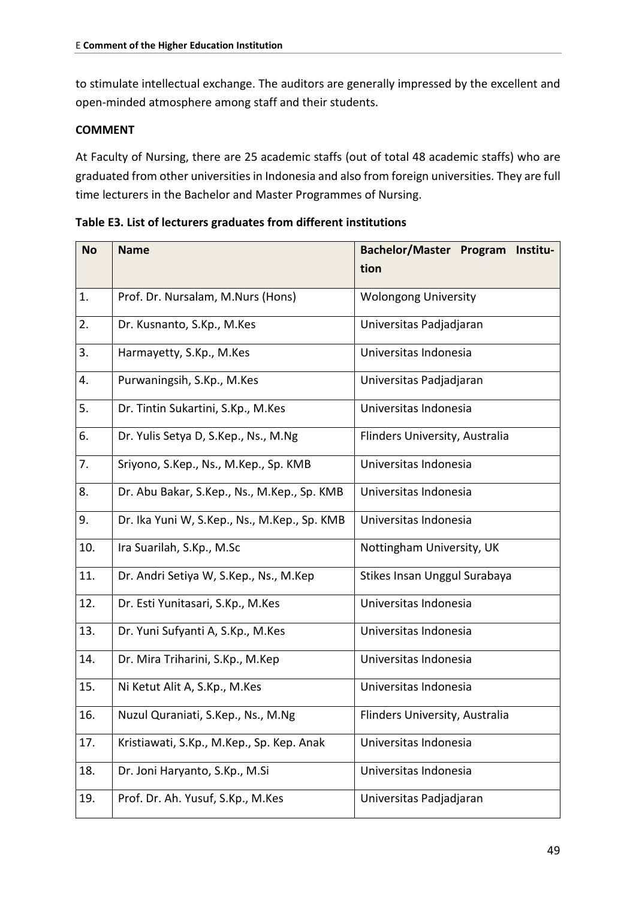to stimulate intellectual exchange. The auditors are generally impressed by the excellent and open-minded atmosphere among staff and their students.

**COMMENT**

At Faculty of Nursing, there are 25 academic staffs (out of total 48 academic staffs) who are graduated from other universities in Indonesia and also from foreign universities. They are full time lecturers in the Bachelor and Master Programmes of Nursing.

**Table E3. List of lecturers graduates from different institutions**

| No | Name | Bachelor/Master Program Institution |
|---|---|---|
| 1. | Prof. Dr. Nursalam, M.Nurs (Hons) | Wolongong University |
| 2. | Dr. Kusnanto, S.Kp., M.Kes | Universitas Padjadjaran |
| 3. | Harmayetty, S.Kp., M.Kes | Universitas Indonesia |
| 4. | Purwaningsih, S.Kp., M.Kes | Universitas Padjadjaran |
| 5. | Dr. Tintin Sukartini, S.Kp., M.Kes | Universitas Indonesia |
| 6. | Dr. Yulis Setya D, S.Kep., Ns., M.Ng | Flinders University, Australia |
| 7. | Sriyono, S.Kep., Ns., M.Kep., Sp. KMB | Universitas Indonesia |
| 8. | Dr. Abu Bakar, S.Kep., Ns., M.Kep., Sp. KMB | Universitas Indonesia |
| 9. | Dr. Ika Yuni W, S.Kep., Ns., M.Kep., Sp. KMB | Universitas Indonesia |
| 10. | Ira Suarilah, S.Kp., M.Sc | Nottingham University, UK |
| 11. | Dr. Andri Setiya W, S.Kep., Ns., M.Kep | Stikes Insan Unggul Surabaya |
| 12. | Dr. Esti Yunitasari, S.Kp., M.Kes | Universitas Indonesia |
| 13. | Dr. Yuni Sufyanti A, S.Kp., M.Kes | Universitas Indonesia |
| 14. | Dr. Mira Triharini, S.Kp., M.Kep | Universitas Indonesia |
| 15. | Ni Ketut Alit A, S.Kp., M.Kes | Universitas Indonesia |
| 16. | Nuzul Quraniati, S.Kep., Ns., M.Ng | Flinders University, Australia |
| 17. | Kristiawati, S.Kp., M.Kep., Sp. Kep. Anak | Universitas Indonesia |
| 18. | Dr. Joni Haryanto, S.Kp., M.Si | Universitas Indonesia |
| 19. | Prof. Dr. Ah. Yusuf, S.Kp., M.Kes | Universitas Padjadjaran |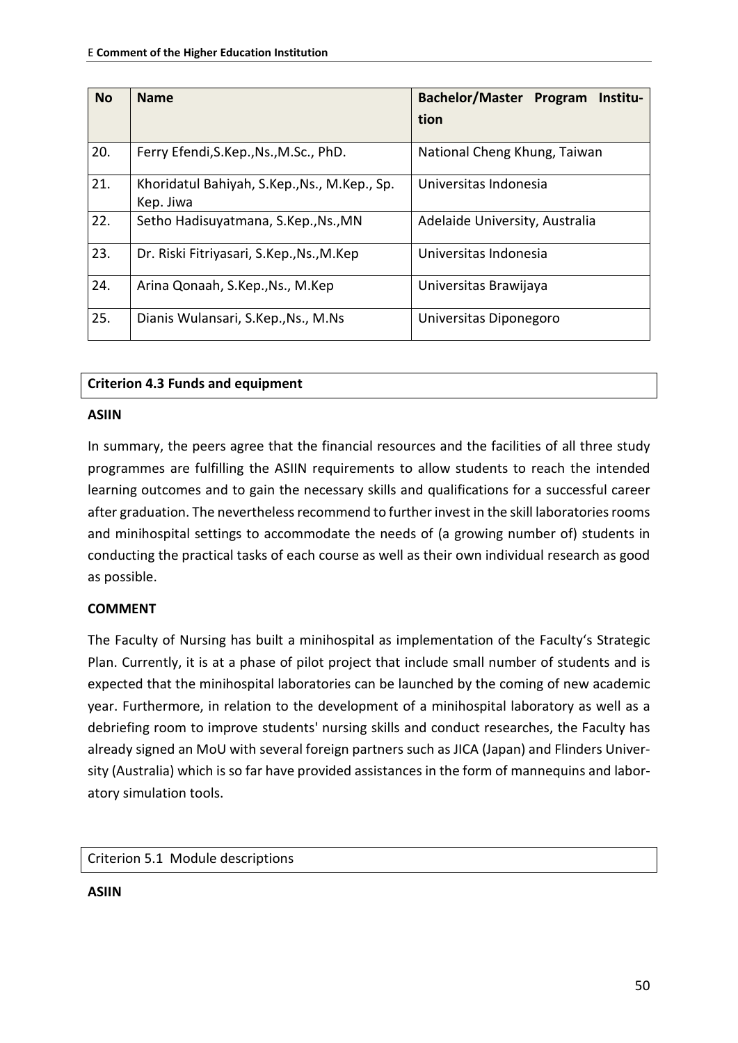| No | Name | Bachelor/Master Program Institution |
|---|---|---|
| 20. | Ferry Efendi,S.Kep.,Ns.,M.Sc., PhD. | National Cheng Khung, Taiwan |
| 21. | Khoridatul Bahiyah, S.Kep.,Ns., M.Kep., Sp. Kep. Jiwa | Universitas Indonesia |
| 22. | Setho Hadisuyatmana, S.Kep.,Ns.,MN | Adelaide University, Australia |
| 23. | Dr. Riski Fitriyasari, S.Kep.,Ns.,M.Kep | Universitas Indonesia |
| 24. | Arina Qonaah, S.Kep.,Ns., M.Kep | Universitas Brawijaya |
| 25. | Dianis Wulansari, S.Kep.,Ns., M.Ns | Universitas Diponegoro |

**Criterion 4.3 Funds and equipment**

**ASIIN**

In summary, the peers agree that the financial resources and the facilities of all three study programmes are fulfilling the ASIIN requirements to allow students to reach the intended learning outcomes and to gain the necessary skills and qualifications for a successful career after graduation. The nevertheless recommend to further invest in the skill laboratories rooms and minihospital settings to accommodate the needs of (a growing number of) students in conducting the practical tasks of each course as well as their own individual research as good as possible.

**COMMENT**

The Faculty of Nursing has built a minihospital as implementation of the Faculty's Strategic Plan. Currently, it is at a phase of pilot project that include small number of students and is expected that the minihospital laboratories can be launched by the coming of new academic year. Furthermore, in relation to the development of a minihospital laboratory as well as a debriefing room to improve students' nursing skills and conduct researches, the Faculty has already signed an MoU with several foreign partners such as JICA (Japan) and Flinders University (Australia) which is so far have provided assistances in the form of mannequins and laboratory simulation tools.

Criterion 5.1 Module descriptions

**ASIIN**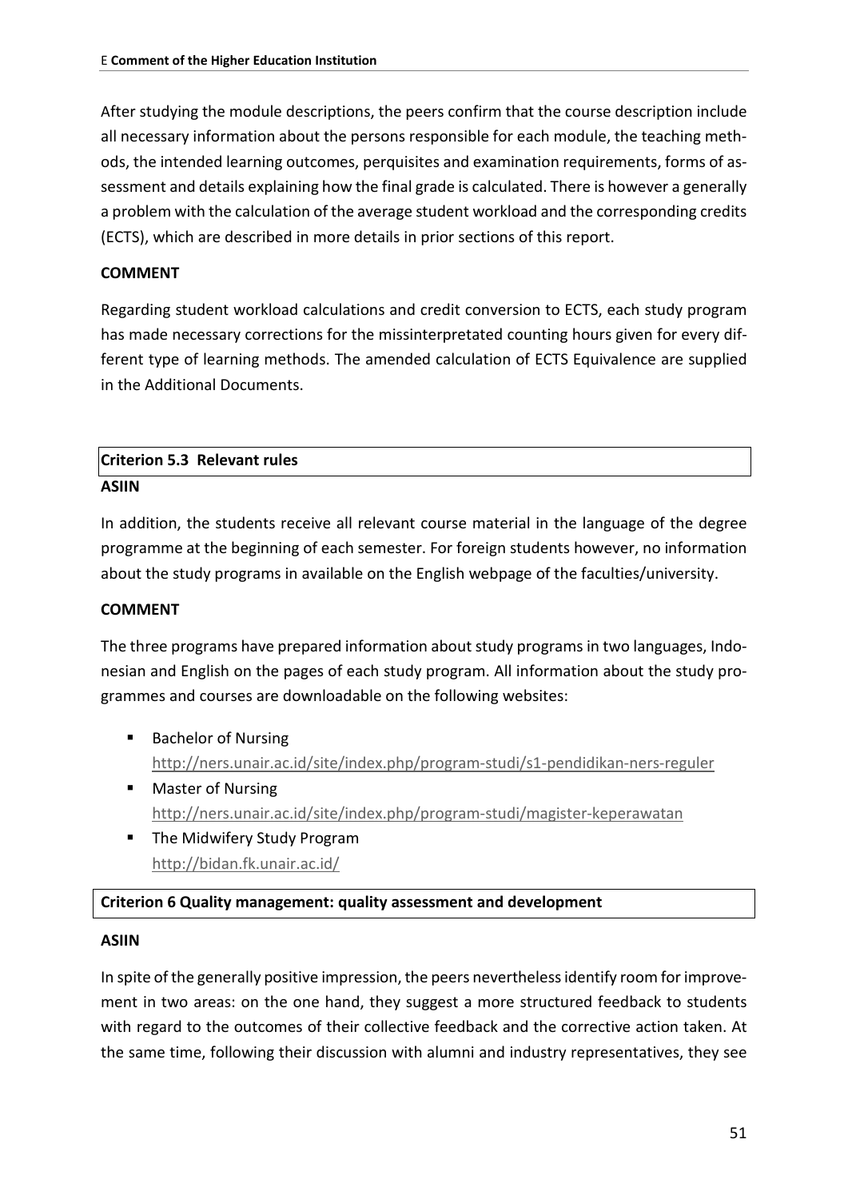After studying the module descriptions, the peers confirm that the course description include all necessary information about the persons responsible for each module, the teaching methods, the intended learning outcomes, perquisites and examination requirements, forms of assessment and details explaining how the final grade is calculated. There is however a generally a problem with the calculation of the average student workload and the corresponding credits (ECTS), which are described in more details in prior sections of this report.

**COMMENT**

Regarding student workload calculations and credit conversion to ECTS, each study program has made necessary corrections for the missinterpretated counting hours given for every different type of learning methods. The amended calculation of ECTS Equivalence are supplied in the Additional Documents.

**Criterion 5.3 Relevant rules**

**ASIIN**

In addition, the students receive all relevant course material in the language of the degree programme at the beginning of each semester. For foreign students however, no information about the study programs in available on the English webpage of the faculties/university.

**COMMENT**

The three programs have prepared information about study programs in two languages, Indonesian and English on the pages of each study program. All information about the study programmes and courses are downloadable on the following websites:

- Bachelor of Nursing
  http://ners.unair.ac.id/site/index.php/program-studi/s1-pendidikan-ners-reguler
- Master of Nursing
  http://ners.unair.ac.id/site/index.php/program-studi/magister-keperawatan
- The Midwifery Study Program
  http://bidan.fk.unair.ac.id/

**Criterion 6 Quality management: quality assessment and development**

**ASIIN**

In spite of the generally positive impression, the peers nevertheless identify room for improvement in two areas: on the one hand, they suggest a more structured feedback to students with regard to the outcomes of their collective feedback and the corrective action taken. At the same time, following their discussion with alumni and industry representatives, they see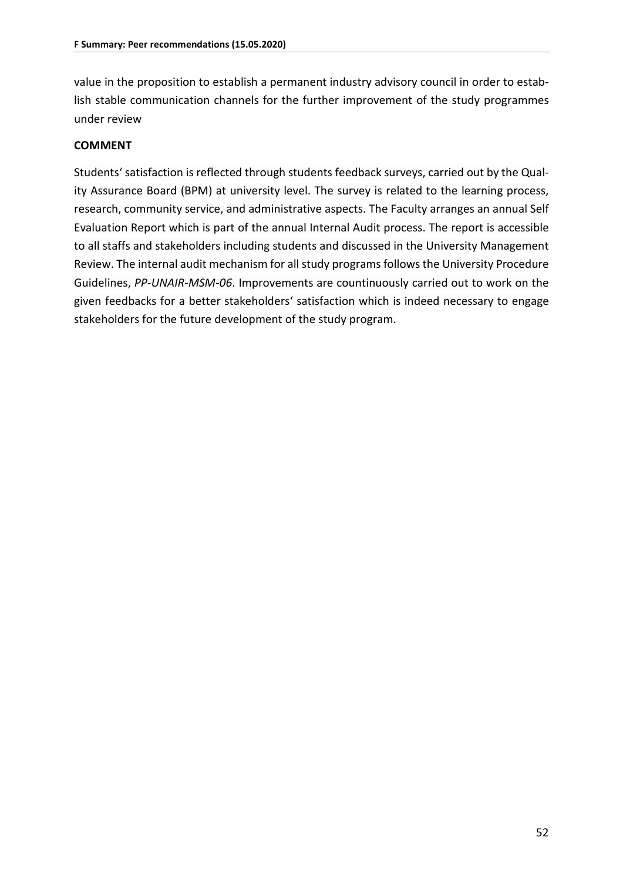value in the proposition to establish a permanent industry advisory council in order to establish stable communication channels for the further improvement of the study programmes under review

**COMMENT**

Students' satisfaction is reflected through students feedback surveys, carried out by the Quality Assurance Board (BPM) at university level. The survey is related to the learning process, research, community service, and administrative aspects. The Faculty arranges an annual Self Evaluation Report which is part of the annual Internal Audit process. The report is accessible to all staffs and stakeholders including students and discussed in the University Management Review. The internal audit mechanism for all study programs follows the University Procedure Guidelines, *PP-UNAIR-MSM-06*. Improvements are countinuously carried out to work on the given feedbacks for a better stakeholders' satisfaction which is indeed necessary to engage stakeholders for the future development of the study program.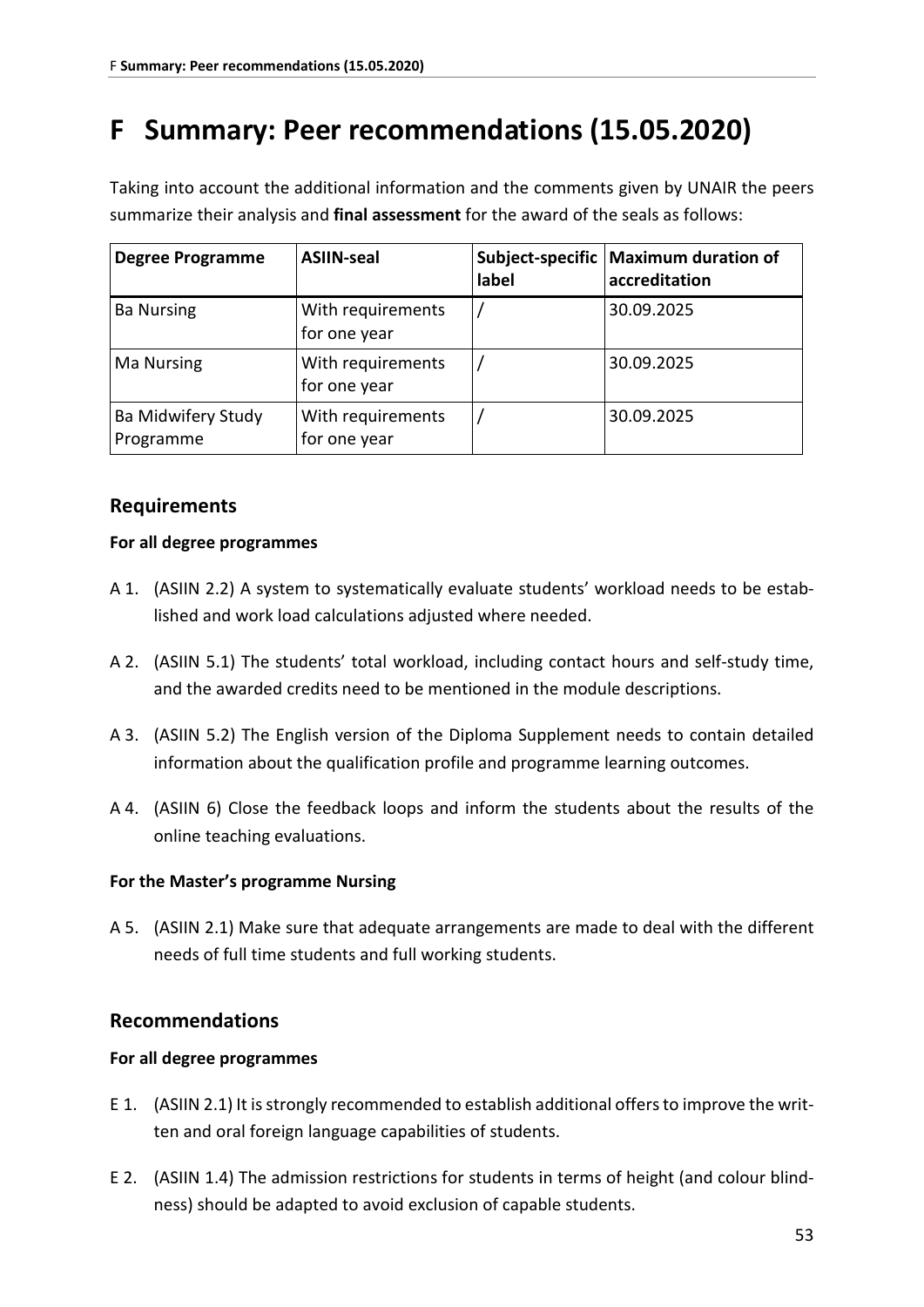# F Summary: Peer recommendations (15.05.2020)

Taking into account the additional information and the comments given by UNAIR the peers summarize their analysis and **final assessment** for the award of the seals as follows:

| Degree Programme | ASIIN-seal | Subject-specific label | Maximum duration of accreditation |
|---|---|---|---|
| Ba Nursing | With requirements for one year | / | 30.09.2025 |
| Ma Nursing | With requirements for one year | / | 30.09.2025 |
| Ba Midwifery Study Programme | With requirements for one year | / | 30.09.2025 |

## Requirements

**For all degree programmes**

A 1. (ASIIN 2.2) A system to systematically evaluate students' workload needs to be established and work load calculations adjusted where needed.

A 2. (ASIIN 5.1) The students' total workload, including contact hours and self-study time, and the awarded credits need to be mentioned in the module descriptions.

A 3. (ASIIN 5.2) The English version of the Diploma Supplement needs to contain detailed information about the qualification profile and programme learning outcomes.

A 4. (ASIIN 6) Close the feedback loops and inform the students about the results of the online teaching evaluations.

**For the Master's programme Nursing**

A 5. (ASIIN 2.1) Make sure that adequate arrangements are made to deal with the different needs of full time students and full working students.

## Recommendations

**For all degree programmes**

E 1. (ASIIN 2.1) It is strongly recommended to establish additional offers to improve the written and oral foreign language capabilities of students.

E 2. (ASIIN 1.4) The admission restrictions for students in terms of height (and colour blindness) should be adapted to avoid exclusion of capable students.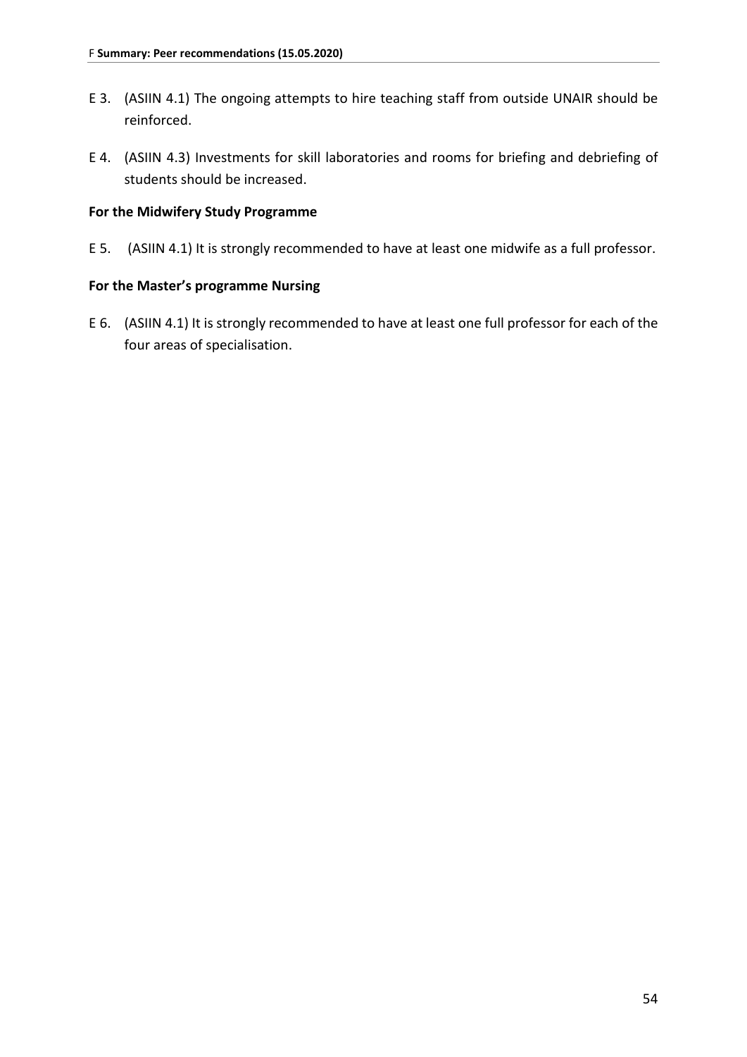E 3. (ASIIN 4.1) The ongoing attempts to hire teaching staff from outside UNAIR should be reinforced.

E 4. (ASIIN 4.3) Investments for skill laboratories and rooms for briefing and debriefing of students should be increased.

**For the Midwifery Study Programme**

E 5. (ASIIN 4.1) It is strongly recommended to have at least one midwife as a full professor.

**For the Master's programme Nursing**

E 6. (ASIIN 4.1) It is strongly recommended to have at least one full professor for each of the four areas of specialisation.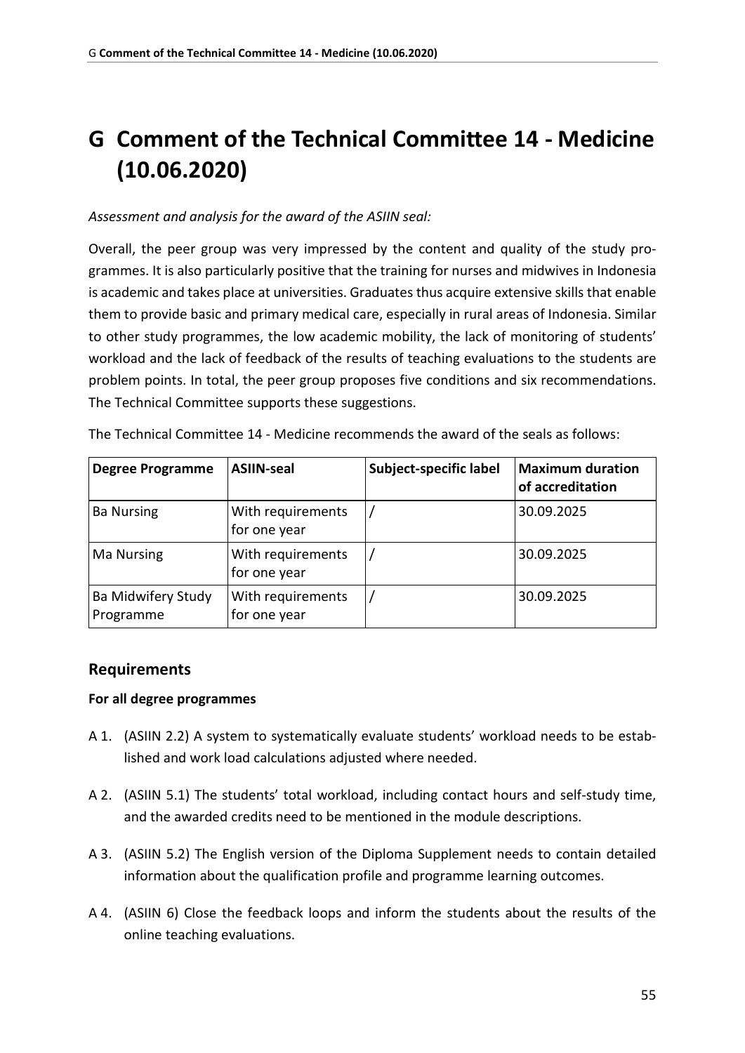# G Comment of the Technical Committee 14 - Medicine (10.06.2020)

*Assessment and analysis for the award of the ASIIN seal:*

Overall, the peer group was very impressed by the content and quality of the study programmes. It is also particularly positive that the training for nurses and midwives in Indonesia is academic and takes place at universities. Graduates thus acquire extensive skills that enable them to provide basic and primary medical care, especially in rural areas of Indonesia. Similar to other study programmes, the low academic mobility, the lack of monitoring of students' workload and the lack of feedback of the results of teaching evaluations to the students are problem points. In total, the peer group proposes five conditions and six recommendations. The Technical Committee supports these suggestions.

The Technical Committee 14 - Medicine recommends the award of the seals as follows:

| Degree Programme | ASIIN-seal | Subject-specific label | Maximum duration of accreditation |
|---|---|---|---|
| Ba Nursing | With requirements for one year | / | 30.09.2025 |
| Ma Nursing | With requirements for one year | / | 30.09.2025 |
| Ba Midwifery Study Programme | With requirements for one year | / | 30.09.2025 |

## Requirements

**For all degree programmes**

A 1. (ASIIN 2.2) A system to systematically evaluate students' workload needs to be established and work load calculations adjusted where needed.

A 2. (ASIIN 5.1) The students' total workload, including contact hours and self-study time, and the awarded credits need to be mentioned in the module descriptions.

A 3. (ASIIN 5.2) The English version of the Diploma Supplement needs to contain detailed information about the qualification profile and programme learning outcomes.

A 4. (ASIIN 6) Close the feedback loops and inform the students about the results of the online teaching evaluations.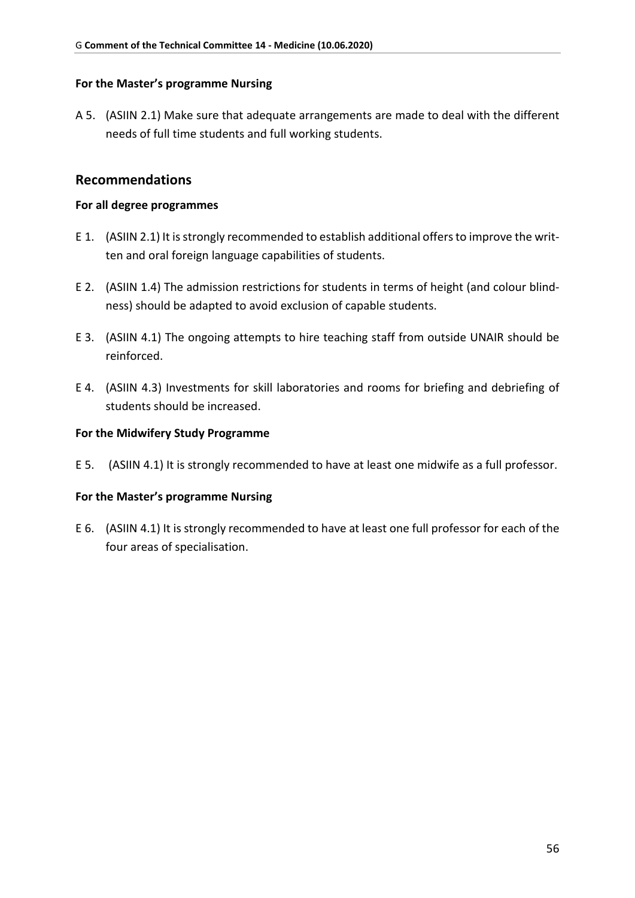**For the Master's programme Nursing**

A 5. (ASIIN 2.1) Make sure that adequate arrangements are made to deal with the different needs of full time students and full working students.

## Recommendations

**For all degree programmes**

E 1. (ASIIN 2.1) It is strongly recommended to establish additional offers to improve the written and oral foreign language capabilities of students.

E 2. (ASIIN 1.4) The admission restrictions for students in terms of height (and colour blindness) should be adapted to avoid exclusion of capable students.

E 3. (ASIIN 4.1) The ongoing attempts to hire teaching staff from outside UNAIR should be reinforced.

E 4. (ASIIN 4.3) Investments for skill laboratories and rooms for briefing and debriefing of students should be increased.

**For the Midwifery Study Programme**

E 5. (ASIIN 4.1) It is strongly recommended to have at least one midwife as a full professor.

**For the Master's programme Nursing**

E 6. (ASIIN 4.1) It is strongly recommended to have at least one full professor for each of the four areas of specialisation.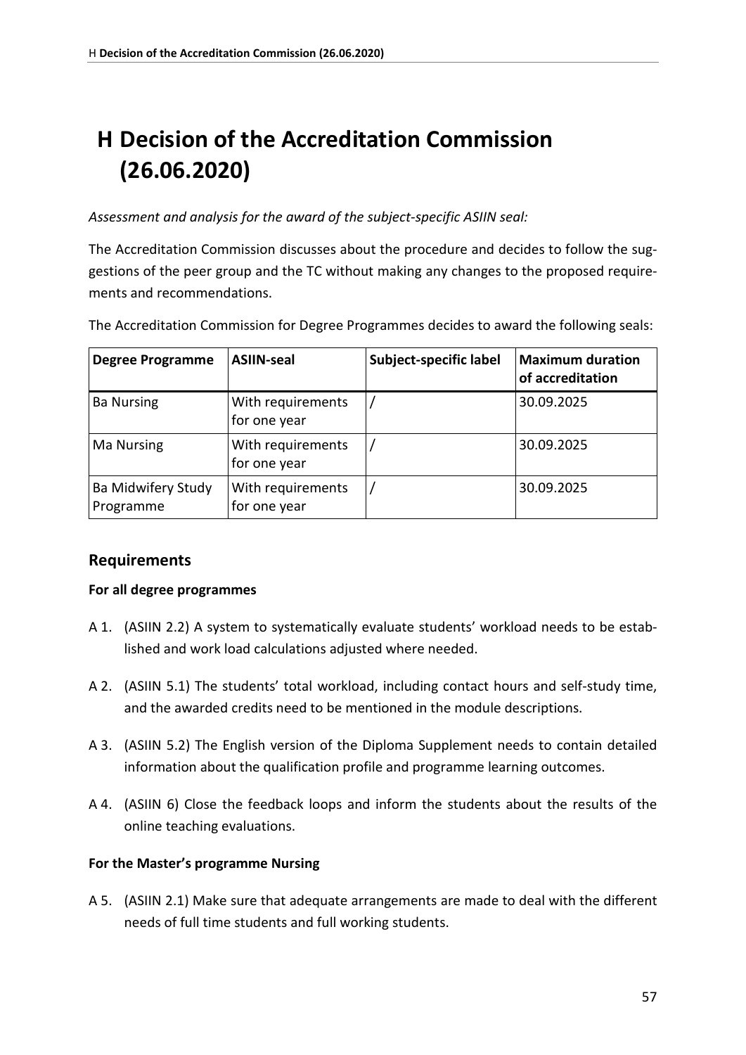# H Decision of the Accreditation Commission (26.06.2020)

*Assessment and analysis for the award of the subject-specific ASIIN seal:*

The Accreditation Commission discusses about the procedure and decides to follow the suggestions of the peer group and the TC without making any changes to the proposed requirements and recommendations.

The Accreditation Commission for Degree Programmes decides to award the following seals:

| Degree Programme | ASIIN-seal | Subject-specific label | Maximum duration of accreditation |
|---|---|---|---|
| Ba Nursing | With requirements for one year | / | 30.09.2025 |
| Ma Nursing | With requirements for one year | / | 30.09.2025 |
| Ba Midwifery Study Programme | With requirements for one year | / | 30.09.2025 |

## Requirements

**For all degree programmes**

A 1. (ASIIN 2.2) A system to systematically evaluate students' workload needs to be established and work load calculations adjusted where needed.

A 2. (ASIIN 5.1) The students' total workload, including contact hours and self-study time, and the awarded credits need to be mentioned in the module descriptions.

A 3. (ASIIN 5.2) The English version of the Diploma Supplement needs to contain detailed information about the qualification profile and programme learning outcomes.

A 4. (ASIIN 6) Close the feedback loops and inform the students about the results of the online teaching evaluations.

**For the Master's programme Nursing**

A 5. (ASIIN 2.1) Make sure that adequate arrangements are made to deal with the different needs of full time students and full working students.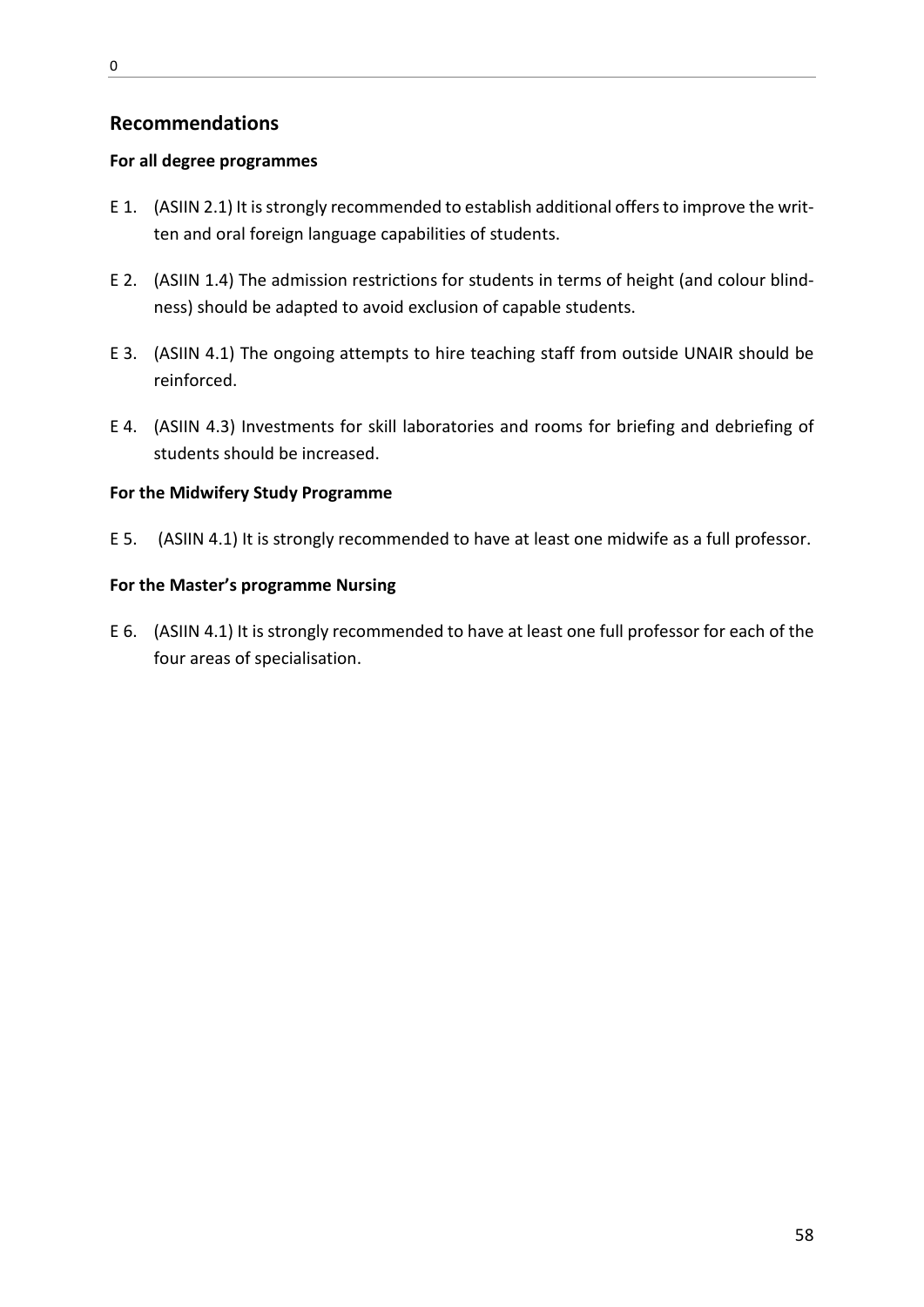## Recommendations

**For all degree programmes**

E 1. (ASIIN 2.1) It is strongly recommended to establish additional offers to improve the written and oral foreign language capabilities of students.

E 2. (ASIIN 1.4) The admission restrictions for students in terms of height (and colour blindness) should be adapted to avoid exclusion of capable students.

E 3. (ASIIN 4.1) The ongoing attempts to hire teaching staff from outside UNAIR should be reinforced.

E 4. (ASIIN 4.3) Investments for skill laboratories and rooms for briefing and debriefing of students should be increased.

**For the Midwifery Study Programme**

E 5. (ASIIN 4.1) It is strongly recommended to have at least one midwife as a full professor.

**For the Master's programme Nursing**

E 6. (ASIIN 4.1) It is strongly recommended to have at least one full professor for each of the four areas of specialisation.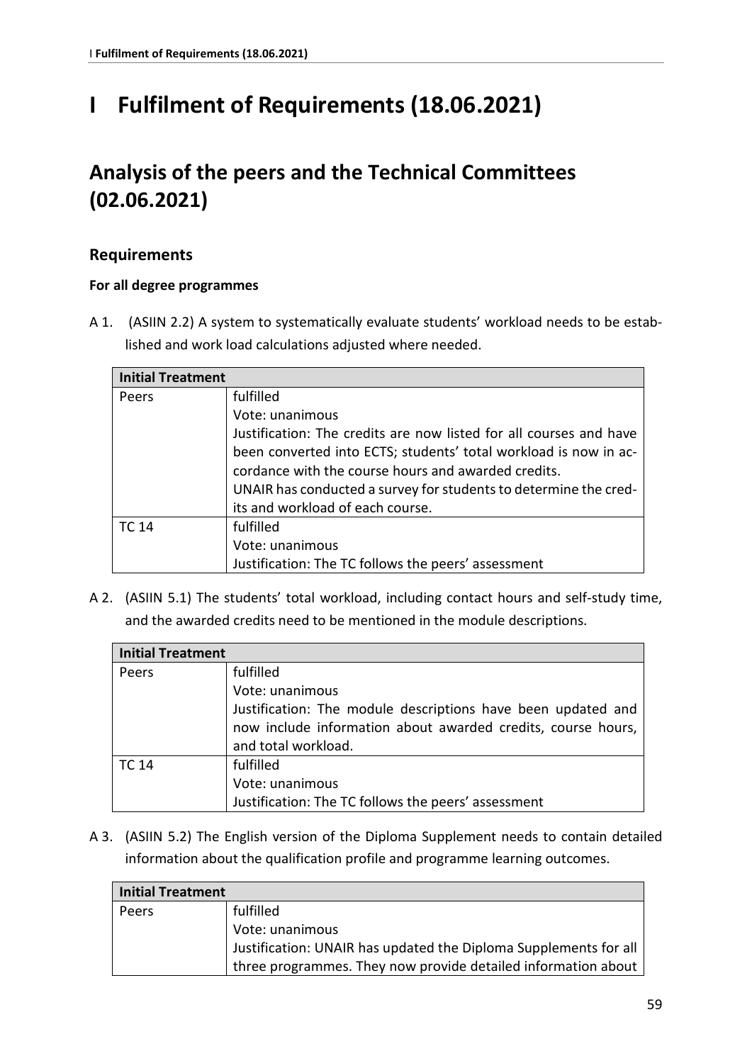# I Fulfilment of Requirements (18.06.2021)

## Analysis of the peers and the Technical Committees (02.06.2021)

### Requirements

**For all degree programmes**

A 1. (ASIIN 2.2) A system to systematically evaluate students' workload needs to be established and work load calculations adjusted where needed.

| **Initial Treatment** | |
|---|---|
| Peers | fulfilled<br>Vote: unanimous<br>Justification: The credits are now listed for all courses and have been converted into ECTS; students' total workload is now in accordance with the course hours and awarded credits.<br>UNAIR has conducted a survey for students to determine the credits and workload of each course. |
| TC 14 | fulfilled<br>Vote: unanimous<br>Justification: The TC follows the peers' assessment |

A 2. (ASIIN 5.1) The students' total workload, including contact hours and self-study time, and the awarded credits need to be mentioned in the module descriptions.

| **Initial Treatment** | |
|---|---|
| Peers | fulfilled<br>Vote: unanimous<br>Justification: The module descriptions have been updated and now include information about awarded credits, course hours, and total workload. |
| TC 14 | fulfilled<br>Vote: unanimous<br>Justification: The TC follows the peers' assessment |

A 3. (ASIIN 5.2) The English version of the Diploma Supplement needs to contain detailed information about the qualification profile and programme learning outcomes.

| **Initial Treatment** | |
|---|---|
| Peers | fulfilled<br>Vote: unanimous<br>Justification: UNAIR has updated the Diploma Supplements for all three programmes. They now provide detailed information about |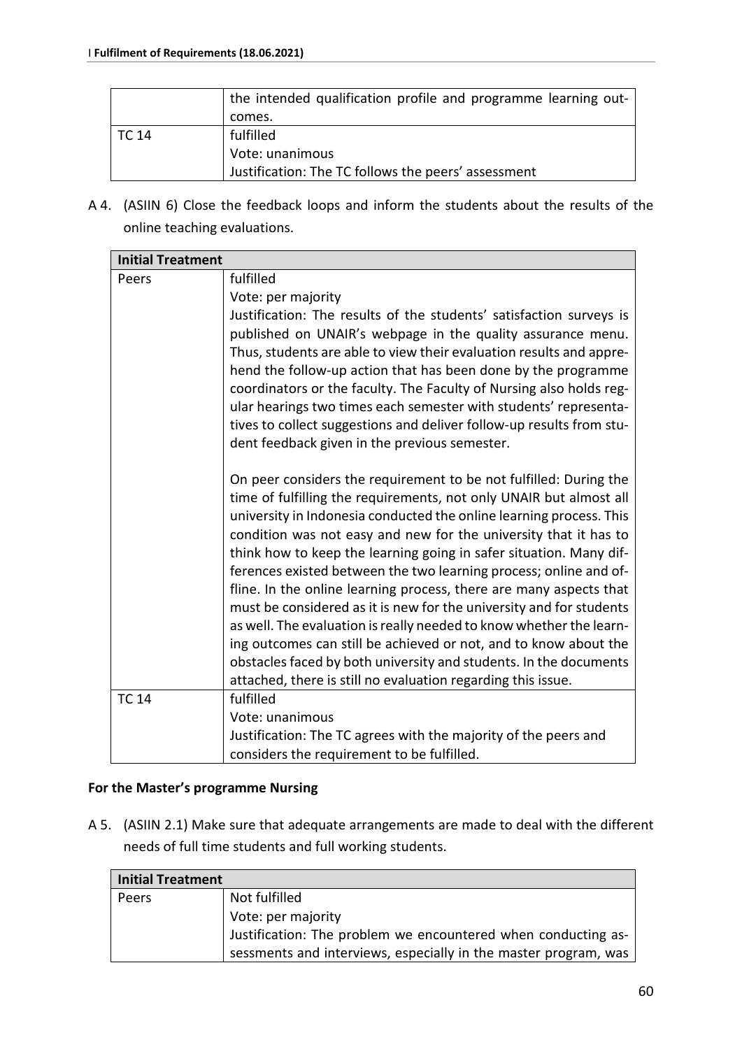| | the intended qualification profile and programme learning outcomes. |
|---|---|
| TC 14 | fulfilled<br>Vote: unanimous<br>Justification: The TC follows the peers' assessment |

A 4. (ASIIN 6) Close the feedback loops and inform the students about the results of the online teaching evaluations.

| Initial Treatment | |
|---|---|
| Peers | fulfilled<br>Vote: per majority<br>Justification: The results of the students' satisfaction surveys is published on UNAIR's webpage in the quality assurance menu. Thus, students are able to view their evaluation results and apprehend the follow-up action that has been done by the programme coordinators or the faculty. The Faculty of Nursing also holds regular hearings two times each semester with students' representatives to collect suggestions and deliver follow-up results from student feedback given in the previous semester.<br><br>On peer considers the requirement to be not fulfilled: During the time of fulfilling the requirements, not only UNAIR but almost all university in Indonesia conducted the online learning process. This condition was not easy and new for the university that it has to think how to keep the learning going in safer situation. Many differences existed between the two learning process; online and offline. In the online learning process, there are many aspects that must be considered as it is new for the university and for students as well. The evaluation is really needed to know whether the learning outcomes can still be achieved or not, and to know about the obstacles faced by both university and students. In the documents attached, there is still no evaluation regarding this issue. |
| TC 14 | fulfilled<br>Vote: unanimous<br>Justification: The TC agrees with the majority of the peers and considers the requirement to be fulfilled. |

**For the Master's programme Nursing**

A 5. (ASIIN 2.1) Make sure that adequate arrangements are made to deal with the different needs of full time students and full working students.

| Initial Treatment | |
|---|---|
| Peers | Not fulfilled<br>Vote: per majority<br>Justification: The problem we encountered when conducting assessments and interviews, especially in the master program, was |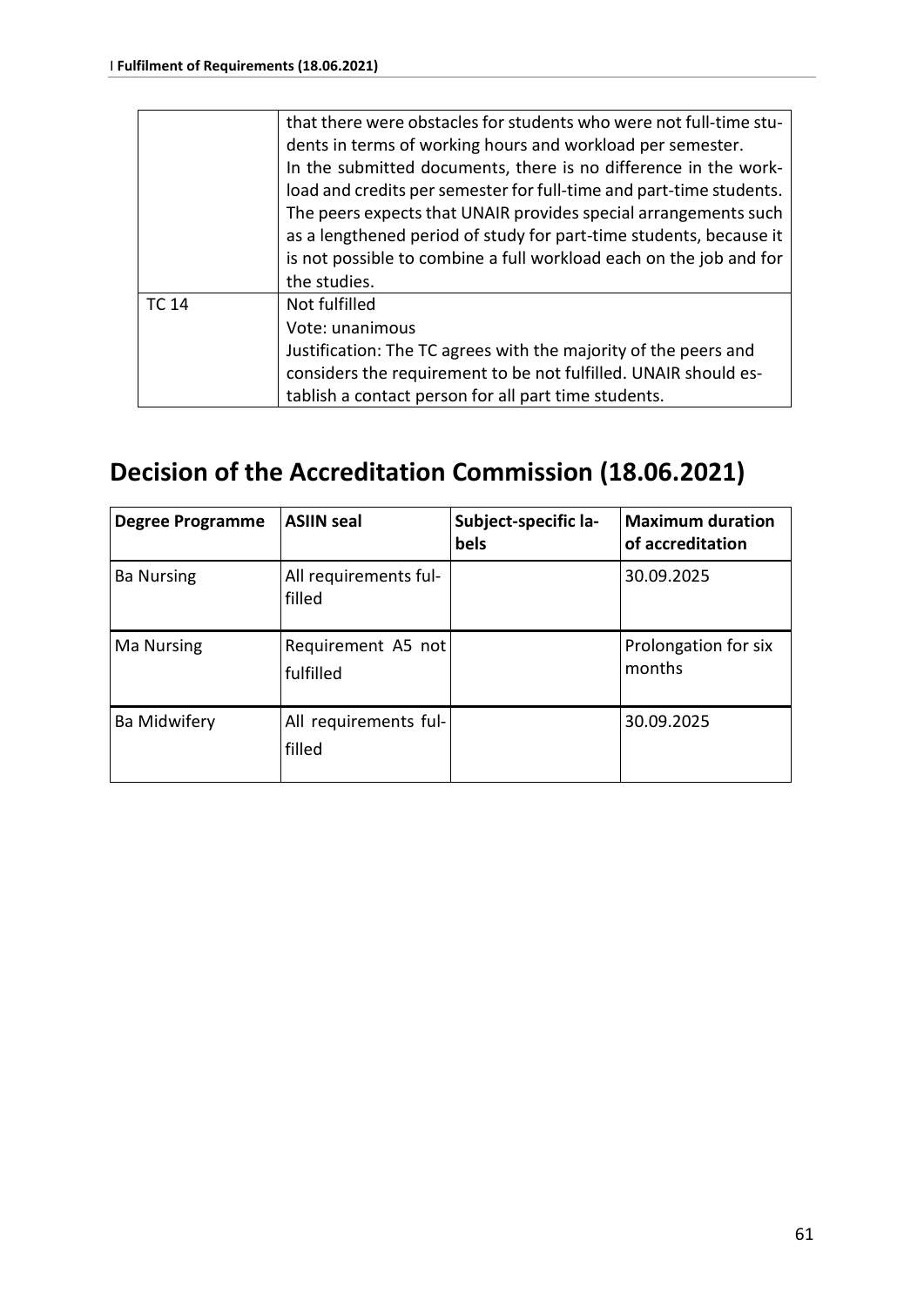| | |
|---|---|
| | that there were obstacles for students who were not full-time students in terms of working hours and workload per semester. In the submitted documents, there is no difference in the workload and credits per semester for full-time and part-time students. The peers expects that UNAIR provides special arrangements such as a lengthened period of study for part-time students, because it is not possible to combine a full workload each on the job and for the studies. |
| TC 14 | Not fulfilled<br>Vote: unanimous<br>Justification: The TC agrees with the majority of the peers and considers the requirement to be not fulfilled. UNAIR should establish a contact person for all part time students. |

## Decision of the Accreditation Commission (18.06.2021)

| Degree Programme | ASIIN seal | Subject-specific labels | Maximum duration of accreditation |
|---|---|---|---|
| Ba Nursing | All requirements fulfilled | | 30.09.2025 |
| Ma Nursing | Requirement A5 not fulfilled | | Prolongation for six months |
| Ba Midwifery | All requirements fulfilled | | 30.09.2025 |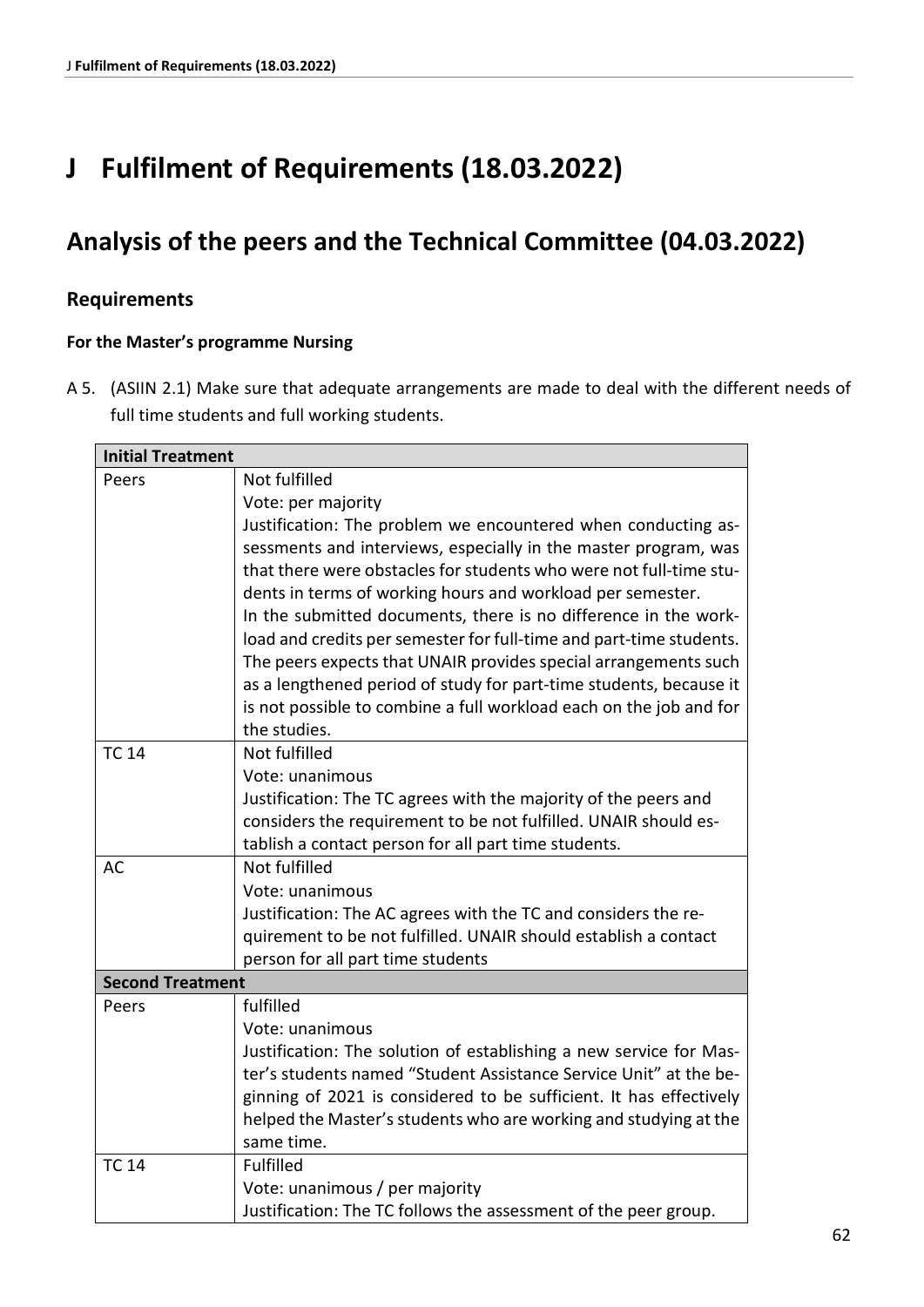# J Fulfilment of Requirements (18.03.2022)

## Analysis of the peers and the Technical Committee (04.03.2022)

### Requirements

**For the Master's programme Nursing**

A 5. (ASIIN 2.1) Make sure that adequate arrangements are made to deal with the different needs of full time students and full working students.

| **Initial Treatment** | |
|---|---|
| Peers | Not fulfilled<br>Vote: per majority<br>Justification: The problem we encountered when conducting assessments and interviews, especially in the master program, was that there were obstacles for students who were not full-time students in terms of working hours and workload per semester.<br>In the submitted documents, there is no difference in the workload and credits per semester for full-time and part-time students. The peers expects that UNAIR provides special arrangements such as a lengthened period of study for part-time students, because it is not possible to combine a full workload each on the job and for the studies. |
| TC 14 | Not fulfilled<br>Vote: unanimous<br>Justification: The TC agrees with the majority of the peers and considers the requirement to be not fulfilled. UNAIR should establish a contact person for all part time students. |
| AC | Not fulfilled<br>Vote: unanimous<br>Justification: The AC agrees with the TC and considers the requirement to be not fulfilled. UNAIR should establish a contact person for all part time students |
| **Second Treatment** | |
| Peers | fulfilled<br>Vote: unanimous<br>Justification: The solution of establishing a new service for Master's students named "Student Assistance Service Unit" at the beginning of 2021 is considered to be sufficient. It has effectively helped the Master's students who are working and studying at the same time. |
| TC 14 | Fulfilled<br>Vote: unanimous / per majority<br>Justification: The TC follows the assessment of the peer group. |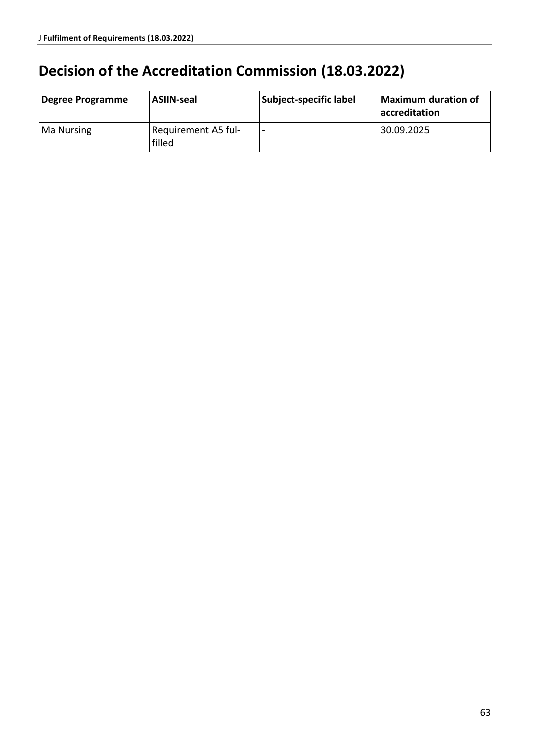# Decision of the Accreditation Commission (18.03.2022)

| Degree Programme | ASIIN-seal | Subject-specific label | Maximum duration of accreditation |
|---|---|---|---|
| Ma Nursing | Requirement A5 fulfilled | - | 30.09.2025 |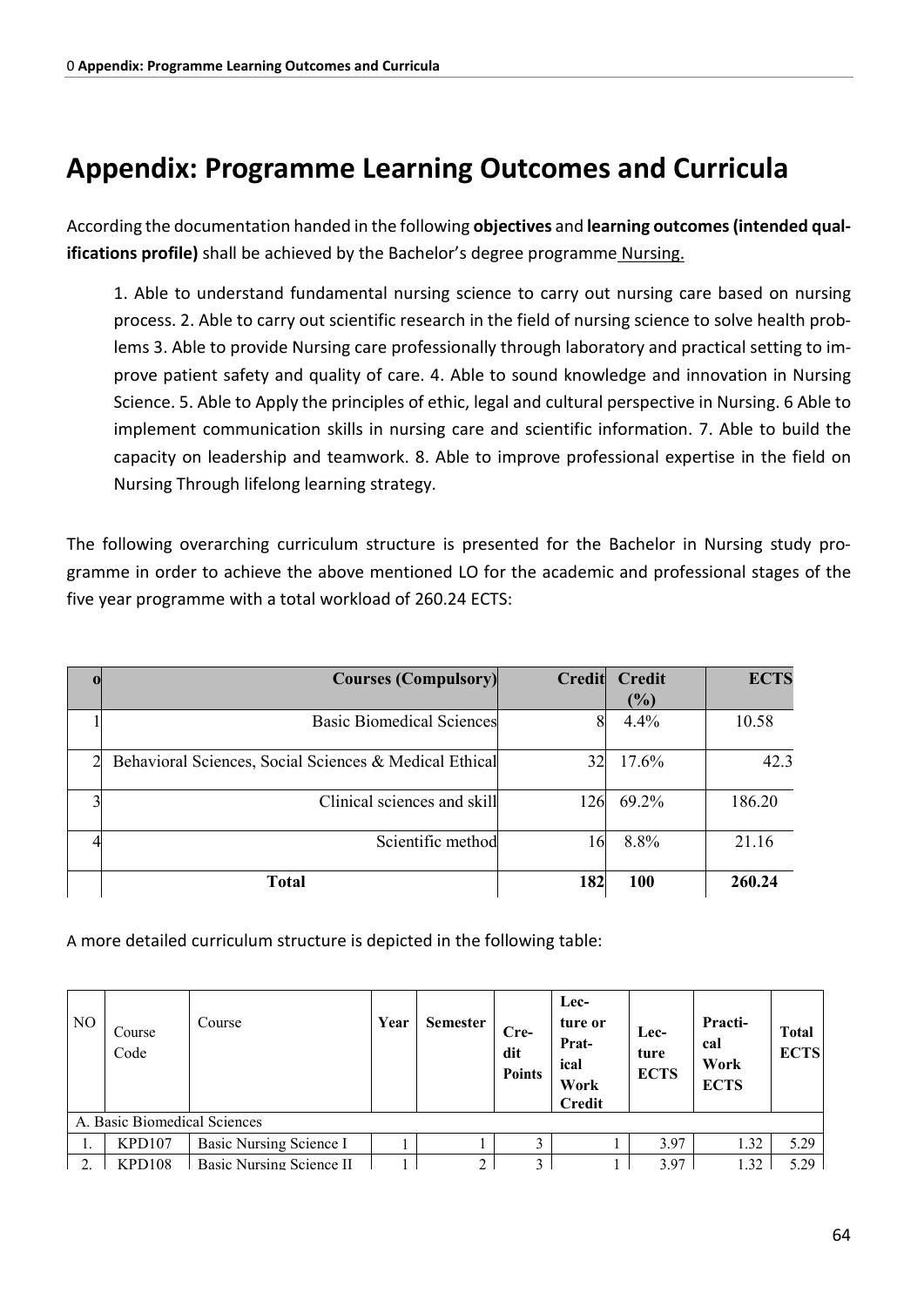# Appendix: Programme Learning Outcomes and Curricula

According the documentation handed in the following **objectives** and **learning outcomes (intended qualifications profile)** shall be achieved by the Bachelor's degree programme Nursing.

> 1. Able to understand fundamental nursing science to carry out nursing care based on nursing process. 2. Able to carry out scientific research in the field of nursing science to solve health problems 3. Able to provide Nursing care professionally through laboratory and practical setting to improve patient safety and quality of care. 4. Able to sound knowledge and innovation in Nursing Science. 5. Able to Apply the principles of ethic, legal and cultural perspective in Nursing. 6 Able to implement communication skills in nursing care and scientific information. 7. Able to build the capacity on leadership and teamwork. 8. Able to improve professional expertise in the field on Nursing Through lifelong learning strategy.

The following overarching curriculum structure is presented for the Bachelor in Nursing study programme in order to achieve the above mentioned LO for the academic and professional stages of the five year programme with a total workload of 260.24 ECTS:

| o | Courses (Compulsory) | Credit | Credit (%) | ECTS |
|---|---|---|---|---|
| 1 | Basic Biomedical Sciences | 8 | 4.4% | 10.58 |
| 2 | Behavioral Sciences, Social Sciences & Medical Ethical | 32 | 17.6% | 42.3 |
| 3 | Clinical sciences and skill | 126 | 69.2% | 186.20 |
| 4 | Scientific method | 16 | 8.8% | 21.16 |
| | **Total** | **182** | **100** | **260.24** |

A more detailed curriculum structure is depicted in the following table:

| NO | Course Code | Course | Year | Semester | Credit Points | Lecture or Pratical Work Credit | Lecture ECTS | Practical Work ECTS | Total ECTS |
|---|---|---|---|---|---|---|---|---|---|
| A. Basic Biomedical Sciences | | | | | | | | | |
| 1. | KPD107 | Basic Nursing Science I | 1 | 1 | 3 | 1 | 3.97 | 1.32 | 5.29 |
| 2. | KPD108 | Basic Nursing Science II | 1 | 2 | 3 | 1 | 3.97 | 1.32 | 5.29 |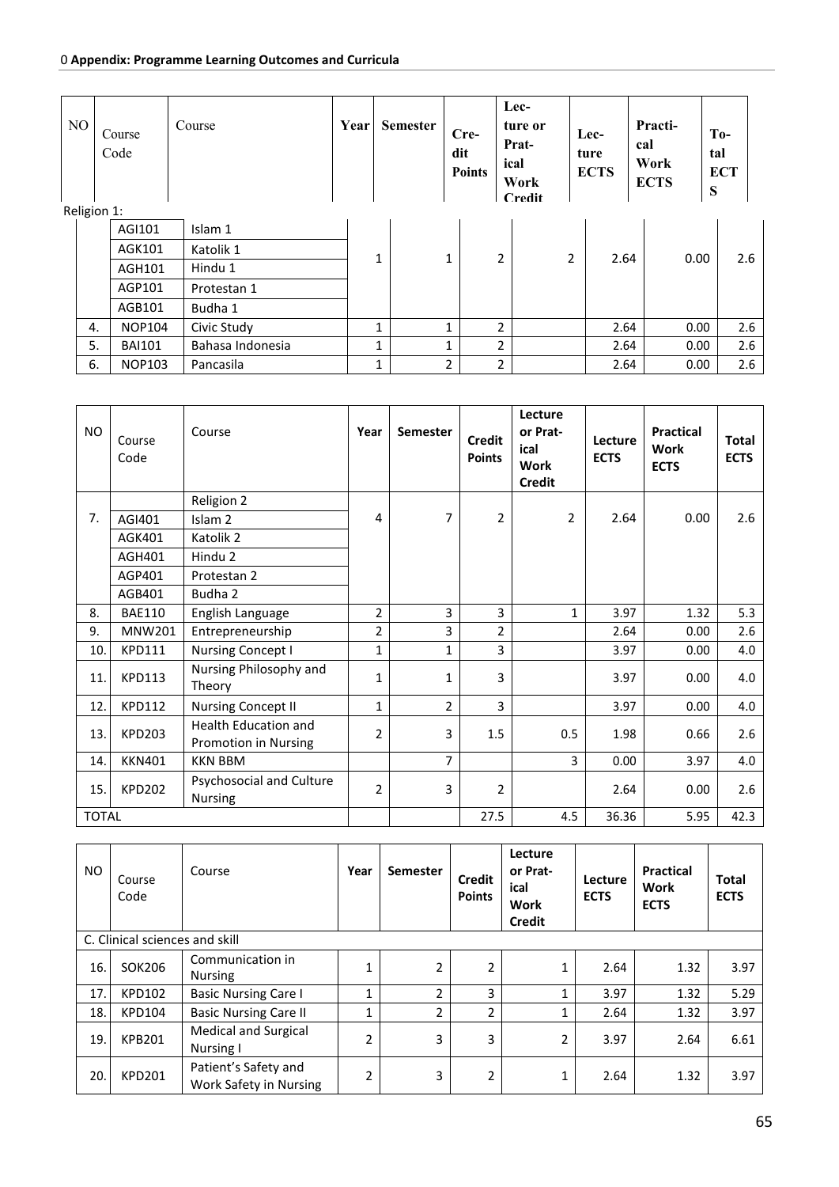0 **Appendix: Programme Learning Outcomes and Curricula**

| NO | Course Code | Course | Year | Semester | Credit Points | Lecture or Pratical Work Credit | Lecture ECTS | Practical Work ECTS | Total ECTS |
|---|---|---|---|---|---|---|---|---|---|
| Religion 1: | | | | | | | | | |
| | AGI101 | Islam 1 | 1 | 1 | 2 | 2 | 2.64 | 0.00 | 2.6 |
| | AGK101 | Katolik 1 | | | | | | | |
| | AGH101 | Hindu 1 | | | | | | | |
| | AGP101 | Protestan 1 | | | | | | | |
| | AGB101 | Budha 1 | | | | | | | |
| 4. | NOP104 | Civic Study | 1 | 1 | 2 | | 2.64 | 0.00 | 2.6 |
| 5. | BAI101 | Bahasa Indonesia | 1 | 1 | 2 | | 2.64 | 0.00 | 2.6 |
| 6. | NOP103 | Pancasila | 1 | 2 | 2 | | 2.64 | 0.00 | 2.6 |

| NO | Course Code | Course | Year | Semester | Credit Points | Lecture or Pratical Work Credit | Lecture ECTS | Practical Work ECTS | Total ECTS |
|---|---|---|---|---|---|---|---|---|---|
| 7. | | Religion 2 | 4 | 7 | 2 | 2 | 2.64 | 0.00 | 2.6 |
| | AGI401 | Islam 2 | | | | | | | |
| | AGK401 | Katolik 2 | | | | | | | |
| | AGH401 | Hindu 2 | | | | | | | |
| | AGP401 | Protestan 2 | | | | | | | |
| | AGB401 | Budha 2 | | | | | | | |
| 8. | BAE110 | English Language | 2 | 3 | 3 | 1 | 3.97 | 1.32 | 5.3 |
| 9. | MNW201 | Entrepreneurship | 2 | 3 | 2 | | 2.64 | 0.00 | 2.6 |
| 10. | KPD111 | Nursing Concept I | 1 | 1 | 3 | | 3.97 | 0.00 | 4.0 |
| 11. | KPD113 | Nursing Philosophy and Theory | 1 | 1 | 3 | | 3.97 | 0.00 | 4.0 |
| 12. | KPD112 | Nursing Concept II | 1 | 2 | 3 | | 3.97 | 0.00 | 4.0 |
| 13. | KPD203 | Health Education and Promotion in Nursing | 2 | 3 | 1.5 | 0.5 | 1.98 | 0.66 | 2.6 |
| 14. | KKN401 | KKN BBM | | 7 | | 3 | 0.00 | 3.97 | 4.0 |
| 15. | KPD202 | Psychosocial and Culture Nursing | 2 | 3 | 2 | | 2.64 | 0.00 | 2.6 |
| TOTAL | | | | | 27.5 | 4.5 | 36.36 | 5.95 | 42.3 |

| NO | Course Code | Course | Year | Semester | Credit Points | Lecture or Pratical Work Credit | Lecture ECTS | Practical Work ECTS | Total ECTS |
|---|---|---|---|---|---|---|---|---|---|
| C. Clinical sciences and skill | | | | | | | | | |
| 16. | SOK206 | Communication in Nursing | 1 | 2 | 2 | 1 | 2.64 | 1.32 | 3.97 |
| 17. | KPD102 | Basic Nursing Care I | 1 | 2 | 3 | 1 | 3.97 | 1.32 | 5.29 |
| 18. | KPD104 | Basic Nursing Care II | 1 | 2 | 2 | 1 | 2.64 | 1.32 | 3.97 |
| 19. | KPB201 | Medical and Surgical Nursing I | 2 | 3 | 3 | 2 | 3.97 | 2.64 | 6.61 |
| 20. | KPD201 | Patient's Safety and Work Safety in Nursing | 2 | 3 | 2 | 1 | 2.64 | 1.32 | 3.97 |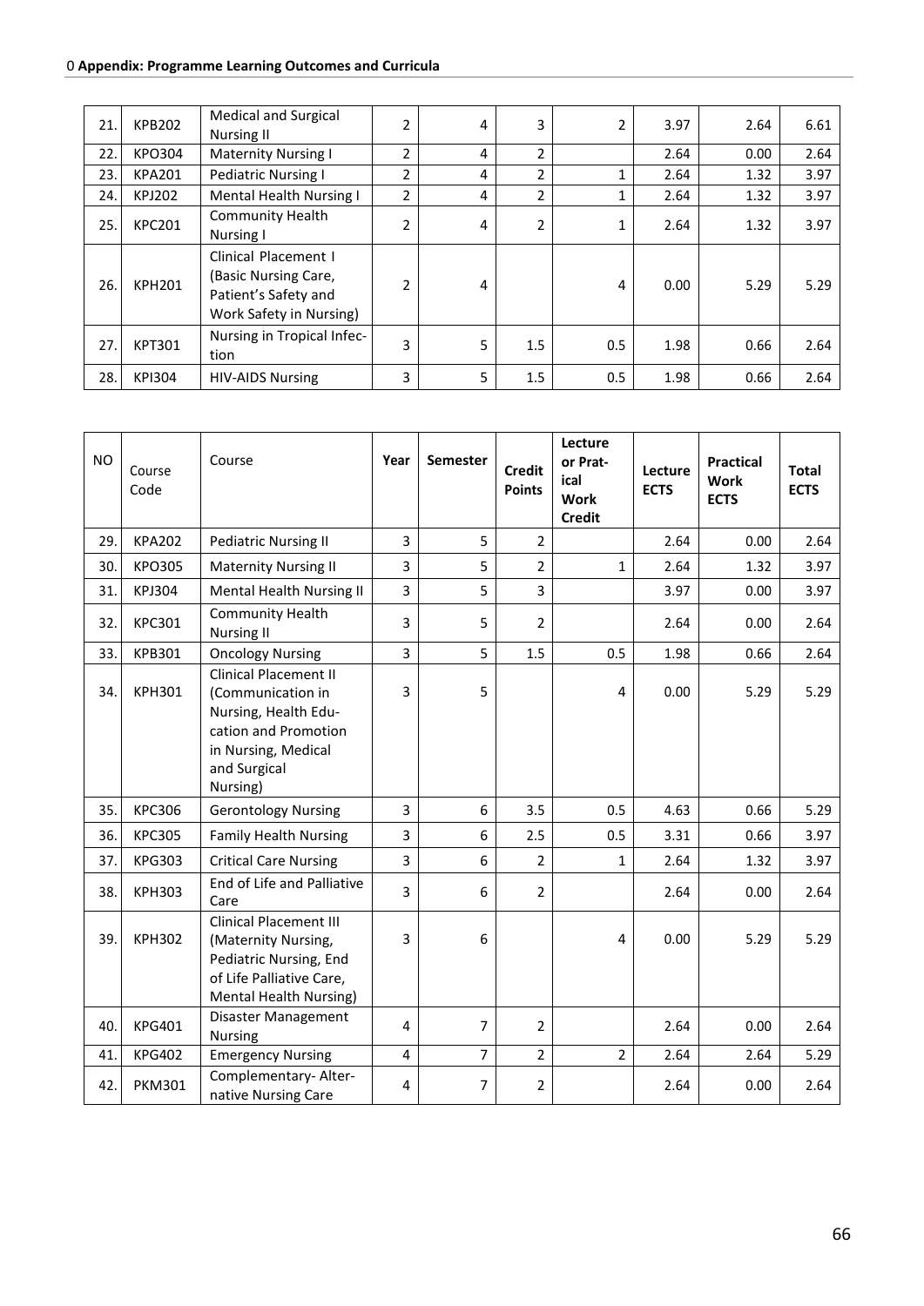| 21. | KPB202 | Medical and Surgical Nursing II | 2 | 4 | 3 | 2 | 3.97 | 2.64 | 6.61 |
|---|---|---|---|---|---|---|---|---|---|
| 22. | KPO304 | Maternity Nursing I | 2 | 4 | 2 | | 2.64 | 0.00 | 2.64 |
| 23. | KPA201 | Pediatric Nursing I | 2 | 4 | 2 | 1 | 2.64 | 1.32 | 3.97 |
| 24. | KPJ202 | Mental Health Nursing I | 2 | 4 | 2 | 1 | 2.64 | 1.32 | 3.97 |
| 25. | KPC201 | Community Health Nursing I | 2 | 4 | 2 | 1 | 2.64 | 1.32 | 3.97 |
| 26. | KPH201 | Clinical Placement I (Basic Nursing Care, Patient's Safety and Work Safety in Nursing) | 2 | 4 | | 4 | 0.00 | 5.29 | 5.29 |
| 27. | KPT301 | Nursing in Tropical Infection | 3 | 5 | 1.5 | 0.5 | 1.98 | 0.66 | 2.64 |
| 28. | KPI304 | HIV-AIDS Nursing | 3 | 5 | 1.5 | 0.5 | 1.98 | 0.66 | 2.64 |

| NO | Course Code | Course | Year | Semester | Credit Points | Lecture or Pratical Work Credit | Lecture ECTS | Practical Work ECTS | Total ECTS |
|---|---|---|---|---|---|---|---|---|---|
| 29. | KPA202 | Pediatric Nursing II | 3 | 5 | 2 | | 2.64 | 0.00 | 2.64 |
| 30. | KPO305 | Maternity Nursing II | 3 | 5 | 2 | 1 | 2.64 | 1.32 | 3.97 |
| 31. | KPJ304 | Mental Health Nursing II | 3 | 5 | 3 | | 3.97 | 0.00 | 3.97 |
| 32. | KPC301 | Community Health Nursing II | 3 | 5 | 2 | | 2.64 | 0.00 | 2.64 |
| 33. | KPB301 | Oncology Nursing | 3 | 5 | 1.5 | 0.5 | 1.98 | 0.66 | 2.64 |
| 34. | KPH301 | Clinical Placement II (Communication in Nursing, Health Education and Promotion in Nursing, Medical and Surgical Nursing) | 3 | 5 | | 4 | 0.00 | 5.29 | 5.29 |
| 35. | KPC306 | Gerontology Nursing | 3 | 6 | 3.5 | 0.5 | 4.63 | 0.66 | 5.29 |
| 36. | KPC305 | Family Health Nursing | 3 | 6 | 2.5 | 0.5 | 3.31 | 0.66 | 3.97 |
| 37. | KPG303 | Critical Care Nursing | 3 | 6 | 2 | 1 | 2.64 | 1.32 | 3.97 |
| 38. | KPH303 | End of Life and Palliative Care | 3 | 6 | 2 | | 2.64 | 0.00 | 2.64 |
| 39. | KPH302 | Clinical Placement III (Maternity Nursing, Pediatric Nursing, End of Life Palliative Care, Mental Health Nursing) | 3 | 6 | | 4 | 0.00 | 5.29 | 5.29 |
| 40. | KPG401 | Disaster Management Nursing | 4 | 7 | 2 | | 2.64 | 0.00 | 2.64 |
| 41. | KPG402 | Emergency Nursing | 4 | 7 | 2 | 2 | 2.64 | 2.64 | 5.29 |
| 42. | PKM301 | Complementary- Alternative Nursing Care | 4 | 7 | 2 | | 2.64 | 0.00 | 2.64 |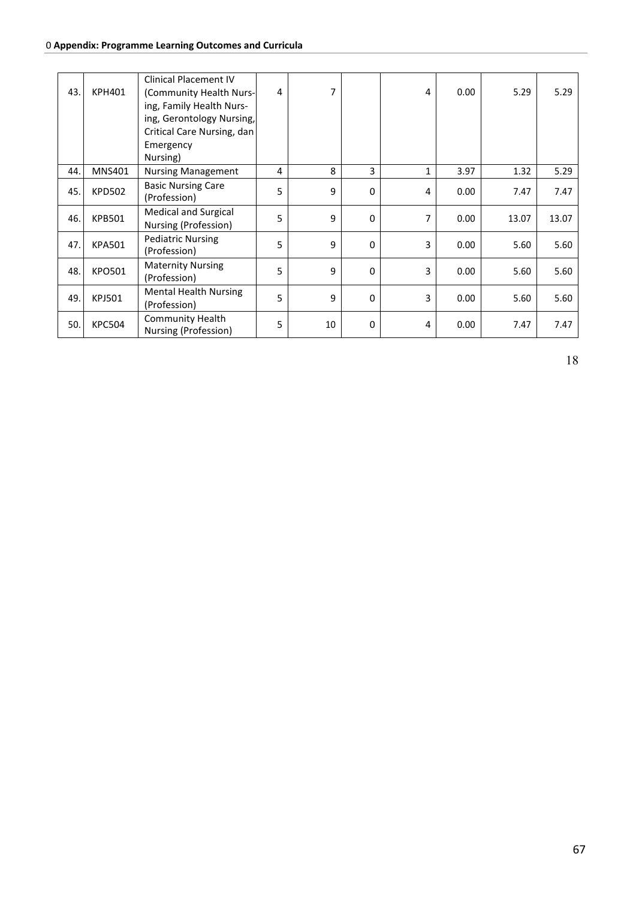| 43. | KPH401 | Clinical Placement IV (Community Health Nursing, Family Health Nursing, Gerontology Nursing, Critical Care Nursing, dan Emergency Nursing) | 4 | 7 | | 4 | 0.00 | 5.29 | 5.29 |
|---|---|---|---|---|---|---|---|---|---|
| 44. | MNS401 | Nursing Management | 4 | 8 | 3 | 1 | 3.97 | 1.32 | 5.29 |
| 45. | KPD502 | Basic Nursing Care (Profession) | 5 | 9 | 0 | 4 | 0.00 | 7.47 | 7.47 |
| 46. | KPB501 | Medical and Surgical Nursing (Profession) | 5 | 9 | 0 | 7 | 0.00 | 13.07 | 13.07 |
| 47. | KPA501 | Pediatric Nursing (Profession) | 5 | 9 | 0 | 3 | 0.00 | 5.60 | 5.60 |
| 48. | KPO501 | Maternity Nursing (Profession) | 5 | 9 | 0 | 3 | 0.00 | 5.60 | 5.60 |
| 49. | KPJ501 | Mental Health Nursing (Profession) | 5 | 9 | 0 | 3 | 0.00 | 5.60 | 5.60 |
| 50. | KPC504 | Community Health Nursing (Profession) | 5 | 10 | 0 | 4 | 0.00 | 7.47 | 7.47 |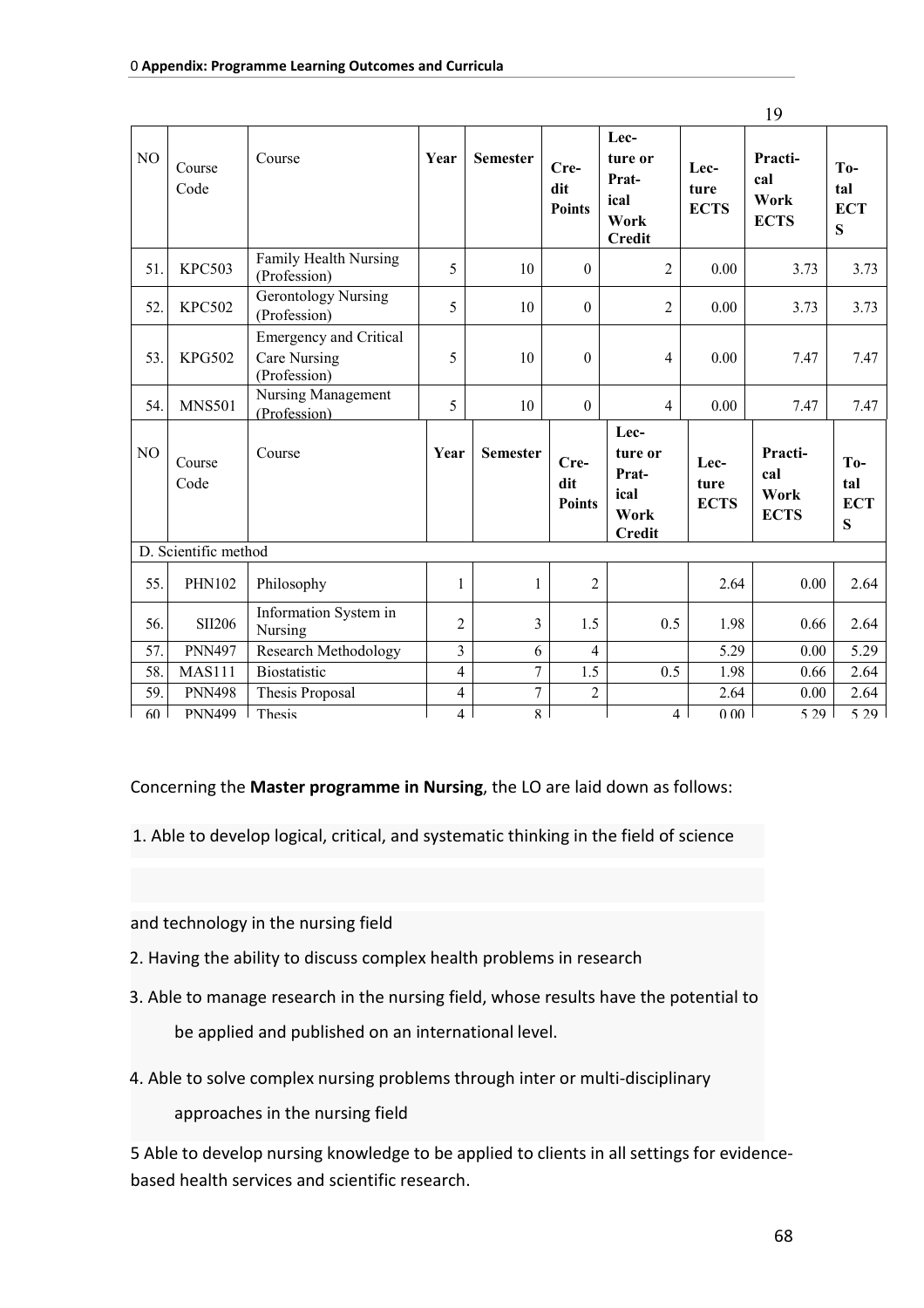| NO | Course Code | Course | Year | Semester | Cre-dit Points | Lec-ture or Prat-ical Work Credit | Lec-ture ECTS | Practi-cal Work ECTS | To-tal ECTS |
|---|---|---|---|---|---|---|---|---|---|
| 51. | KPC503 | Family Health Nursing (Profession) | 5 | 10 | 0 | 2 | 0.00 | 3.73 | 3.73 |
| 52. | KPC502 | Gerontology Nursing (Profession) | 5 | 10 | 0 | 2 | 0.00 | 3.73 | 3.73 |
| 53. | KPG502 | Emergency and Critical Care Nursing (Profession) | 5 | 10 | 0 | 4 | 0.00 | 7.47 | 7.47 |
| 54. | MNS501 | Nursing Management (Profession) | 5 | 10 | 0 | 4 | 0.00 | 7.47 | 7.47 |

| NO | Course Code | Course | Year | Semester | Cre-dit Points | Lec-ture or Prat-ical Work Credit | Lec-ture ECTS | Practi-cal Work ECTS | To-tal ECTS |
|---|---|---|---|---|---|---|---|---|---|
| D. Scientific method | | | | | | | | | |
| 55. | PHN102 | Philosophy | 1 | 1 | 2 | | 2.64 | 0.00 | 2.64 |
| 56. | SII206 | Information System in Nursing | 2 | 3 | 1.5 | 0.5 | 1.98 | 0.66 | 2.64 |
| 57. | PNN497 | Research Methodology | 3 | 6 | 4 | | 5.29 | 0.00 | 5.29 |
| 58. | MAS111 | Biostatistic | 4 | 7 | 1.5 | 0.5 | 1.98 | 0.66 | 2.64 |
| 59. | PNN498 | Thesis Proposal | 4 | 7 | 2 | | 2.64 | 0.00 | 2.64 |
| 60 | PNN499 | Thesis | 4 | 8 | | 4 | 0.00 | 5.29 | 5.29 |

Concerning the **Master programme in Nursing**, the LO are laid down as follows:

1. Able to develop logical, critical, and systematic thinking in the field of science and technology in the nursing field
2. Having the ability to discuss complex health problems in research
3. Able to manage research in the nursing field, whose results have the potential to be applied and published on an international level.
4. Able to solve complex nursing problems through inter or multi-disciplinary approaches in the nursing field

5 Able to develop nursing knowledge to be applied to clients in all settings for evidence-based health services and scientific research.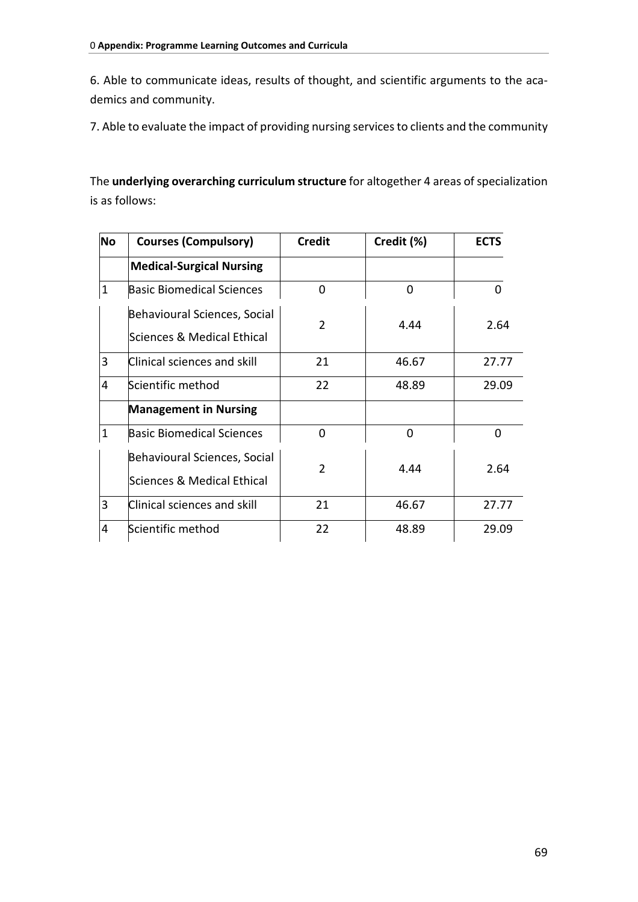6. Able to communicate ideas, results of thought, and scientific arguments to the academics and community.

7. Able to evaluate the impact of providing nursing services to clients and the community

The **underlying overarching curriculum structure** for altogether 4 areas of specialization is as follows:

| No | Courses (Compulsory) | Credit | Credit (%) | ECTS |
|---|---|---|---|---|
| | **Medical-Surgical Nursing** | | | |
| 1 | Basic Biomedical Sciences | 0 | 0 | 0 |
| | Behavioural Sciences, Social Sciences & Medical Ethical | 2 | 4.44 | 2.64 |
| 3 | Clinical sciences and skill | 21 | 46.67 | 27.77 |
| 4 | Scientific method | 22 | 48.89 | 29.09 |
| | **Management in Nursing** | | | |
| 1 | Basic Biomedical Sciences | 0 | 0 | 0 |
| | Behavioural Sciences, Social Sciences & Medical Ethical | 2 | 4.44 | 2.64 |
| 3 | Clinical sciences and skill | 21 | 46.67 | 27.77 |
| 4 | Scientific method | 22 | 48.89 | 29.09 |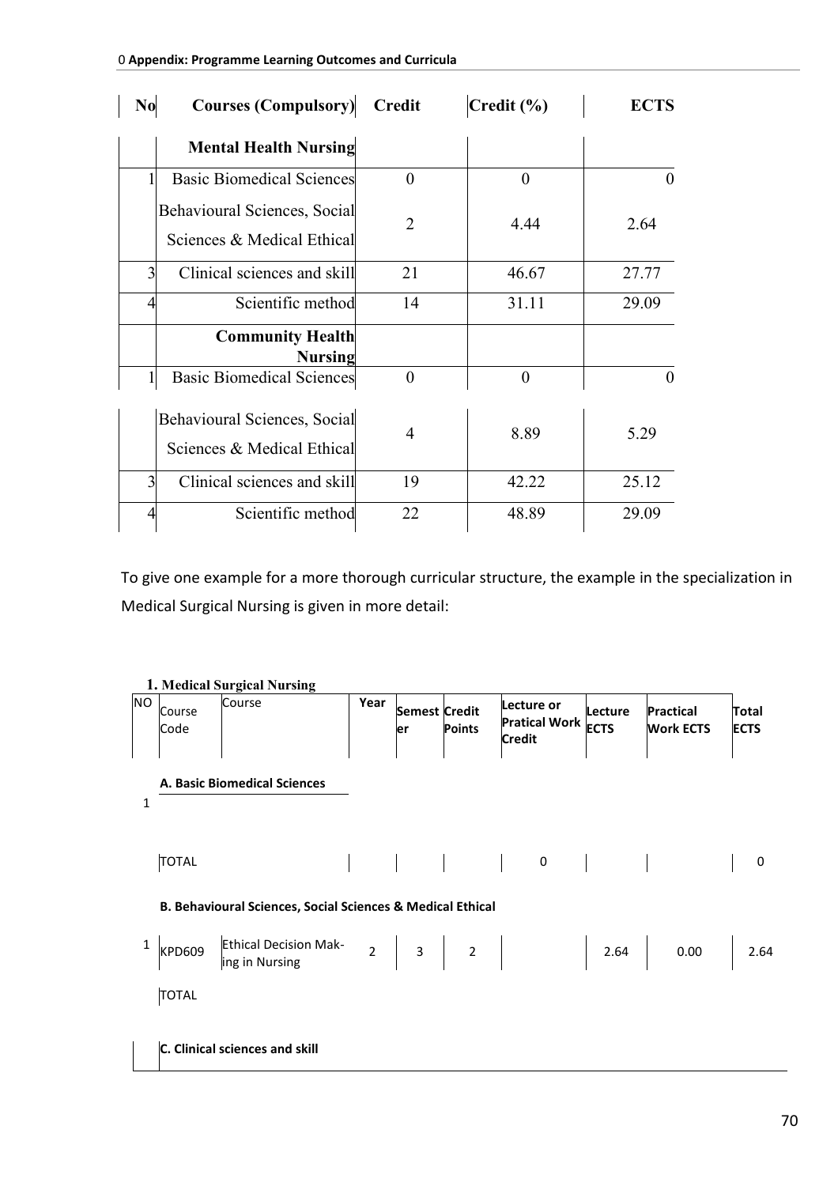| No | Courses (Compulsory) | Credit | Credit (%) | ECTS |
|---|---|---|---|---|
| | **Mental Health Nursing** | | | |
| 1 | Basic Biomedical Sciences | 0 | 0 | 0 |
| | Behavioural Sciences, Social Sciences & Medical Ethical | 2 | 4.44 | 2.64 |
| 3 | Clinical sciences and skill | 21 | 46.67 | 27.77 |
| 4 | Scientific method | 14 | 31.11 | 29.09 |
| | **Community Health Nursing** | | | |
| 1 | Basic Biomedical Sciences | 0 | 0 | 0 |
| | Behavioural Sciences, Social Sciences & Medical Ethical | 4 | 8.89 | 5.29 |
| 3 | Clinical sciences and skill | 19 | 42.22 | 25.12 |
| 4 | Scientific method | 22 | 48.89 | 29.09 |

To give one example for a more thorough curricular structure, the example in the specialization in Medical Surgical Nursing is given in more detail:

**1. Medical Surgical Nursing**

| NO | Course Code | Course | Year | Semester | Credit Points | Lecture or Pratical Work Credit | Lecture ECTS | Practical Work ECTS | Total ECTS |
|---|---|---|---|---|---|---|---|---|---|
| | **A. Basic Biomedical Sciences** | | | | | | | | |
| 1 | | | | | | | | | |
| | TOTAL | | | | | 0 | | | 0 |
| | **B. Behavioural Sciences, Social Sciences & Medical Ethical** | | | | | | | | |
| 1 | KPD609 | Ethical Decision Making in Nursing | 2 | 3 | 2 | | 2.64 | 0.00 | 2.64 |
| | TOTAL | | | | | | | | |
| | **C. Clinical sciences and skill** | | | | | | | | |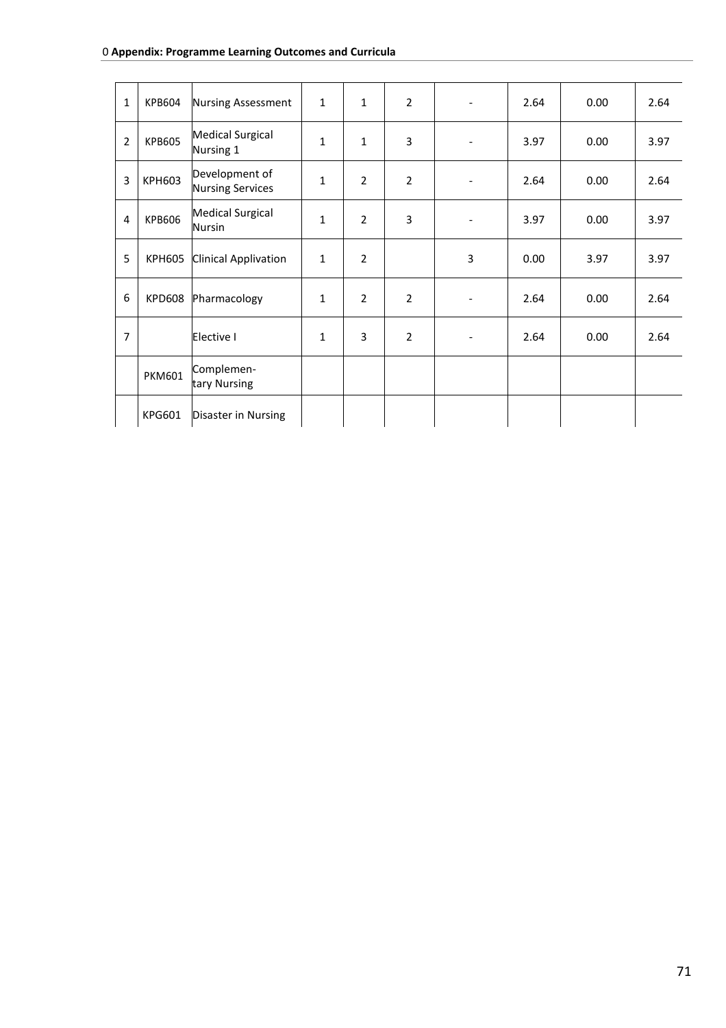| 1 | KPB604 | Nursing Assessment | 1 | 1 | 2 | - | 2.64 | 0.00 | 2.64 |
|---|---|---|---|---|---|---|---|---|---|
| 2 | KPB605 | Medical Surgical Nursing 1 | 1 | 1 | 3 | - | 3.97 | 0.00 | 3.97 |
| 3 | KPH603 | Development of Nursing Services | 1 | 2 | 2 | - | 2.64 | 0.00 | 2.64 |
| 4 | KPB606 | Medical Surgical Nursin | 1 | 2 | 3 | - | 3.97 | 0.00 | 3.97 |
| 5 | KPH605 | Clinical Applivation | 1 | 2 | | 3 | 0.00 | 3.97 | 3.97 |
| 6 | KPD608 | Pharmacology | 1 | 2 | 2 | - | 2.64 | 0.00 | 2.64 |
| 7 | | Elective I | 1 | 3 | 2 | - | 2.64 | 0.00 | 2.64 |
| | PKM601 | Complemen-tary Nursing | | | | | | | |
| | KPG601 | Disaster in Nursing | | | | | | | |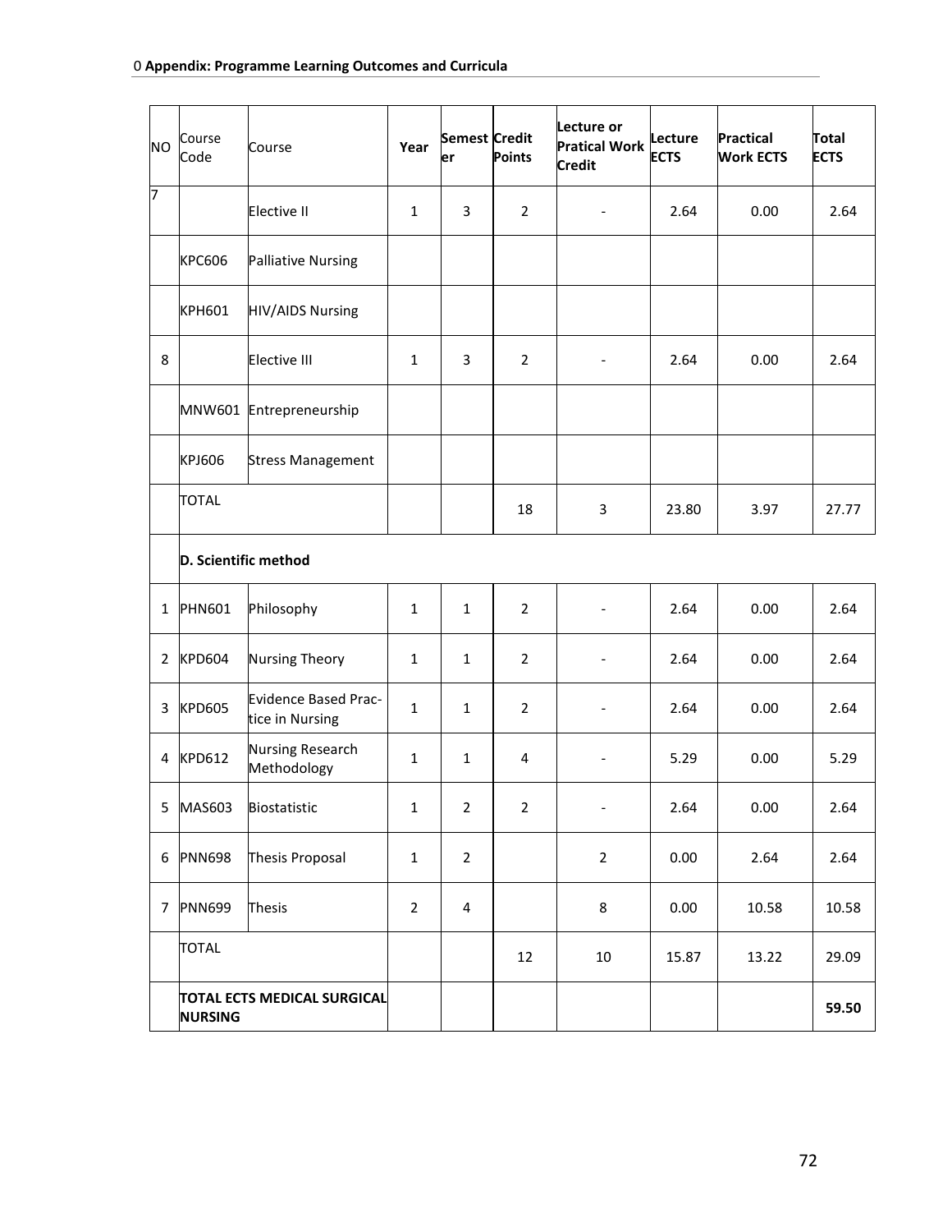| NO | Course Code | Course | Year | Semester | Credit Points | Lecture or Pratical Work Credit | Lecture ECTS | Practical Work ECTS | Total ECTS |
|---|---|---|---|---|---|---|---|---|---|
| 7 | | Elective II | 1 | 3 | 2 | - | 2.64 | 0.00 | 2.64 |
| | KPC606 | Palliative Nursing | | | | | | | |
| | KPH601 | HIV/AIDS Nursing | | | | | | | |
| 8 | | Elective III | 1 | 3 | 2 | - | 2.64 | 0.00 | 2.64 |
| | MNW601 | Entrepreneurship | | | | | | | |
| | KPJ606 | Stress Management | | | | | | | |
| | TOTAL | | | | 18 | 3 | 23.80 | 3.97 | 27.77 |
| | **D. Scientific method** | | | | | | | | |
| 1 | PHN601 | Philosophy | 1 | 1 | 2 | - | 2.64 | 0.00 | 2.64 |
| 2 | KPD604 | Nursing Theory | 1 | 1 | 2 | - | 2.64 | 0.00 | 2.64 |
| 3 | KPD605 | Evidence Based Practice in Nursing | 1 | 1 | 2 | - | 2.64 | 0.00 | 2.64 |
| 4 | KPD612 | Nursing Research Methodology | 1 | 1 | 4 | - | 5.29 | 0.00 | 5.29 |
| 5 | MAS603 | Biostatistic | 1 | 2 | 2 | - | 2.64 | 0.00 | 2.64 |
| 6 | PNN698 | Thesis Proposal | 1 | 2 | | 2 | 0.00 | 2.64 | 2.64 |
| 7 | PNN699 | Thesis | 2 | 4 | | 8 | 0.00 | 10.58 | 10.58 |
| | TOTAL | | | | 12 | 10 | 15.87 | 13.22 | 29.09 |
| | **TOTAL ECTS MEDICAL SURGICAL NURSING** | | | | | | | | **59.50** |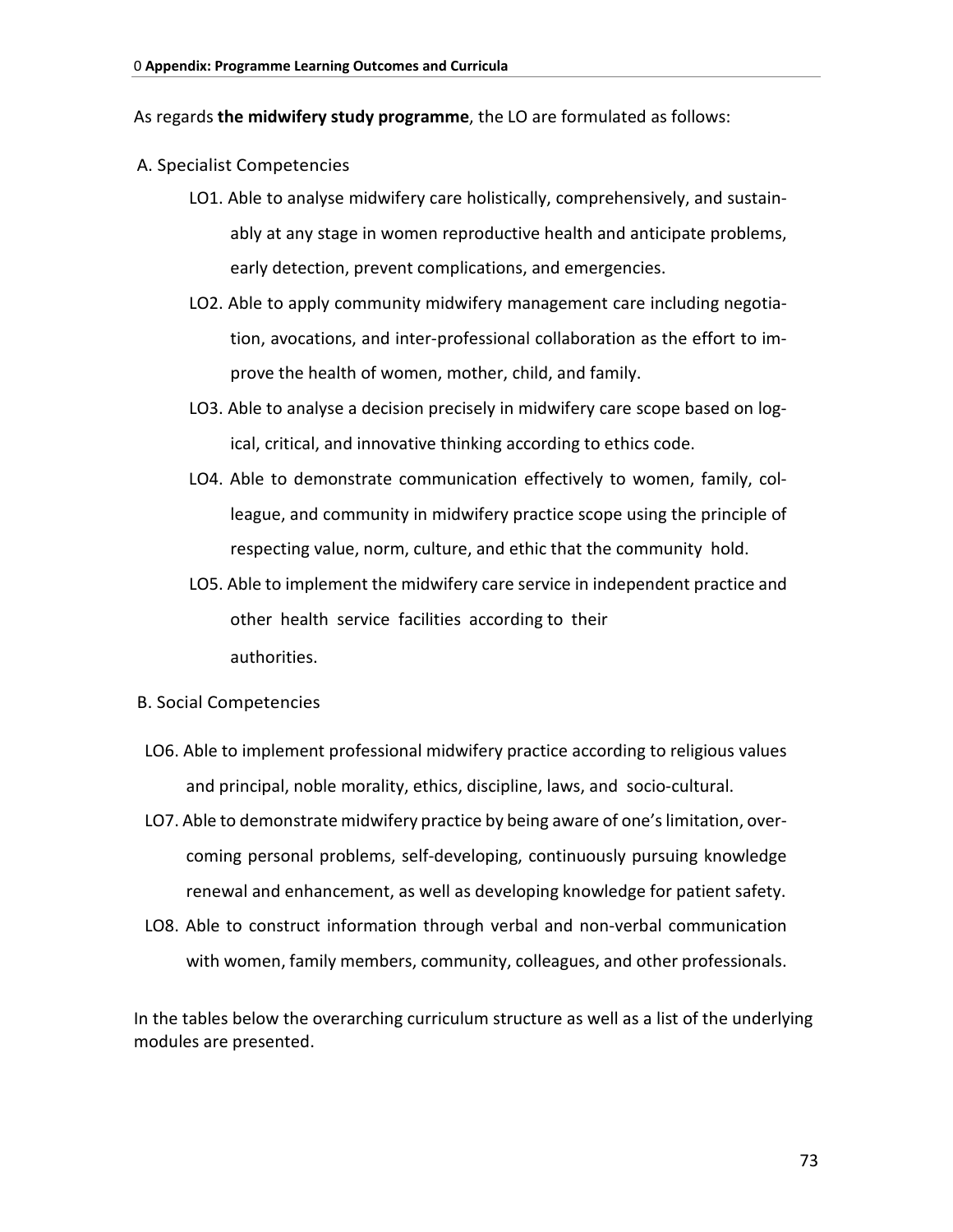As regards **the midwifery study programme**, the LO are formulated as follows:

A. Specialist Competencies

- LO1. Able to analyse midwifery care holistically, comprehensively, and sustainably at any stage in women reproductive health and anticipate problems, early detection, prevent complications, and emergencies.
- LO2. Able to apply community midwifery management care including negotiation, avocations, and inter-professional collaboration as the effort to improve the health of women, mother, child, and family.
- LO3. Able to analyse a decision precisely in midwifery care scope based on logical, critical, and innovative thinking according to ethics code.
- LO4. Able to demonstrate communication effectively to women, family, colleague, and community in midwifery practice scope using the principle of respecting value, norm, culture, and ethic that the community hold.
- LO5. Able to implement the midwifery care service in independent practice and other health service facilities according to their authorities.

B. Social Competencies

- LO6. Able to implement professional midwifery practice according to religious values and principal, noble morality, ethics, discipline, laws, and socio-cultural.
- LO7. Able to demonstrate midwifery practice by being aware of one's limitation, overcoming personal problems, self-developing, continuously pursuing knowledge renewal and enhancement, as well as developing knowledge for patient safety.
- LO8. Able to construct information through verbal and non-verbal communication with women, family members, community, colleagues, and other professionals.

In the tables below the overarching curriculum structure as well as a list of the underlying modules are presented.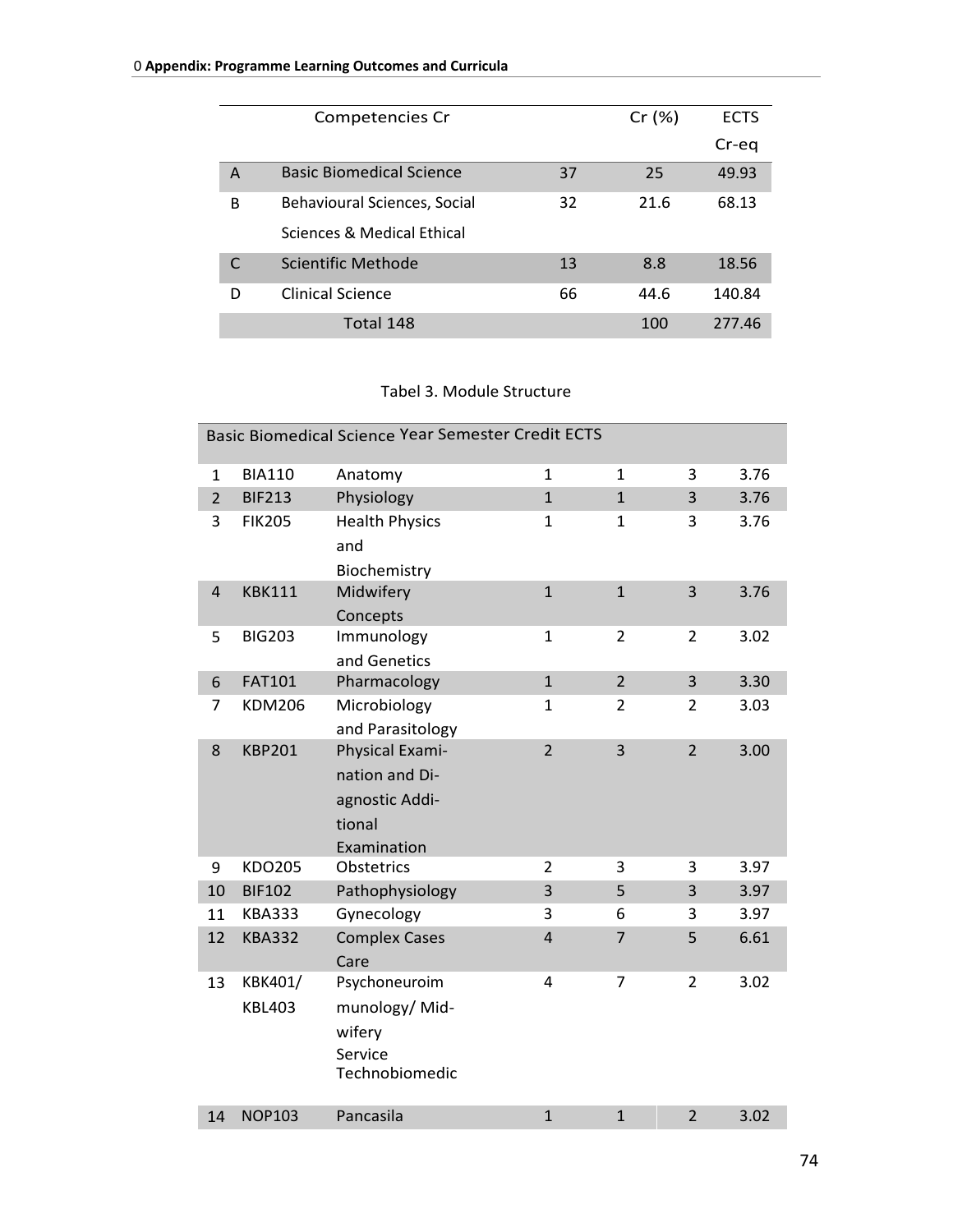| | Competencies Cr | | Cr (%) | ECTS Cr-eq |
|---|---|---|---|---|
| A | Basic Biomedical Science | 37 | 25 | 49.93 |
| B | Behavioural Sciences, Social Sciences & Medical Ethical | 32 | 21.6 | 68.13 |
| C | Scientific Methode | 13 | 8.8 | 18.56 |
| D | Clinical Science | 66 | 44.6 | 140.84 |
| | Total 148 | | 100 | 277.46 |

Tabel 3. Module Structure

| Basic Biomedical Science | | | Year | Semester | Credit | ECTS |
|---|---|---|---|---|---|---|
| 1 | BIA110 | Anatomy | 1 | 1 | 3 | 3.76 |
| 2 | BIF213 | Physiology | 1 | 1 | 3 | 3.76 |
| 3 | FIK205 | Health Physics and Biochemistry | 1 | 1 | 3 | 3.76 |
| 4 | KBK111 | Midwifery Concepts | 1 | 1 | 3 | 3.76 |
| 5 | BIG203 | Immunology and Genetics | 1 | 2 | 2 | 3.02 |
| 6 | FAT101 | Pharmacology | 1 | 2 | 3 | 3.30 |
| 7 | KDM206 | Microbiology and Parasitology | 1 | 2 | 2 | 3.03 |
| 8 | KBP201 | Physical Exami-nation and Di-agnostic Addi-tional Examination | 2 | 3 | 2 | 3.00 |
| 9 | KDO205 | Obstetrics | 2 | 3 | 3 | 3.97 |
| 10 | BIF102 | Pathophysiology | 3 | 5 | 3 | 3.97 |
| 11 | KBA333 | Gynecology | 3 | 6 | 3 | 3.97 |
| 12 | KBA332 | Complex Cases Care | 4 | 7 | 5 | 6.61 |
| 13 | KBK401/ KBL403 | Psychoneuroim munology/ Mid-wifery Service Technobiomedic | 4 | 7 | 2 | 3.02 |
| 14 | NOP103 | Pancasila | 1 | 1 | 2 | 3.02 |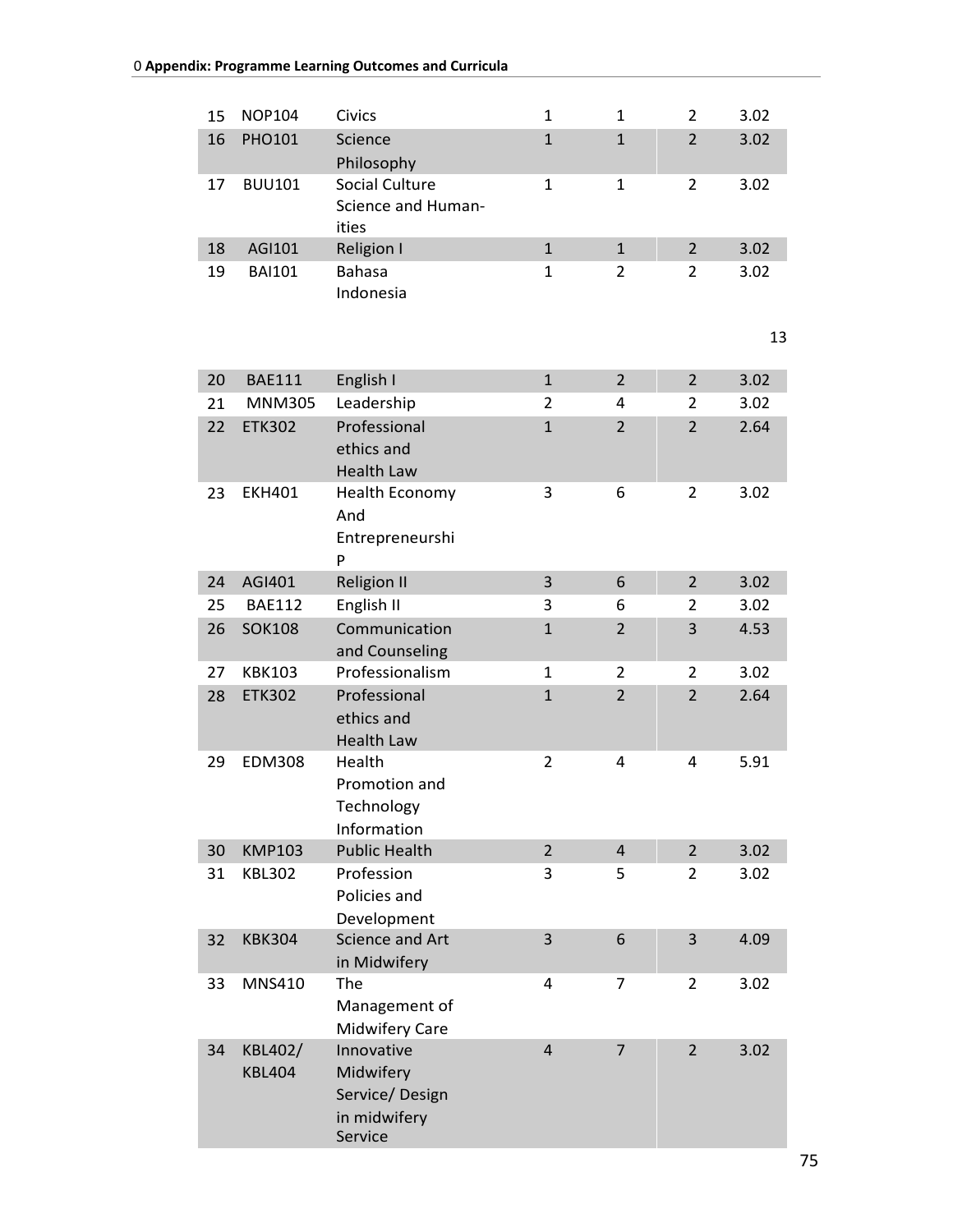| 15 | NOP104 | Civics | 1 | 1 | 2 | 3.02 |
|---|---|---|---|---|---|---|
| 16 | PHO101 | Science Philosophy | 1 | 1 | 2 | 3.02 |
| 17 | BUU101 | Social Culture Science and Human-ities | 1 | 1 | 2 | 3.02 |
| 18 | AGI101 | Religion I | 1 | 1 | 2 | 3.02 |
| 19 | BAI101 | Bahasa Indonesia | 1 | 2 | 2 | 3.02 |

13

| 20 | BAE111 | English I | 1 | 2 | 2 | 3.02 |
|---|---|---|---|---|---|---|
| 21 | MNM305 | Leadership | 2 | 4 | 2 | 3.02 |
| 22 | ETK302 | Professional ethics and Health Law | 1 | 2 | 2 | 2.64 |
| 23 | EKH401 | Health Economy And Entrepreneurshi P | 3 | 6 | 2 | 3.02 |
| 24 | AGI401 | Religion II | 3 | 6 | 2 | 3.02 |
| 25 | BAE112 | English II | 3 | 6 | 2 | 3.02 |
| 26 | SOK108 | Communication and Counseling | 1 | 2 | 3 | 4.53 |
| 27 | KBK103 | Professionalism | 1 | 2 | 2 | 3.02 |
| 28 | ETK302 | Professional ethics and Health Law | 1 | 2 | 2 | 2.64 |
| 29 | EDM308 | Health Promotion and Technology Information | 2 | 4 | 4 | 5.91 |
| 30 | KMP103 | Public Health | 2 | 4 | 2 | 3.02 |
| 31 | KBL302 | Profession Policies and Development | 3 | 5 | 2 | 3.02 |
| 32 | KBK304 | Science and Art in Midwifery | 3 | 6 | 3 | 4.09 |
| 33 | MNS410 | The Management of Midwifery Care | 4 | 7 | 2 | 3.02 |
| 34 | KBL402/ KBL404 | Innovative Midwifery Service/ Design in midwifery Service | 4 | 7 | 2 | 3.02 |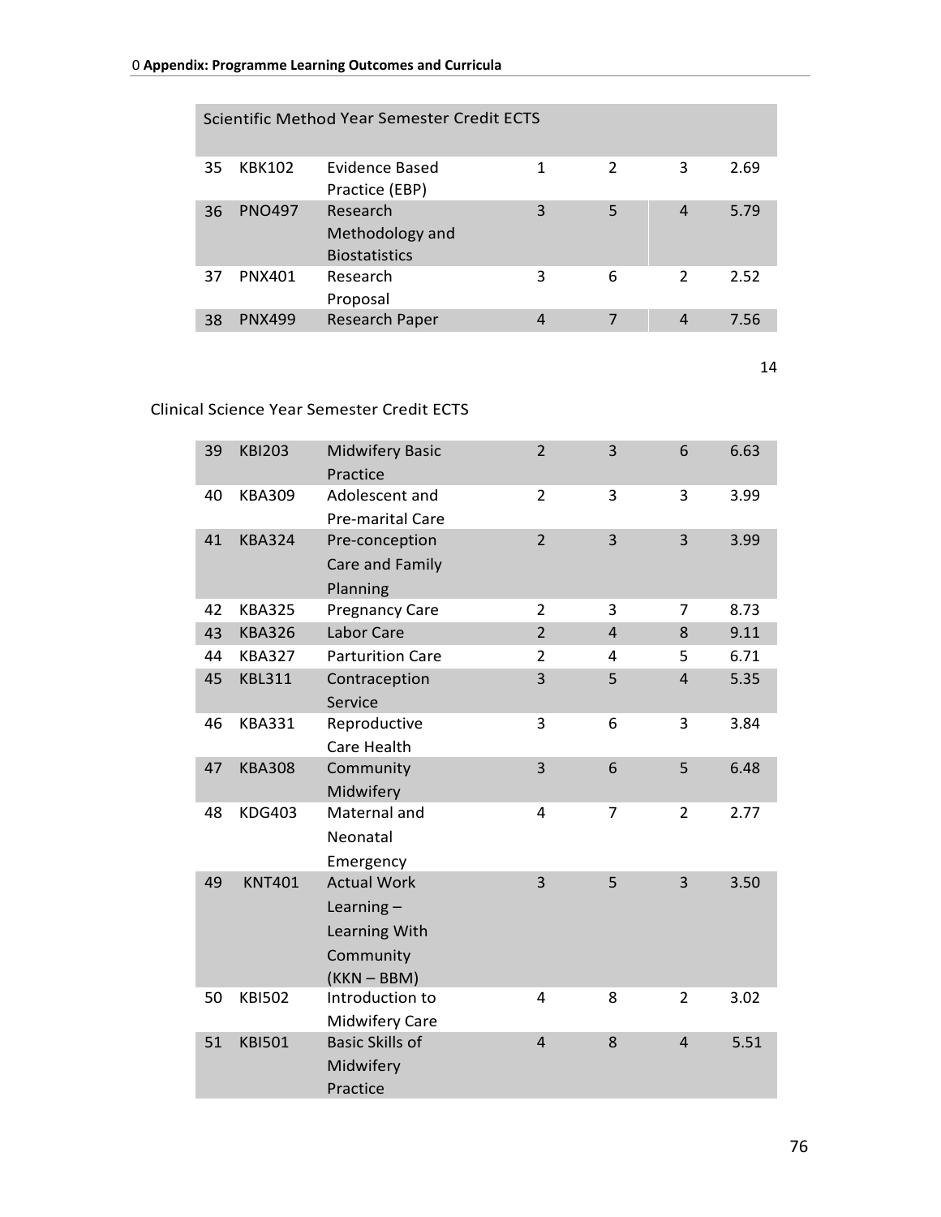| Scientific Method Year Semester Credit ECTS | | | | | | |
|---|---|---|---|---|---|---|
| 35 | KBK102 | Evidence Based Practice (EBP) | 1 | 2 | 3 | 2.69 |
| 36 | PNO497 | Research Methodology and Biostatistics | 3 | 5 | 4 | 5.79 |
| 37 | PNX401 | Research Proposal | 3 | 6 | 2 | 2.52 |
| 38 | PNX499 | Research Paper | 4 | 7 | 4 | 7.56 |
| | | | | | 14 | |

Clinical Science Year Semester Credit ECTS

| | | | | | | |
|---|---|---|---|---|---|---|
| 39 | KBI203 | Midwifery Basic Practice | 2 | 3 | 6 | 6.63 |
| 40 | KBA309 | Adolescent and Pre-marital Care | 2 | 3 | 3 | 3.99 |
| 41 | KBA324 | Pre-conception Care and Family Planning | 2 | 3 | 3 | 3.99 |
| 42 | KBA325 | Pregnancy Care | 2 | 3 | 7 | 8.73 |
| 43 | KBA326 | Labor Care | 2 | 4 | 8 | 9.11 |
| 44 | KBA327 | Parturition Care | 2 | 4 | 5 | 6.71 |
| 45 | KBL311 | Contraception Service | 3 | 5 | 4 | 5.35 |
| 46 | KBA331 | Reproductive Care Health | 3 | 6 | 3 | 3.84 |
| 47 | KBA308 | Community Midwifery | 3 | 6 | 5 | 6.48 |
| 48 | KDG403 | Maternal and Neonatal Emergency | 4 | 7 | 2 | 2.77 |
| 49 | KNT401 | Actual Work Learning – Learning With Community (KKN – BBM) | 3 | 5 | 3 | 3.50 |
| 50 | KBI502 | Introduction to Midwifery Care | 4 | 8 | 2 | 3.02 |
| 51 | KBI501 | Basic Skills of Midwifery Practice | 4 | 8 | 4 | 5.51 |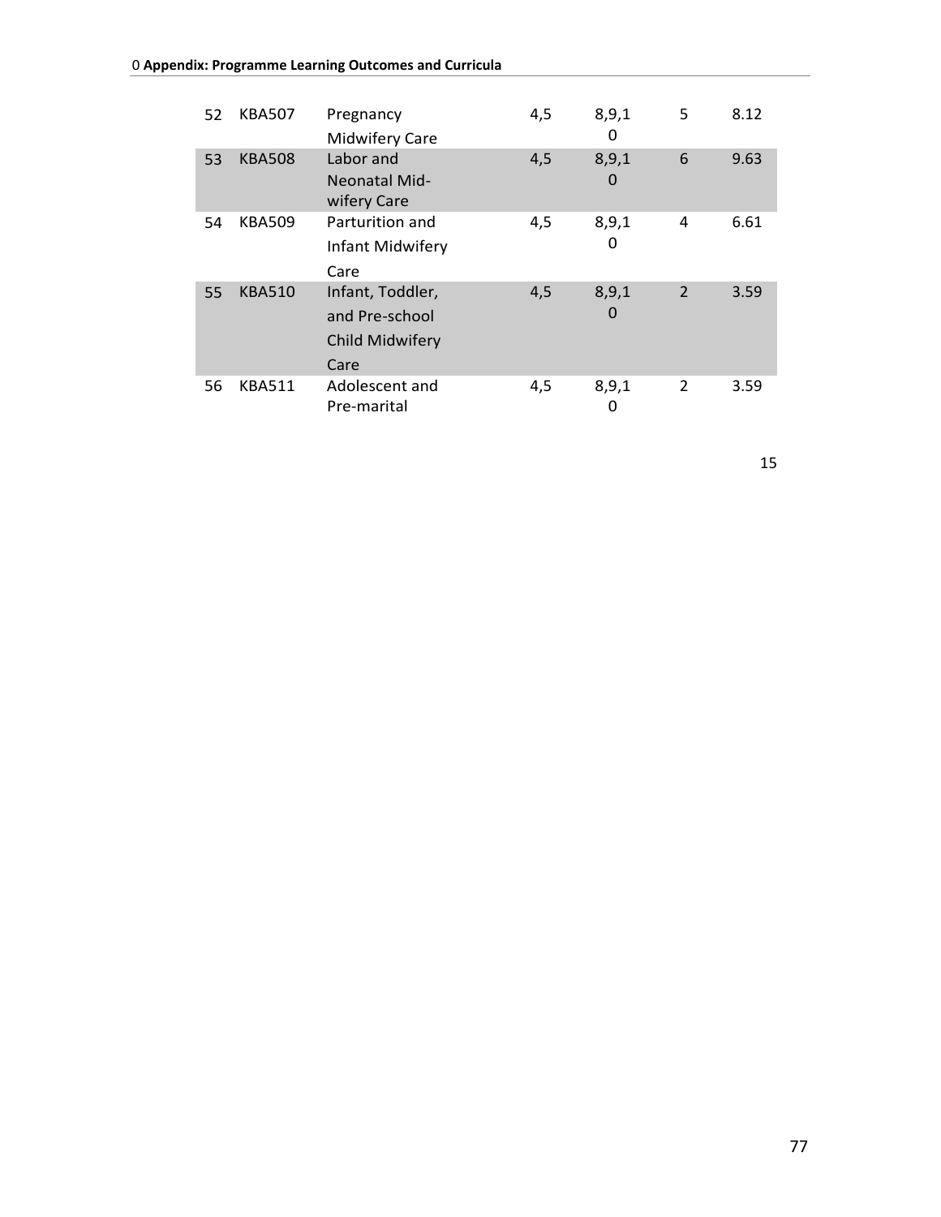| 52 | KBA507 | Pregnancy Midwifery Care | 4,5 | 8,9,10 | 5 | 8.12 |
|---|---|---|---|---|---|---|
| 53 | KBA508 | Labor and Neonatal Midwifery Care | 4,5 | 8,9,10 | 6 | 9.63 |
| 54 | KBA509 | Parturition and Infant Midwifery Care | 4,5 | 8,9,10 | 4 | 6.61 |
| 55 | KBA510 | Infant, Toddler, and Pre-school Child Midwifery Care | 4,5 | 8,9,10 | 2 | 3.59 |
| 56 | KBA511 | Adolescent and Pre-marital | 4,5 | 8,9,10 | 2 | 3.59 |

15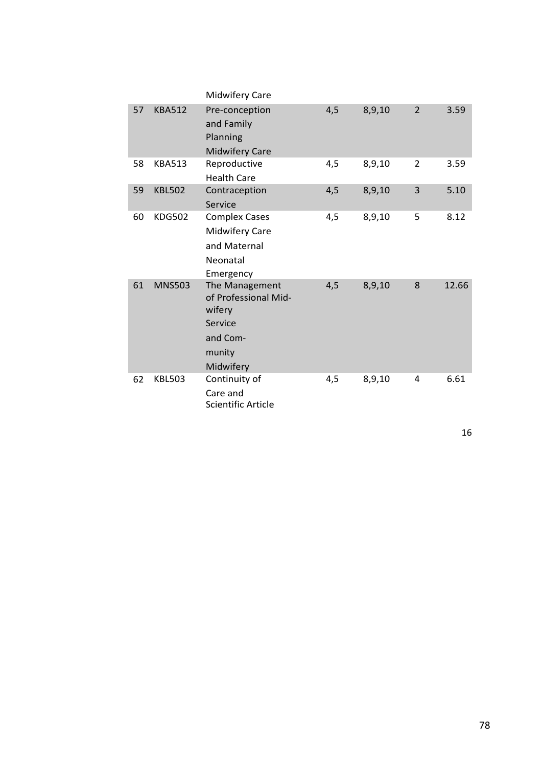| | | | | | | |
|---|---|---|---|---|---|---|
| | | Midwifery Care | | | | |
| 57 | KBA512 | Pre-conception and Family Planning Midwifery Care | 4,5 | 8,9,10 | 2 | 3.59 |
| 58 | KBA513 | Reproductive Health Care | 4,5 | 8,9,10 | 2 | 3.59 |
| 59 | KBL502 | Contraception Service | 4,5 | 8,9,10 | 3 | 5.10 |
| 60 | KDG502 | Complex Cases Midwifery Care and Maternal Neonatal Emergency | 4,5 | 8,9,10 | 5 | 8.12 |
| 61 | MNS503 | The Management of Professional Mid-wifery Service and Com-munity Midwifery | 4,5 | 8,9,10 | 8 | 12.66 |
| 62 | KBL503 | Continuity of Care and Scientific Article | 4,5 | 8,9,10 | 4 | 6.61 |